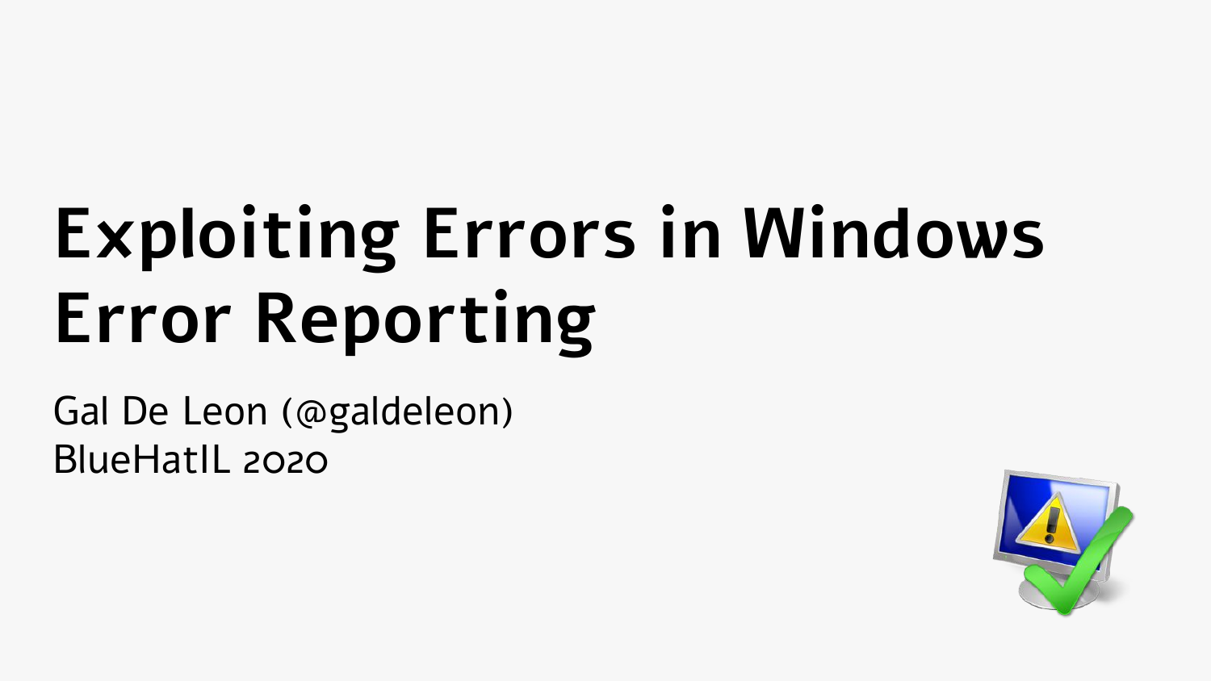# Exploiting Errors in Windows Error Reporting

Gal De Leon (@galdeleon)
BlueHatIL 2020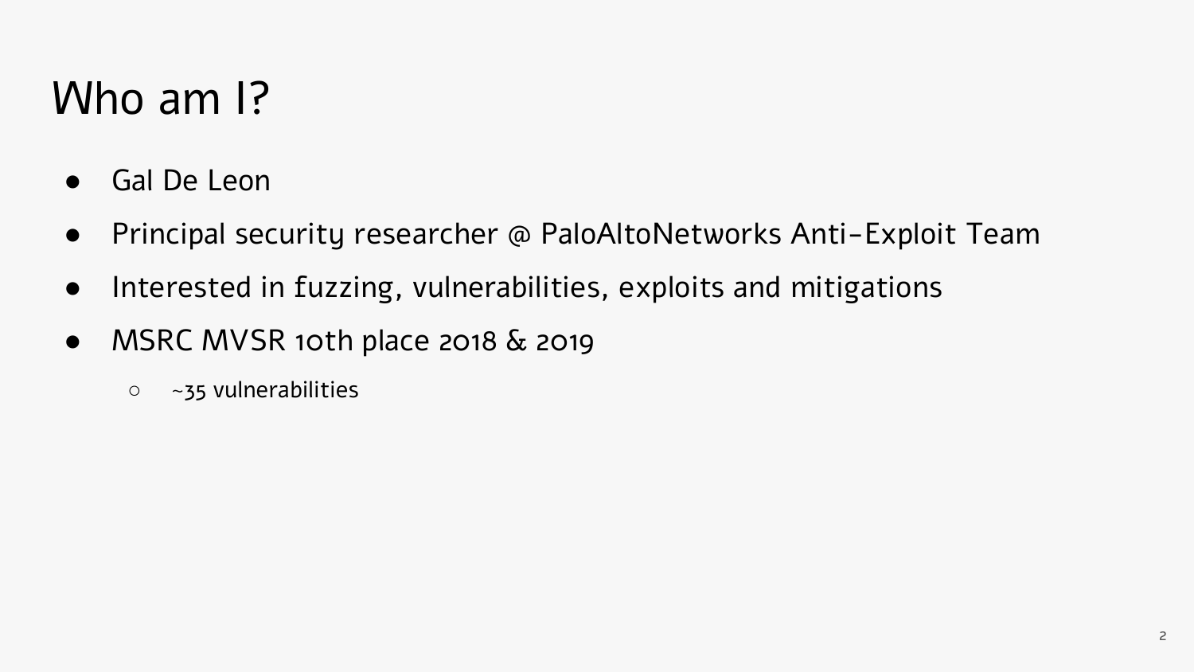# Who am I?

- Gal De Leon
- Principal security researcher @ PaloAltoNetworks Anti-Exploit Team
- Interested in fuzzing, vulnerabilities, exploits and mitigations
- MSRC MVSR 10th place 2018 & 2019
    - ~35 vulnerabilities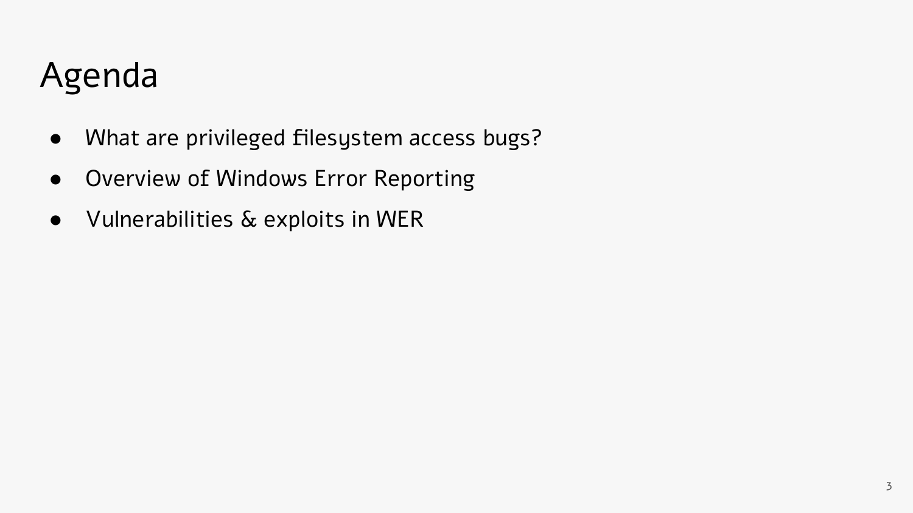# Agenda

- What are privileged filesystem access bugs?
- Overview of Windows Error Reporting
- Vulnerabilities & exploits in WER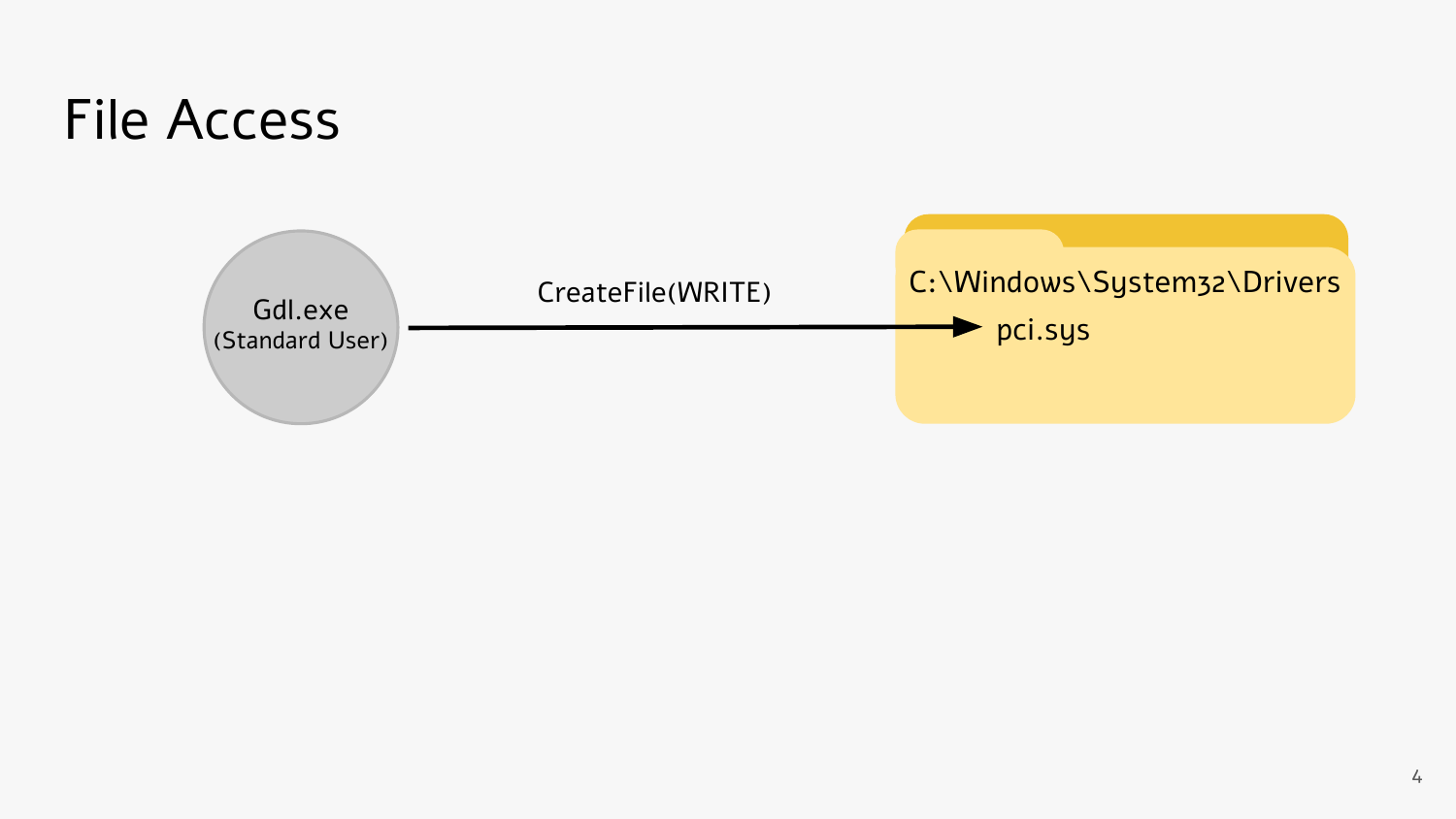# File Access

Gdl.exe
(Standard User)

CreateFile(WRITE)

C:\Windows\System32\Drivers

pci.sys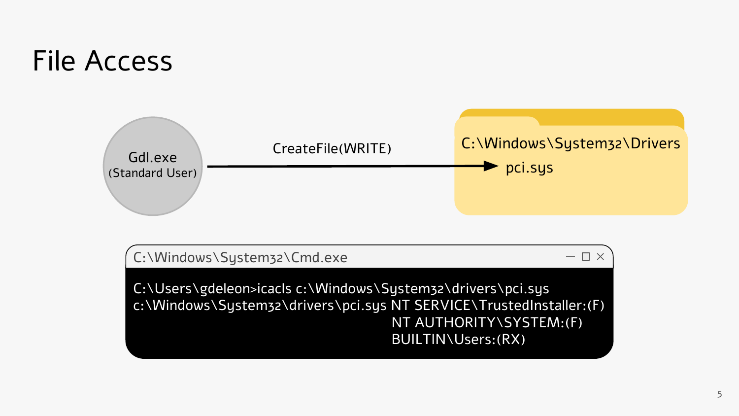# File Access

Gdl.exe
(Standard User)

CreateFile(WRITE)

C:\Windows\System32\Drivers

pci.sys

C:\Windows\System32\Cmd.exe

```
C:\Users\gdeleon>icacls c:\Windows\System32\drivers\pci.sys
c:\Windows\System32\drivers\pci.sys NT SERVICE\TrustedInstaller:(F)
                                    NT AUTHORITY\SYSTEM:(F)
                                    BUILTIN\Users:(RX)
```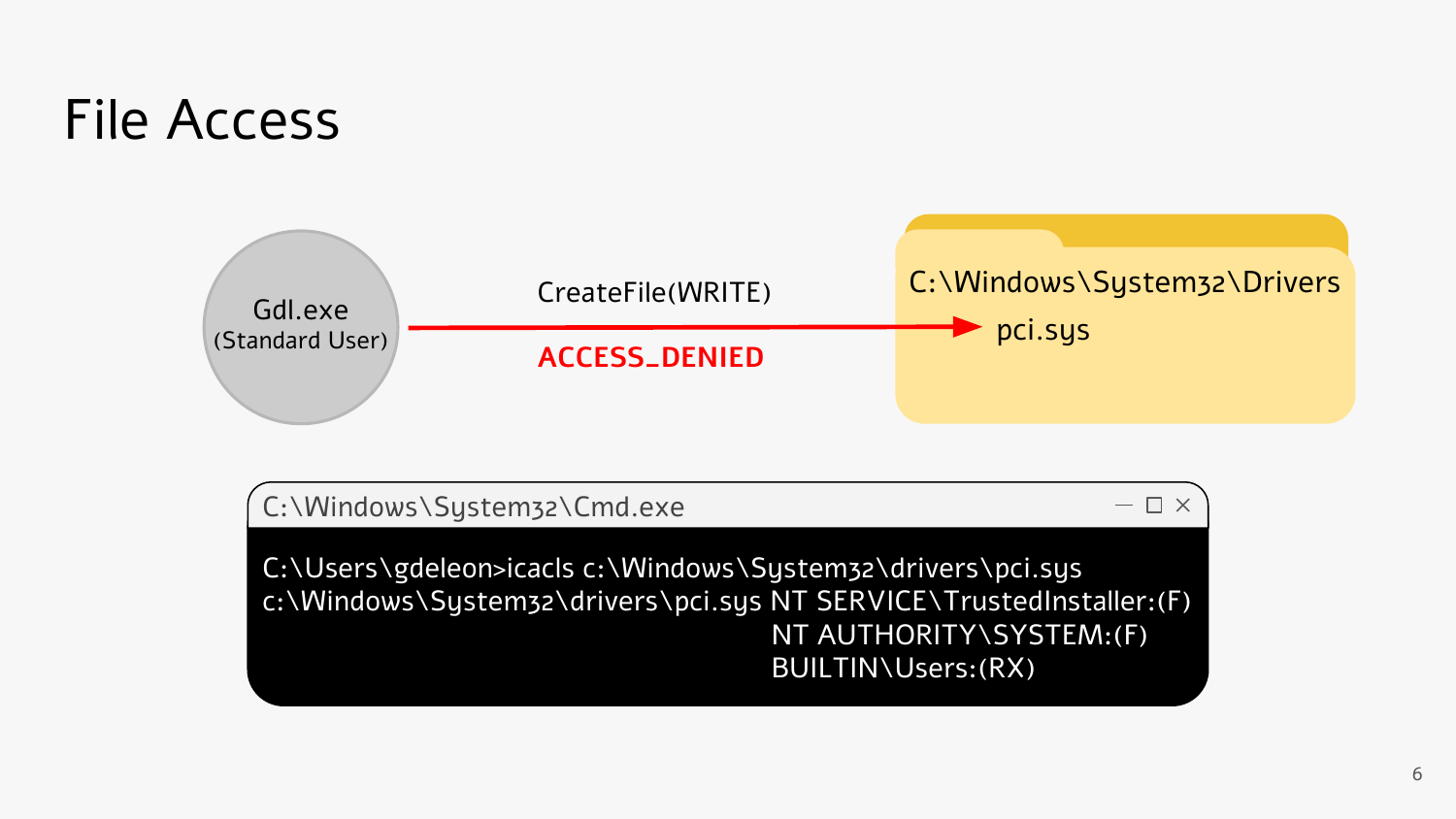# File Access

Gdl.exe
(Standard User)

CreateFile(WRITE)

ACCESS_DENIED

C:\Windows\System32\Drivers

pci.sys

C:\Windows\System32\Cmd.exe

```
C:\Users\gdeleon>icacls c:\Windows\System32\drivers\pci.sys
c:\Windows\System32\drivers\pci.sys NT SERVICE\TrustedInstaller:(F)
                                    NT AUTHORITY\SYSTEM:(F)
                                    BUILTIN\Users:(RX)
```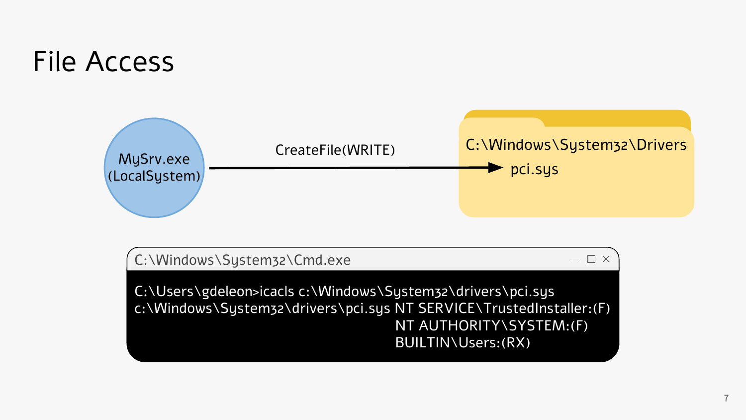# File Access

MySrv.exe (LocalSystem)

CreateFile(WRITE)

C:\Windows\System32\Drivers

pci.sys

C:\Windows\System32\Cmd.exe

```
C:\Users\gdeleon>icacls c:\Windows\System32\drivers\pci.sys
c:\Windows\System32\drivers\pci.sys NT SERVICE\TrustedInstaller:(F)
                                    NT AUTHORITY\SYSTEM:(F)
                                    BUILTIN\Users:(RX)
```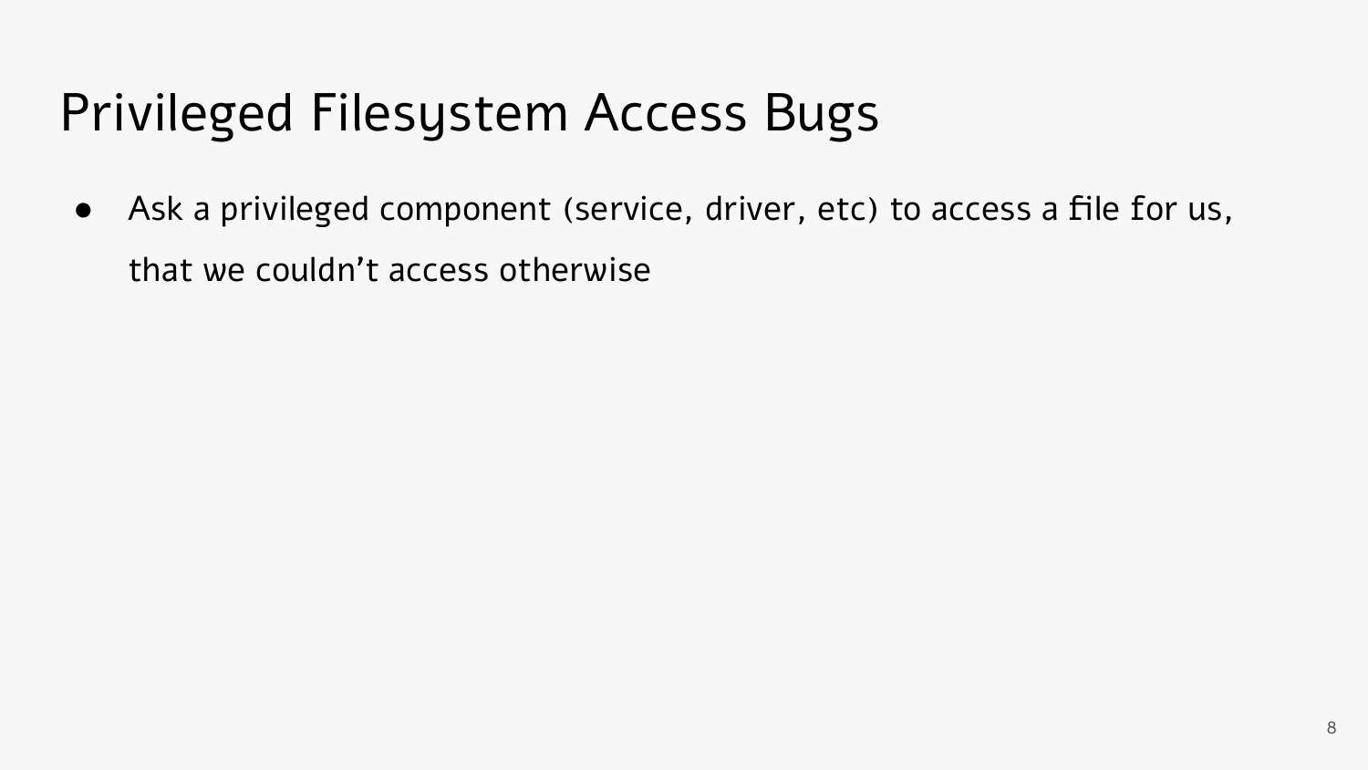# Privileged Filesystem Access Bugs

- Ask a privileged component (service, driver, etc) to access a file for us, that we couldn't access otherwise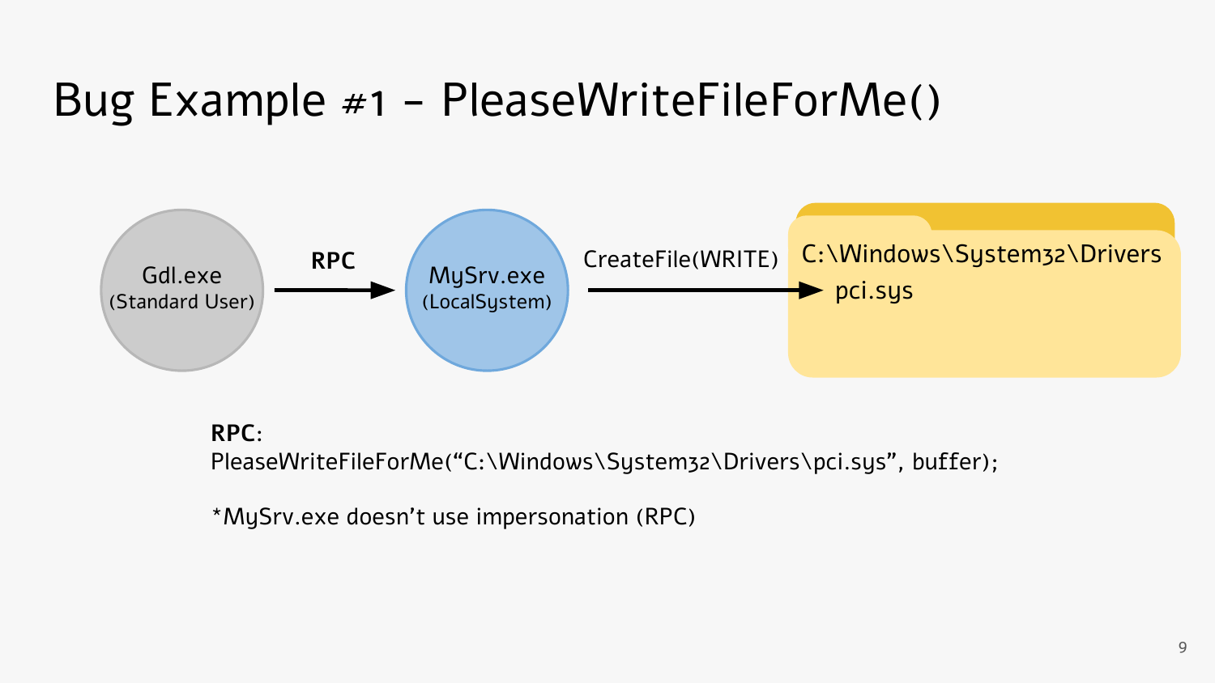# Bug Example #1 – PleaseWriteFileForMe()

Gdl.exe (Standard User) → **RPC** → MySrv.exe (LocalSystem) → CreateFile(WRITE) → C:\Windows\System32\Drivers pci.sys

**RPC**:
PleaseWriteFileForMe("C:\Windows\System32\Drivers\pci.sys", buffer);

*MySrv.exe doesn't use impersonation (RPC)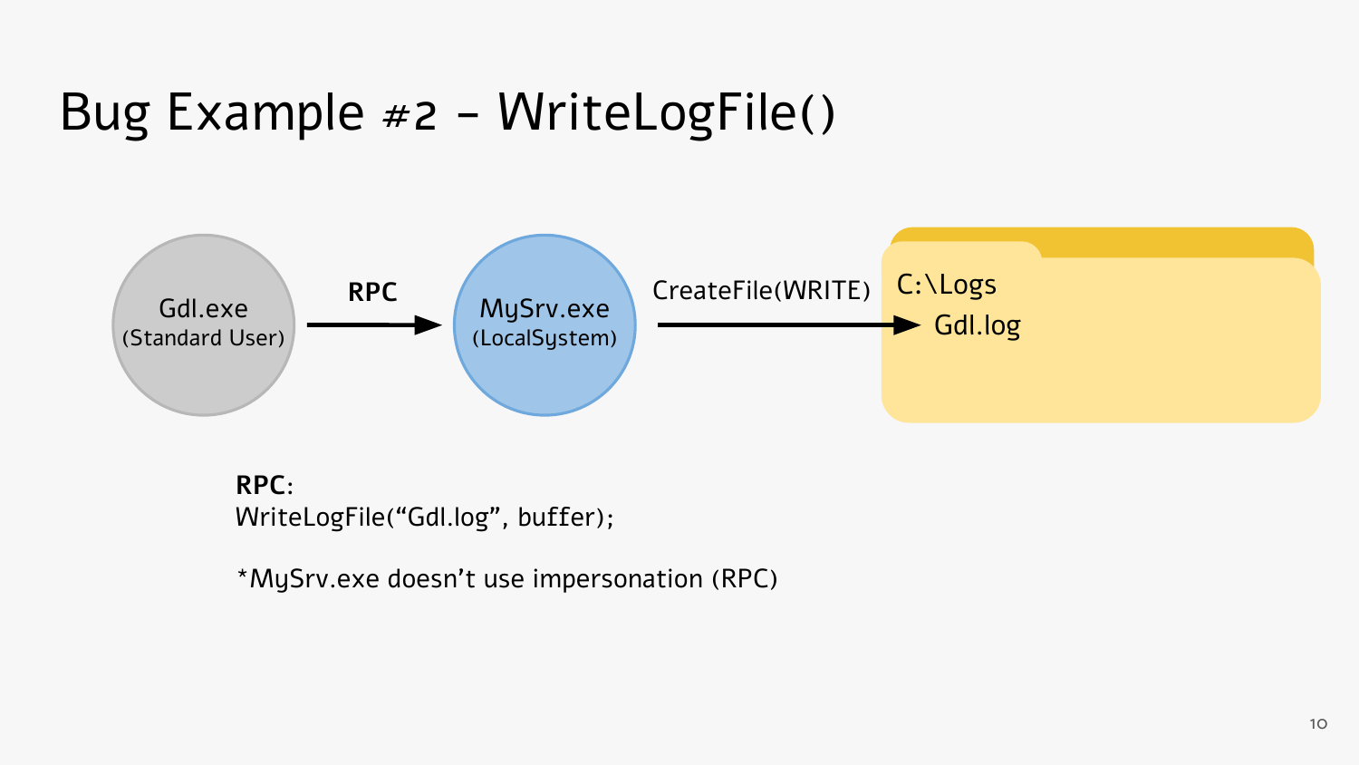# Bug Example #2 - WriteLogFile()

Gdl.exe (Standard User) → **RPC** → MySrv.exe (LocalSystem) → CreateFile(WRITE) → C:\Logs Gdl.log

**RPC**:
WriteLogFile("Gdl.log", buffer);

*MySrv.exe doesn't use impersonation (RPC)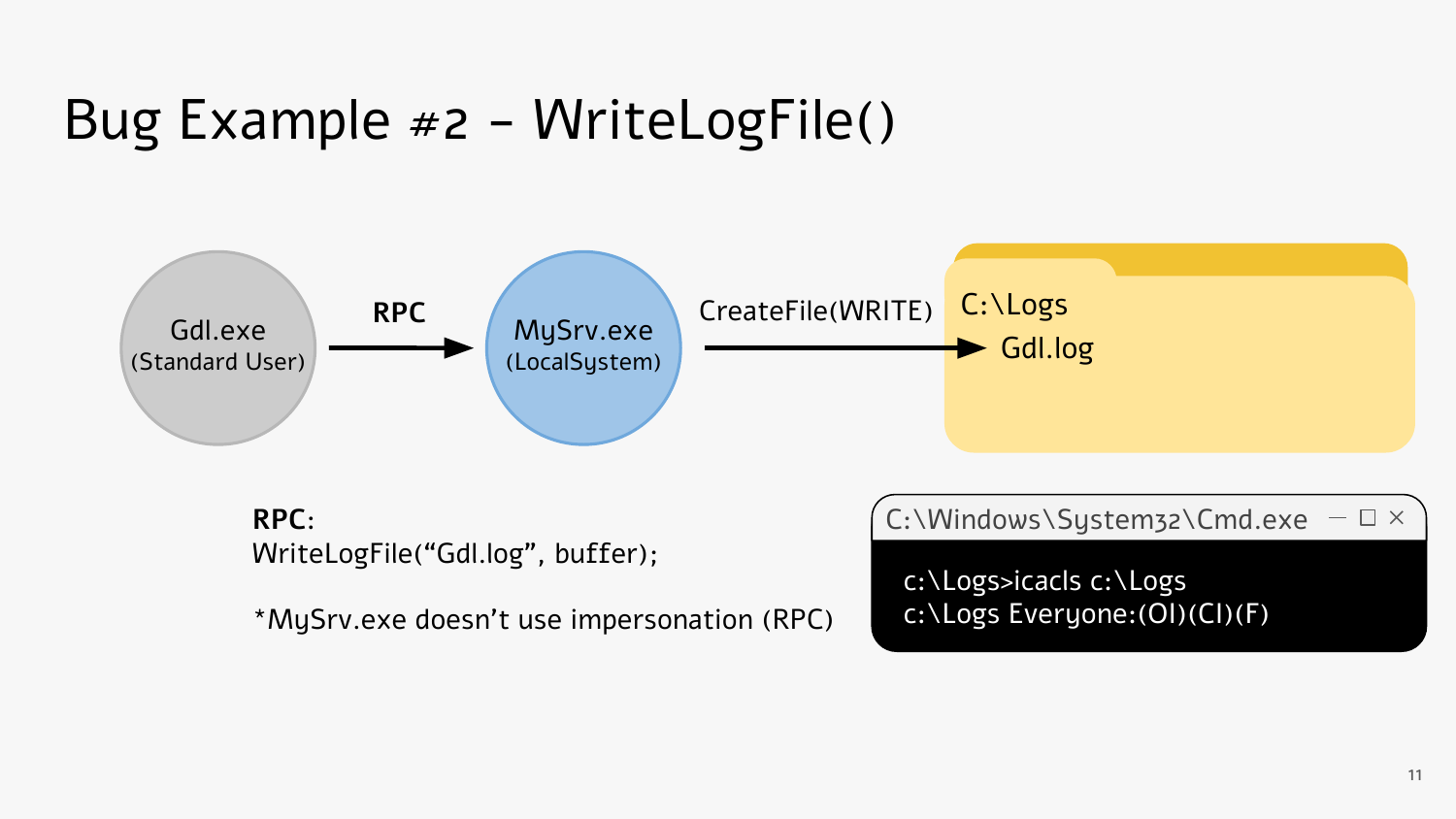# Bug Example #2 - WriteLogFile()

Gdl.exe (Standard User) → **RPC** → MySrv.exe (LocalSystem) → CreateFile(WRITE) → C:\Logs → Gdl.log

**RPC**:
WriteLogFile("Gdl.log", buffer);

*MySrv.exe doesn't use impersonation (RPC)

C:\Windows\System32\Cmd.exe

```
c:\Logs>icacls c:\Logs
c:\Logs Everyone:(OI)(CI)(F)
```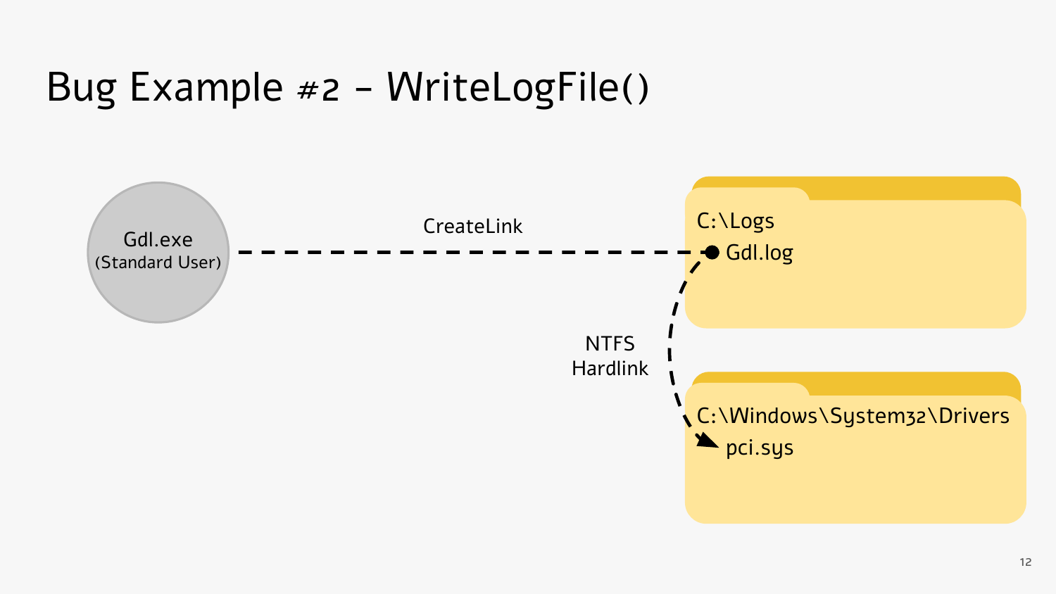# Bug Example #2 – WriteLogFile()

Gdl.exe
(Standard User)

CreateLink

C:\Logs
Gdl.log

NTFS
Hardlink

C:\Windows\System32\Drivers
pci.sys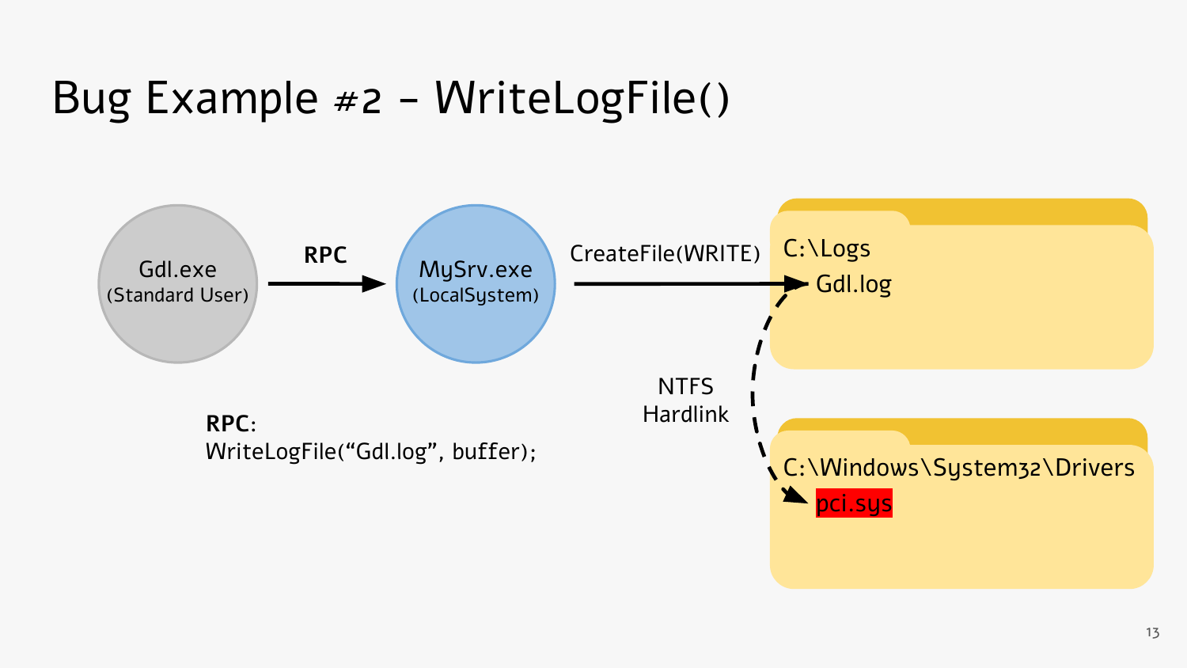# Bug Example #2 - WriteLogFile()

Gdl.exe
(Standard User)

**RPC**

MySrv.exe
(LocalSystem)

CreateFile(WRITE)

C:\Logs
Gdl.log

NTFS
Hardlink

C:\Windows\System32\Drivers
pci.sys

**RPC**:
WriteLogFile("Gdl.log", buffer);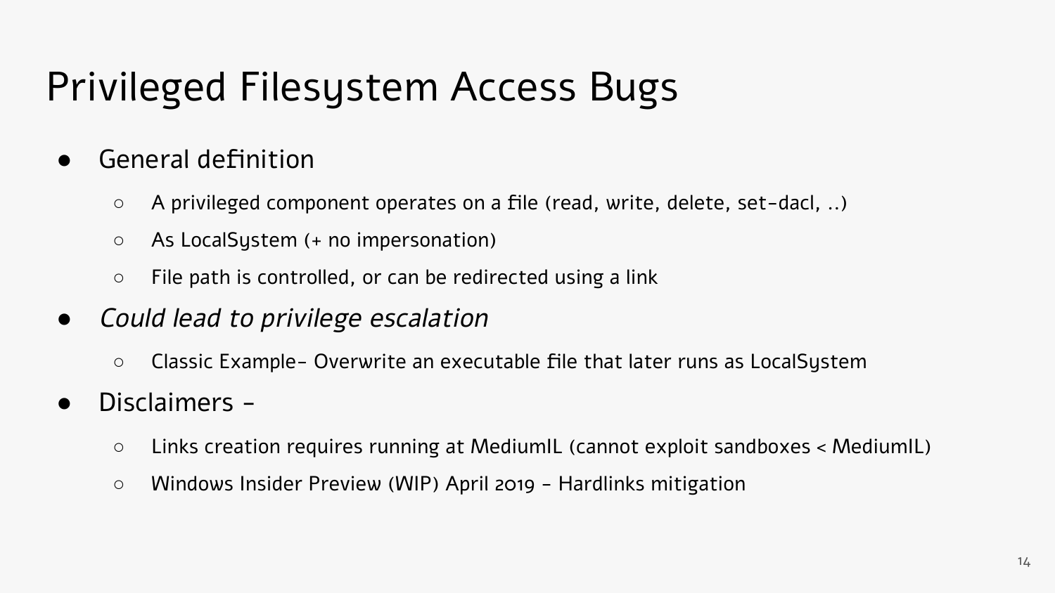# Privileged Filesystem Access Bugs

- General definition
  - A privileged component operates on a file (read, write, delete, set-dacl, ..)
  - As LocalSystem (+ no impersonation)
  - File path is controlled, or can be redirected using a link
- *Could lead to privilege escalation*
  - Classic Example- Overwrite an executable file that later runs as LocalSystem
- Disclaimers -
  - Links creation requires running at MediumIL (cannot exploit sandboxes < MediumIL)
  - Windows Insider Preview (WIP) April 2019 - Hardlinks mitigation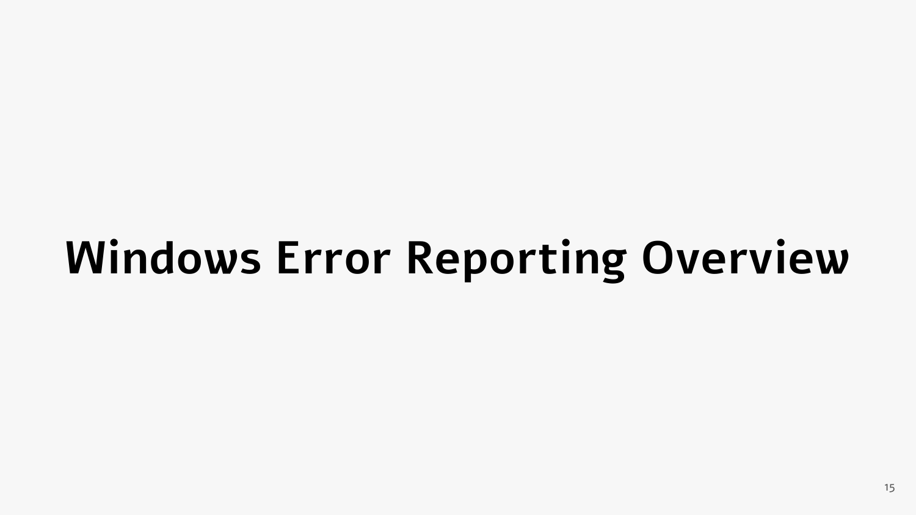# Windows Error Reporting Overview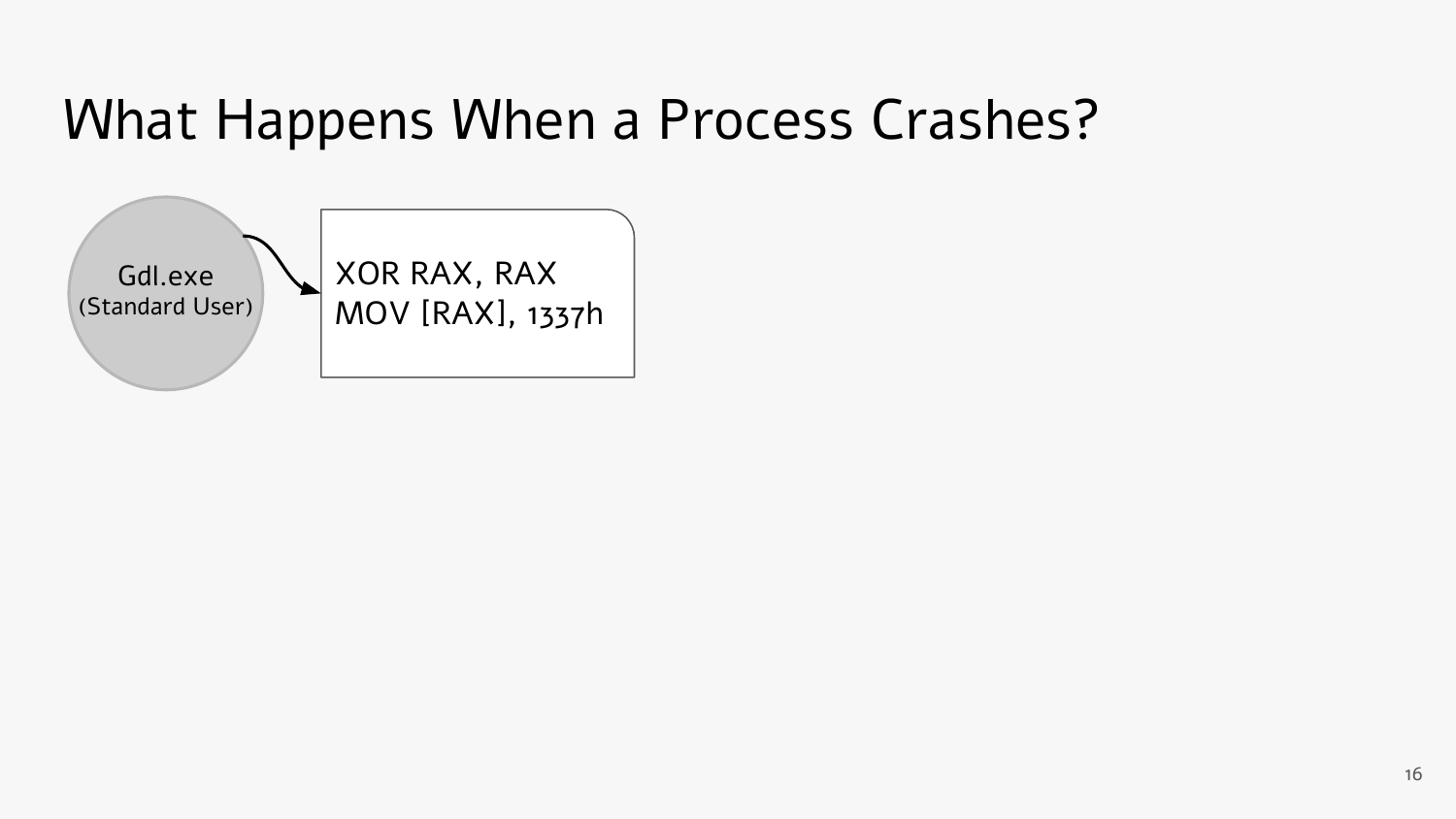# What Happens When a Process Crashes?

Gdl.exe
(Standard User)

```
XOR RAX, RAX
MOV [RAX], 1337h
```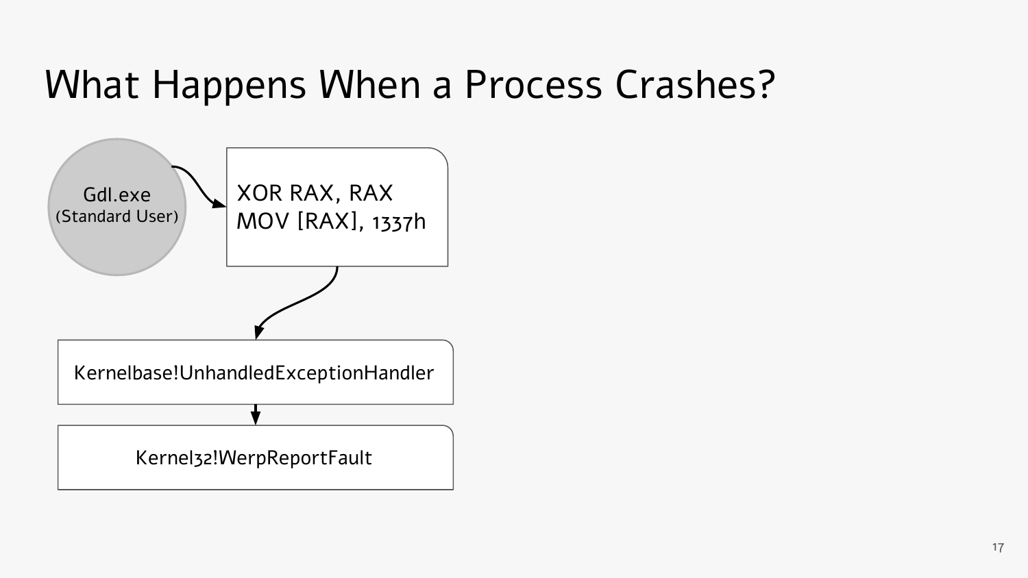# What Happens When a Process Crashes?

Gdl.exe
(Standard User)

```
XOR RAX, RAX
MOV [RAX], 1337h
```

Kernelbase!UnhandledExceptionHandler

Kernel32!WerpReportFault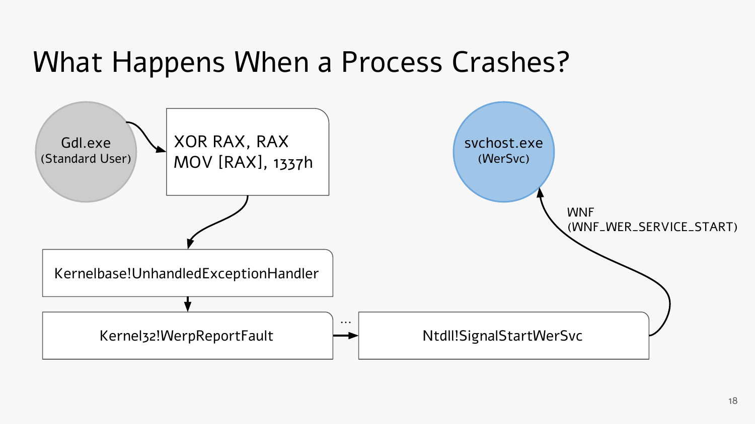# What Happens When a Process Crashes?

Gdl.exe
(Standard User)

```
XOR RAX, RAX
MOV [RAX], 1337h
```

Kernelbase!UnhandledExceptionHandler

Kernel32!WerpReportFault

...

Ntdll!SignalStartWerSvc

WNF
(WNF_WER_SERVICE_START)

svchost.exe
(WerSvc)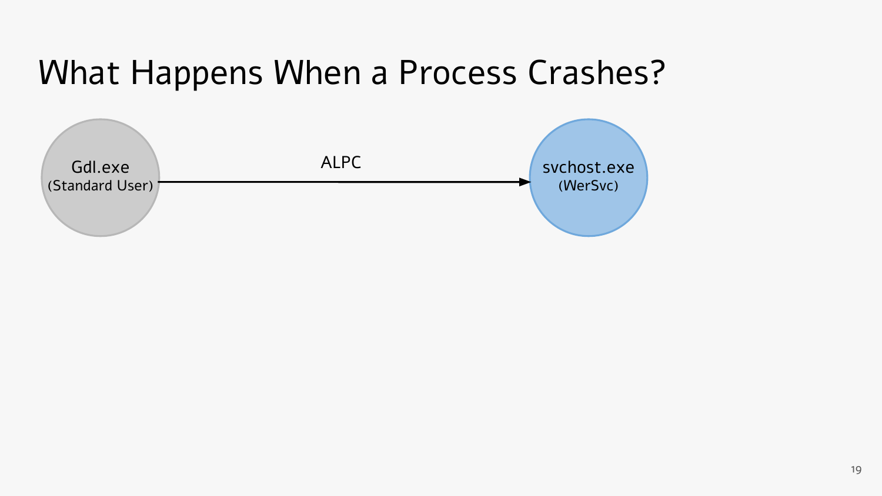# What Happens When a Process Crashes?

Gdl.exe (Standard User) —ALPC→ svchost.exe (WerSvc)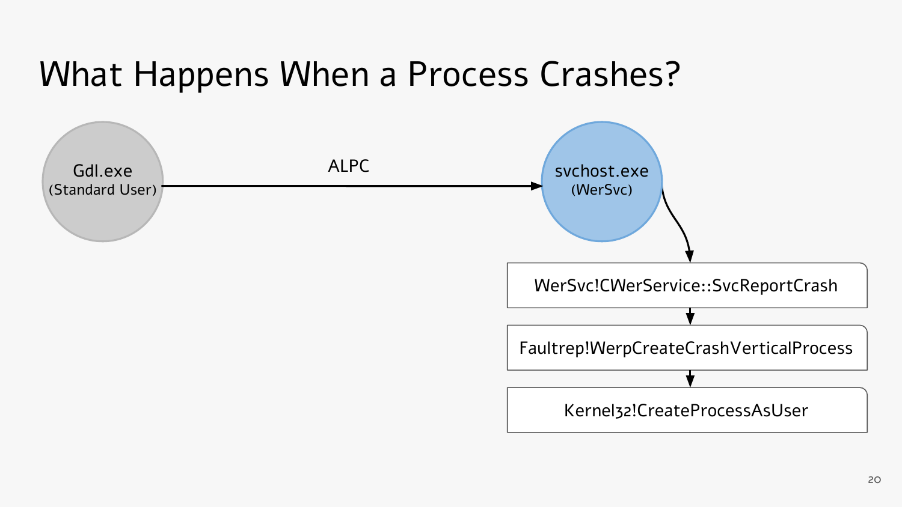# What Happens When a Process Crashes?

Gdl.exe (Standard User) → ALPC → svchost.exe (WerSvc)

- WerSvc!CWerService::SvcReportCrash
- Faultrep!WerpCreateCrashVerticalProcess
- Kernel32!CreateProcessAsUser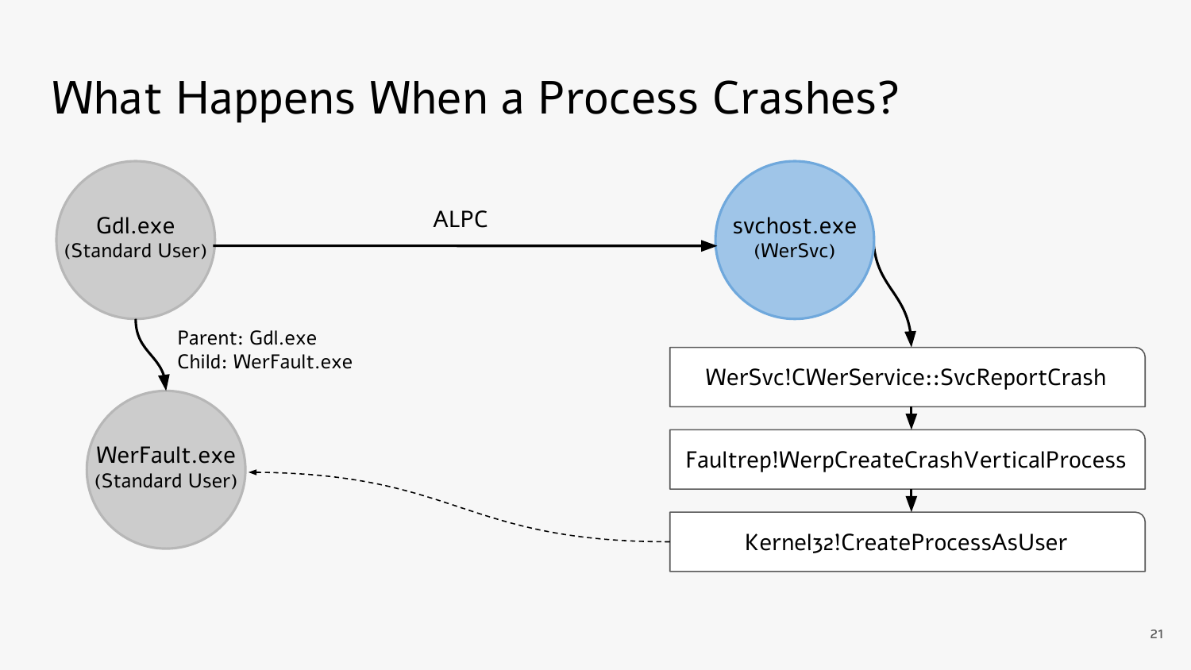# What Happens When a Process Crashes?

Gdl.exe
(Standard User)

ALPC

svchost.exe
(WerSvc)

Parent: Gdl.exe
Child: WerFault.exe

WerFault.exe
(Standard User)

WerSvc!CWerService::SvcReportCrash

Faultrep!WerpCreateCrashVerticalProcess

Kernel32!CreateProcessAsUser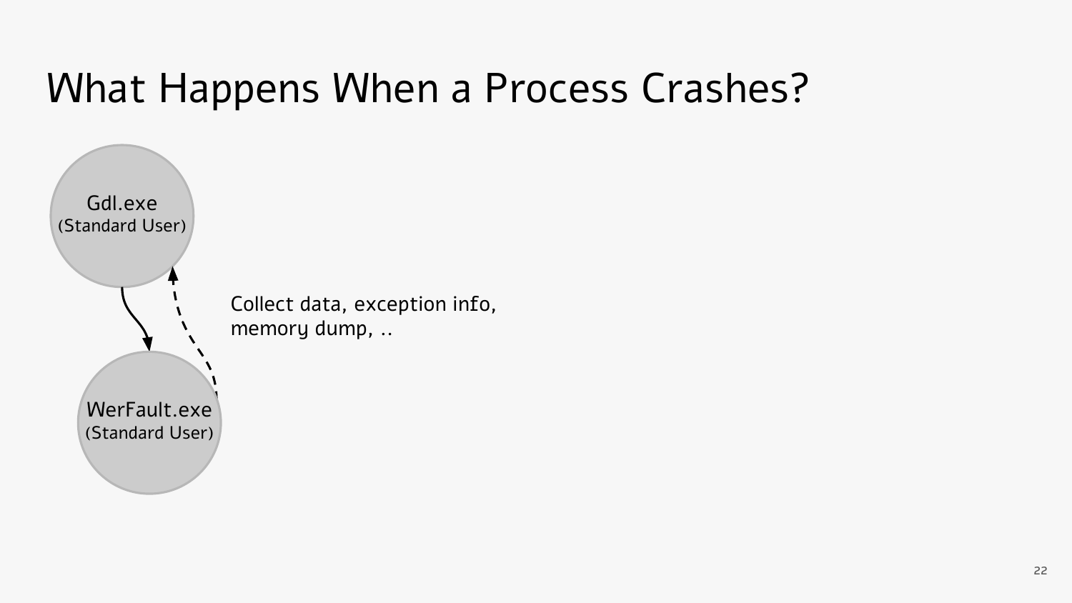# What Happens When a Process Crashes?

Gdl.exe
(Standard User)

WerFault.exe
(Standard User)

Collect data, exception info, memory dump, ..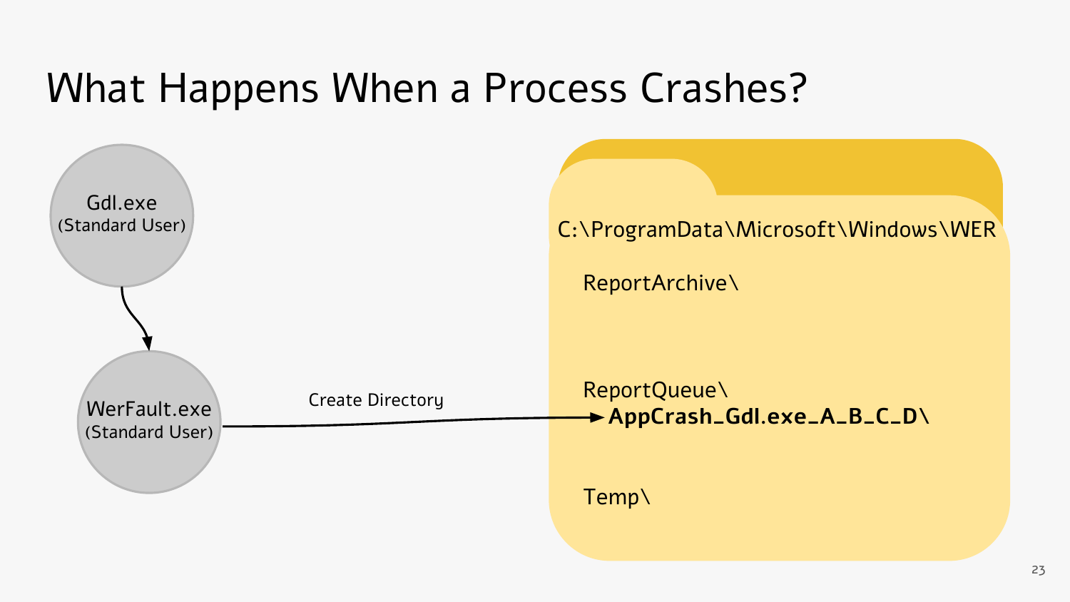# What Happens When a Process Crashes?

Gdl.exe
(Standard User)

WerFault.exe
(Standard User)

Create Directory

C:\ProgramData\Microsoft\Windows\WER

ReportArchive\

ReportQueue\

**AppCrash_Gdl.exe_A_B_C_D\**

Temp\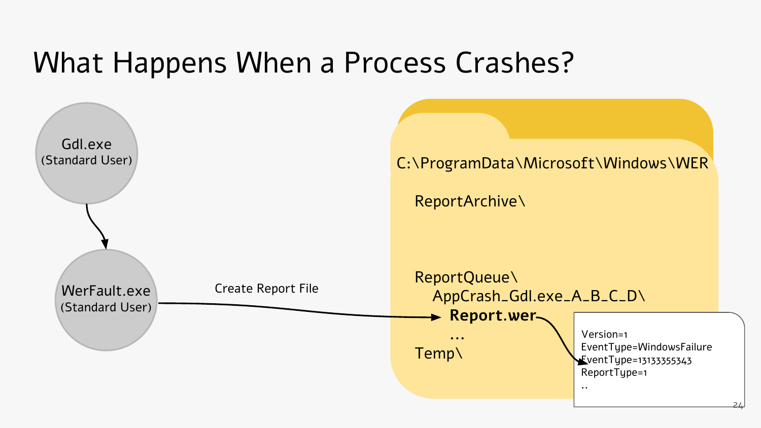# What Happens When a Process Crashes?

Gdl.exe
(Standard User)

WerFault.exe
(Standard User)

Create Report File

C:\ProgramData\Microsoft\Windows\WER

ReportArchive\

ReportQueue\
AppCrash_Gdl.exe_A_B_C_D\
**Report.wer**
...
Temp\

```
Version=1
EventType=WindowsFailure
EventType=13133355343
ReportType=1
..
```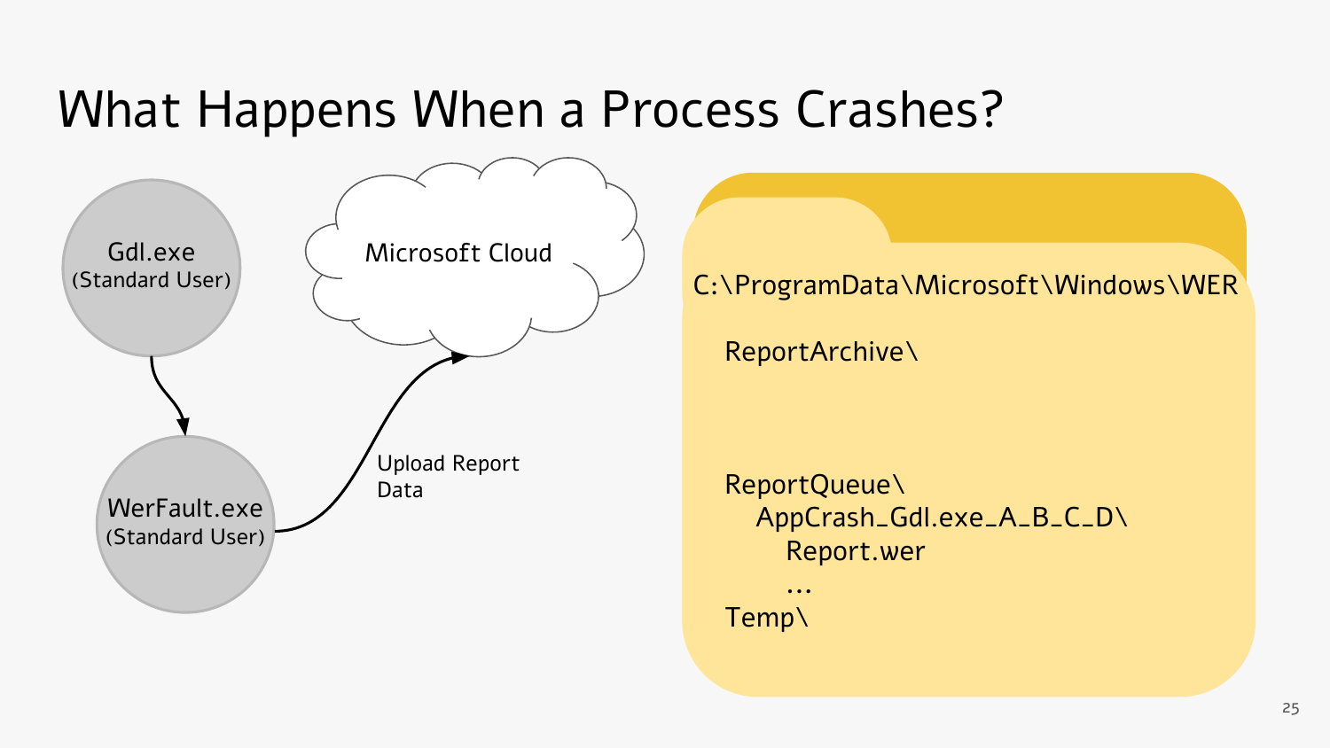# What Happens When a Process Crashes?

Gdl.exe (Standard User)

WerFault.exe (Standard User)

Microsoft Cloud

Upload Report Data

C:\ProgramData\Microsoft\Windows\WER

- ReportArchive\
- ReportQueue\
  - AppCrash_Gdl.exe_A_B_C_D\
    - Report.wer
    - ...
- Temp\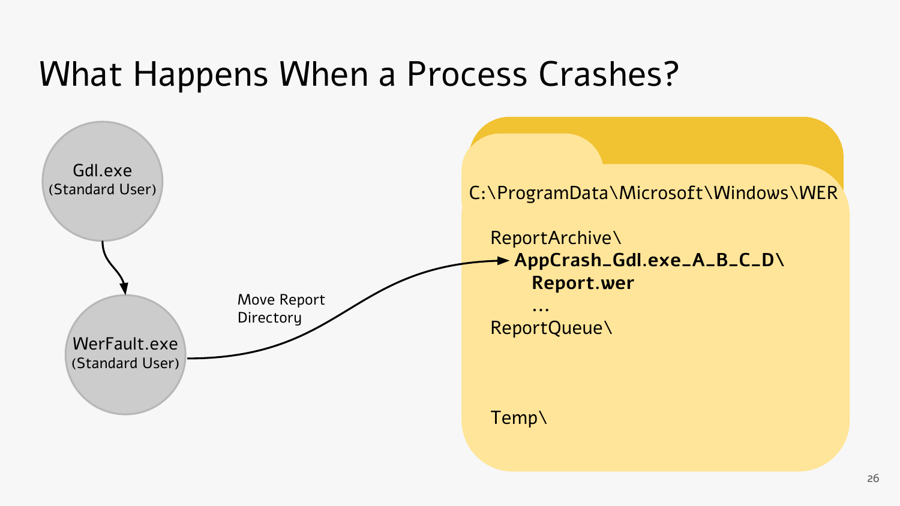# What Happens When a Process Crashes?

Gdl.exe
(Standard User)

WerFault.exe
(Standard User)

Move Report Directory

C:\ProgramData\Microsoft\Windows\WER

- ReportArchive\
  - **AppCrash_Gdl.exe_A_B_C_D\**
    - **Report.wer**
    - ...
- ReportQueue\
- Temp\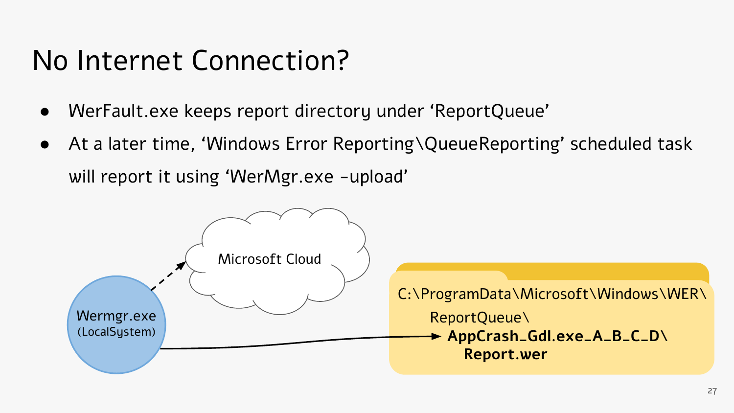# No Internet Connection?

- WerFault.exe keeps report directory under 'ReportQueue'
- At a later time, 'Windows Error Reporting\QueueReporting' scheduled task will report it using 'WerMgr.exe -upload'

Microsoft Cloud

Wermgr.exe
(LocalSystem)

C:\ProgramData\Microsoft\Windows\WER\
ReportQueue\
**AppCrash_Gdl.exe_A_B_C_D\**
**Report.wer**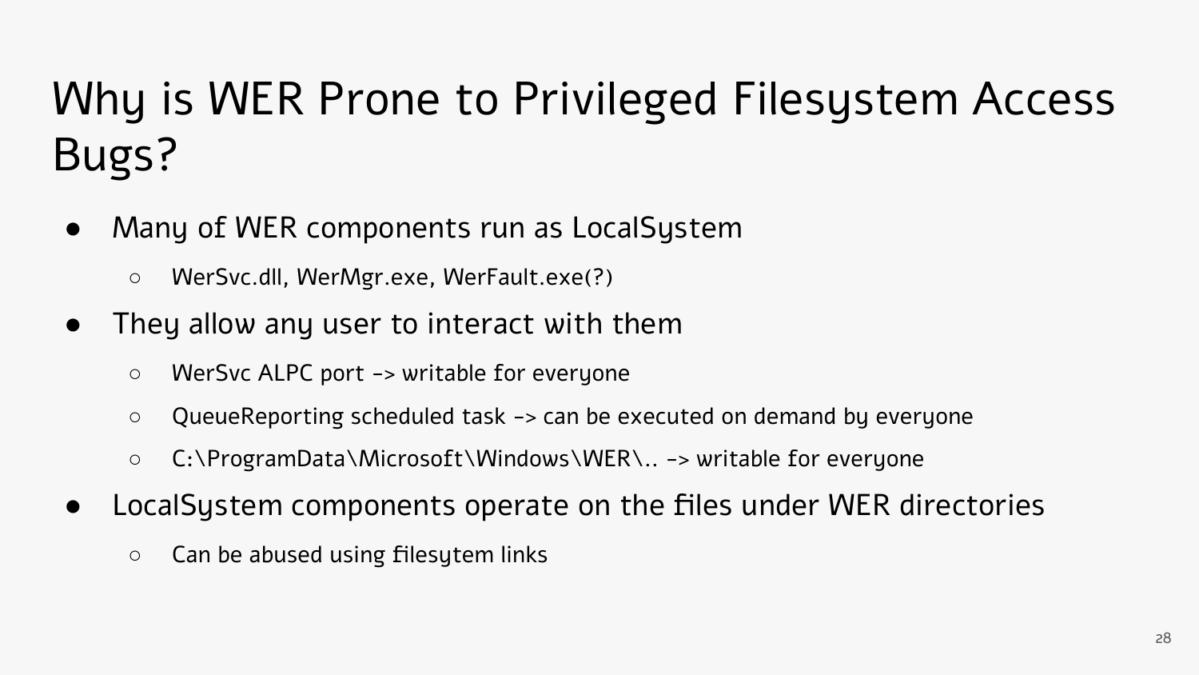# Why is WER Prone to Privileged Filesystem Access Bugs?

- Many of WER components run as LocalSystem
  - WerSvc.dll, WerMgr.exe, WerFault.exe(?)
- They allow any user to interact with them
  - WerSvc ALPC port -> writable for everyone
  - QueueReporting scheduled task -> can be executed on demand by everyone
  - C:\ProgramData\Microsoft\Windows\WER\.. -> writable for everyone
- LocalSystem components operate on the files under WER directories
  - Can be abused using filesytem links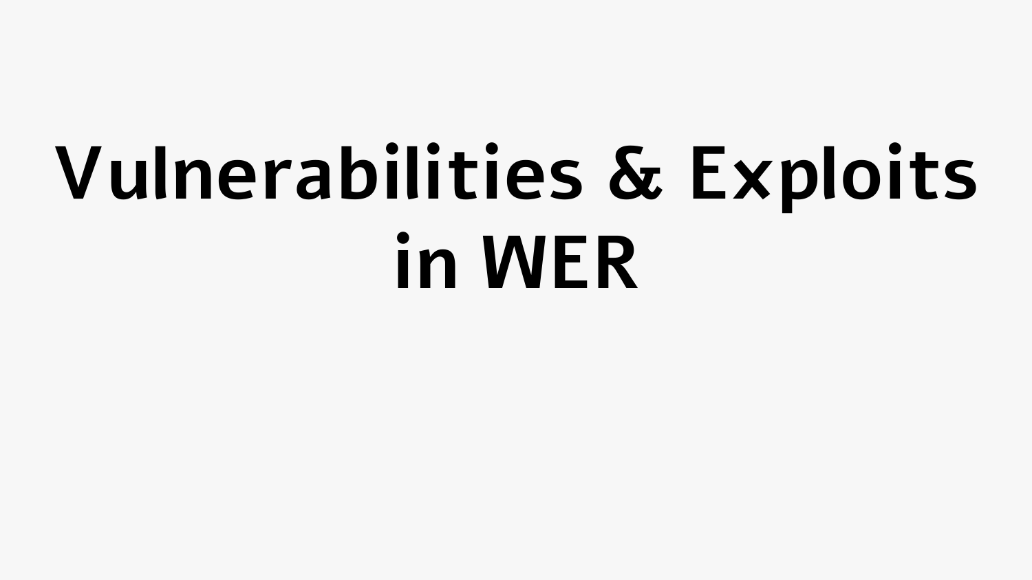# Vulnerabilities & Exploits in WER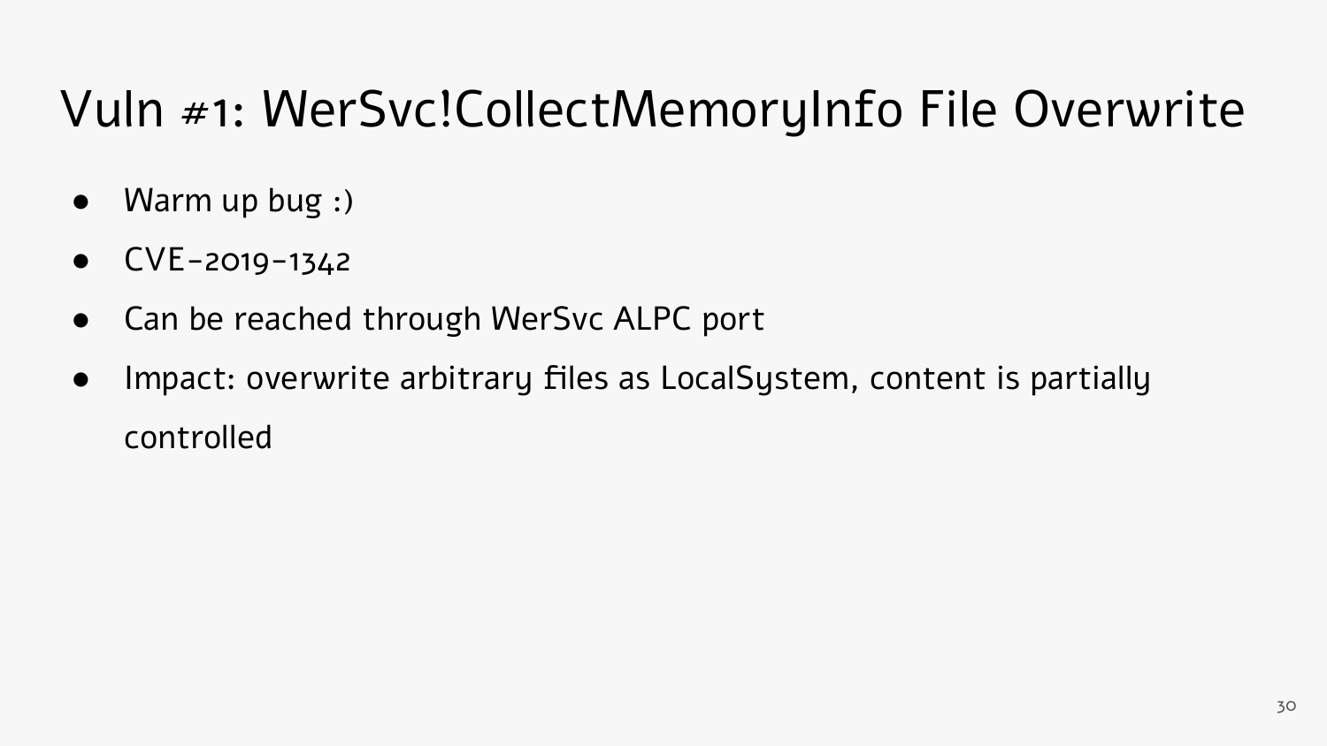# Vuln #1: WerSvc!CollectMemoryInfo File Overwrite

- Warm up bug :)
- CVE-2019-1342
- Can be reached through WerSvc ALPC port
- Impact: overwrite arbitrary files as LocalSystem, content is partially controlled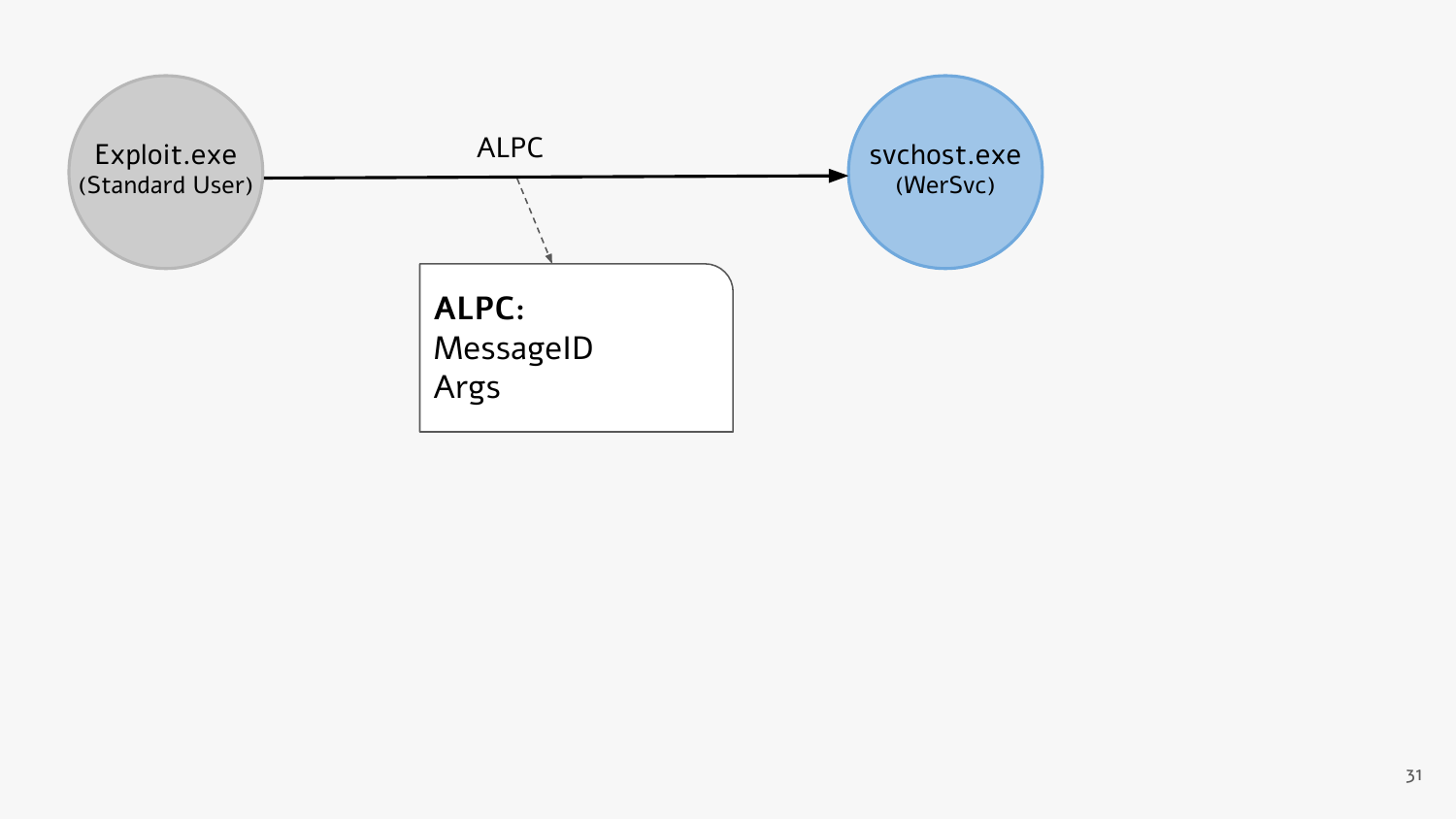Exploit.exe
(Standard User)

ALPC

svchost.exe
(WerSvc)

**ALPC:**
MessageID
Args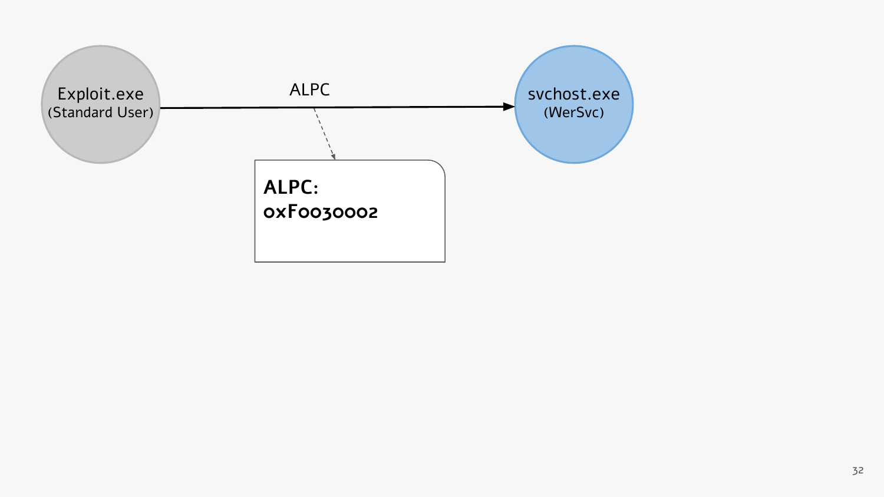Exploit.exe
(Standard User)

ALPC

svchost.exe
(WerSvc)

**ALPC:**
**0xF0030002**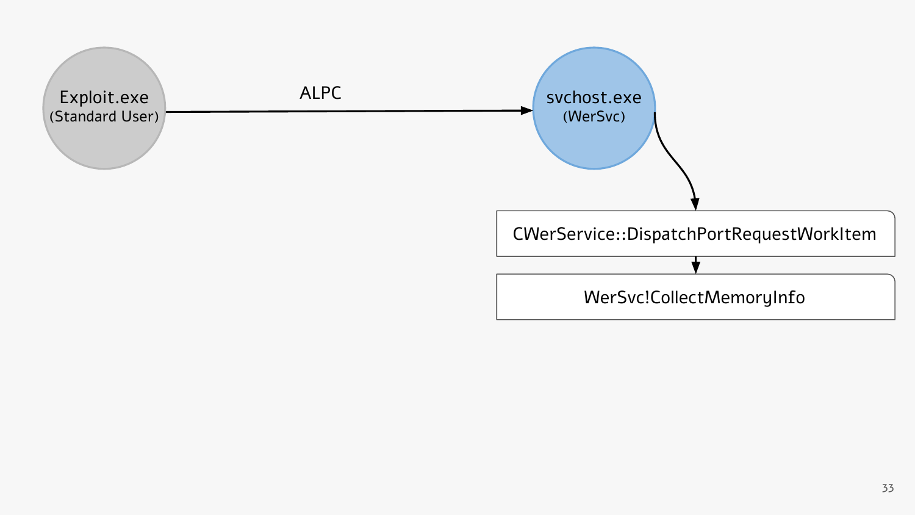Exploit.exe
(Standard User)

ALPC

svchost.exe
(WerSvc)

CWerService::DispatchPortRequestWorkItem

WerSvc!CollectMemoryInfo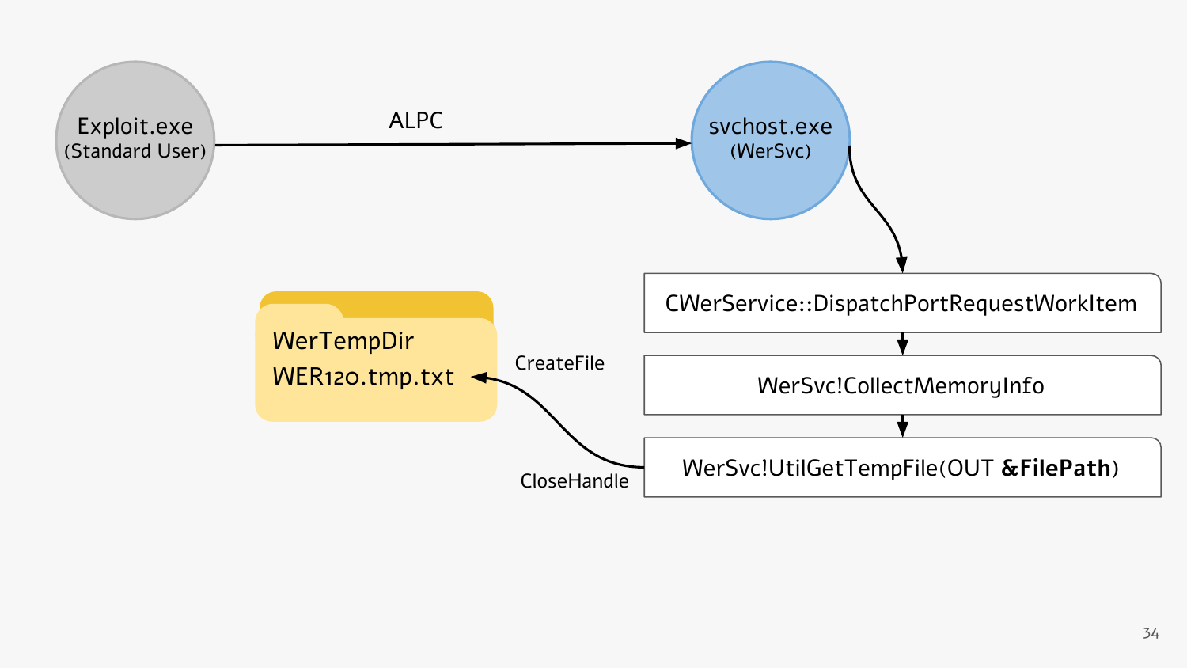Exploit.exe
(Standard User)

ALPC

svchost.exe
(WerSvc)

CWerService::DispatchPortRequestWorkItem

WerSvc!CollectMemoryInfo

WerSvc!UtilGetTempFile(OUT **&FilePath**)

CreateFile

CloseHandle

WerTempDir
WER120.tmp.txt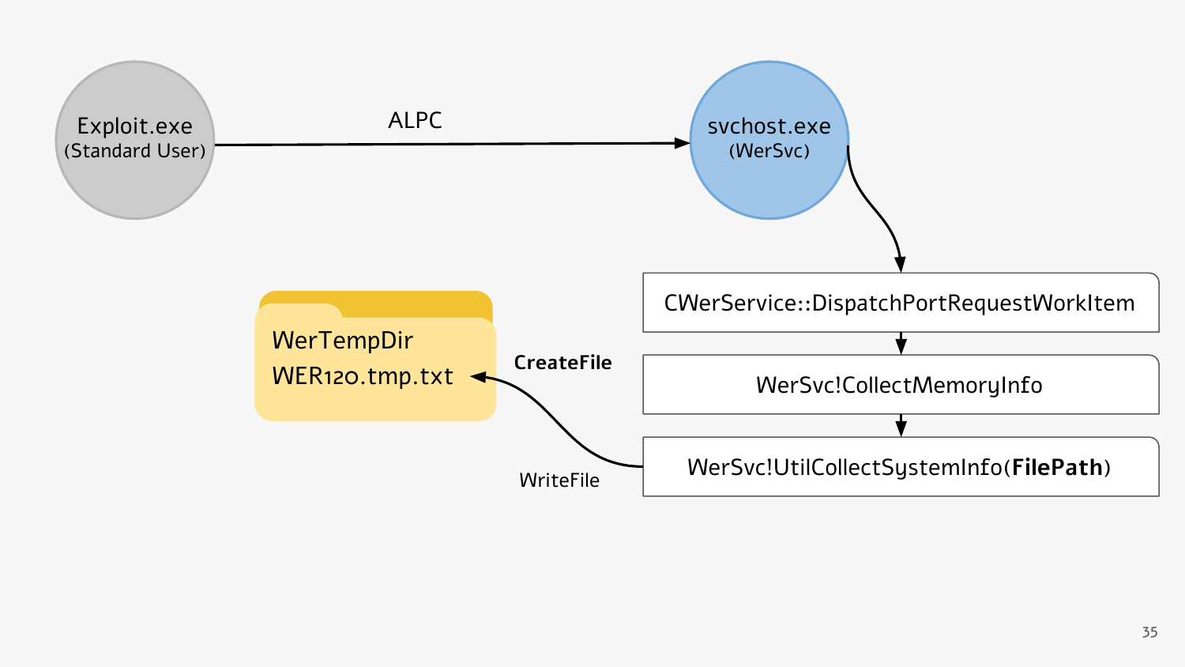Exploit.exe
(Standard User)

ALPC

svchost.exe
(WerSvc)

CWerService::DispatchPortRequestWorkItem

WerSvc!CollectMemoryInfo

WerSvc!UtilCollectSystemInfo(**FilePath**)

**CreateFile**

WriteFile

WerTempDir
WER120.tmp.txt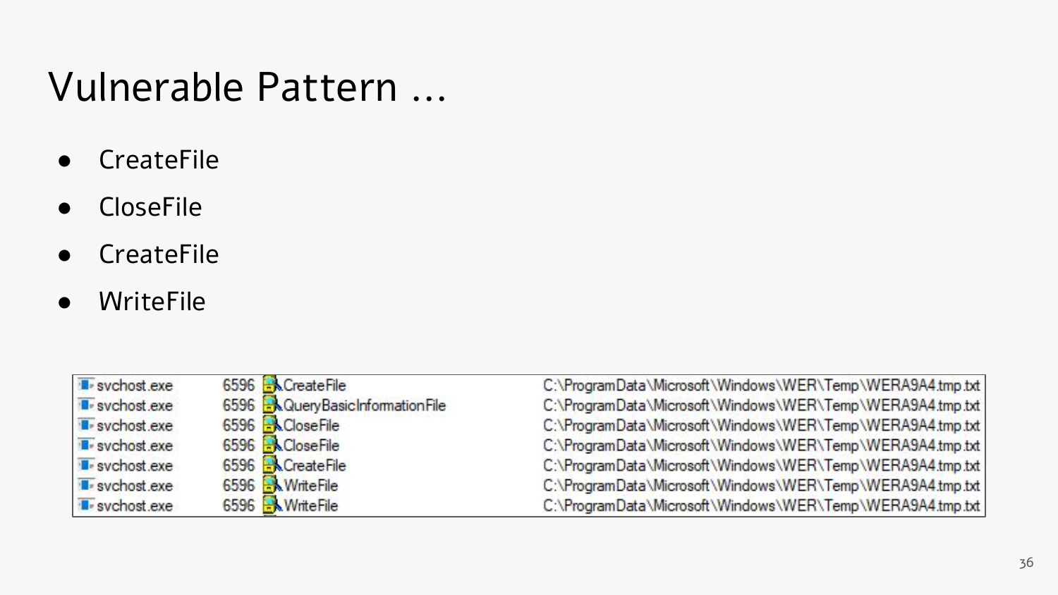# Vulnerable Pattern ...

- CreateFile
- CloseFile
- CreateFile
- WriteFile

| | | | |
|---|---|---|---|
| svchost.exe | 6596 | CreateFile | C:\ProgramData\Microsoft\Windows\WER\Temp\WERA9A4.tmp.txt |
| svchost.exe | 6596 | QueryBasicInformationFile | C:\ProgramData\Microsoft\Windows\WER\Temp\WERA9A4.tmp.txt |
| svchost.exe | 6596 | CloseFile | C:\ProgramData\Microsoft\Windows\WER\Temp\WERA9A4.tmp.txt |
| svchost.exe | 6596 | CloseFile | C:\ProgramData\Microsoft\Windows\WER\Temp\WERA9A4.tmp.txt |
| svchost.exe | 6596 | CreateFile | C:\ProgramData\Microsoft\Windows\WER\Temp\WERA9A4.tmp.txt |
| svchost.exe | 6596 | WriteFile | C:\ProgramData\Microsoft\Windows\WER\Temp\WERA9A4.tmp.txt |
| svchost.exe | 6596 | WriteFile | C:\ProgramData\Microsoft\Windows\WER\Temp\WERA9A4.tmp.txt |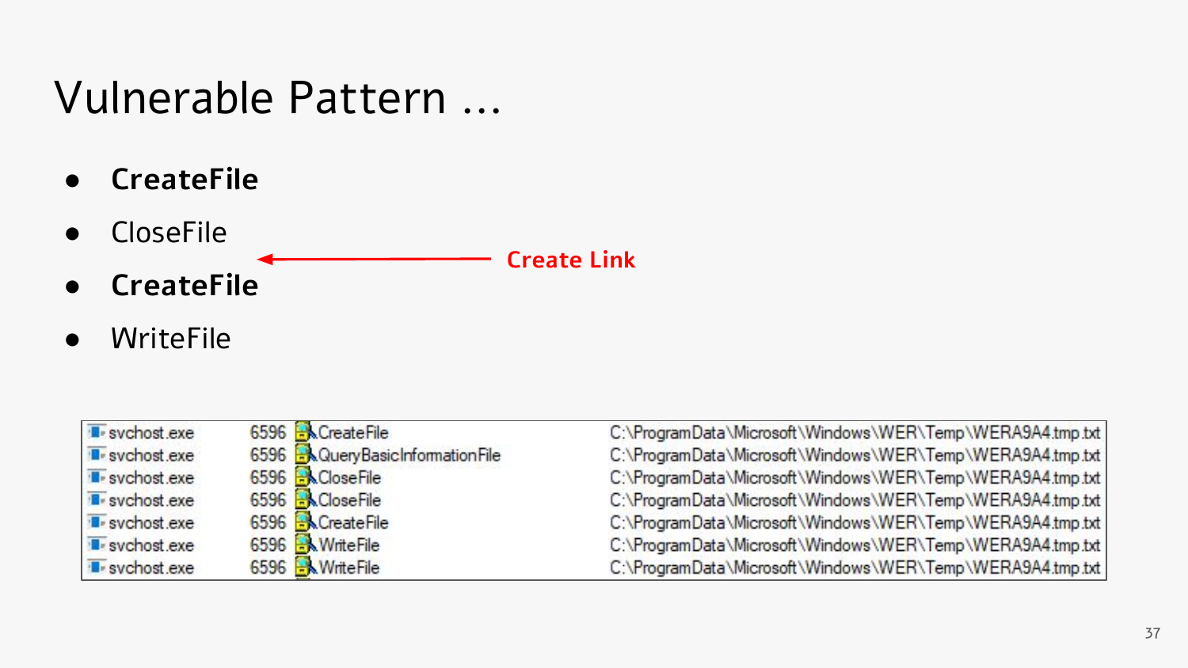# Vulnerable Pattern ...

- **CreateFile**
- CloseFile
- **CreateFile**
- WriteFile

← **Create Link** (between CloseFile and CreateFile)

| Process | PID | Operation | Path |
|---|---|---|---|
| svchost.exe | 6596 | CreateFile | C:\ProgramData\Microsoft\Windows\WER\Temp\WERA9A4.tmp.txt |
| svchost.exe | 6596 | QueryBasicInformationFile | C:\ProgramData\Microsoft\Windows\WER\Temp\WERA9A4.tmp.txt |
| svchost.exe | 6596 | CloseFile | C:\ProgramData\Microsoft\Windows\WER\Temp\WERA9A4.tmp.txt |
| svchost.exe | 6596 | CloseFile | C:\ProgramData\Microsoft\Windows\WER\Temp\WERA9A4.tmp.txt |
| svchost.exe | 6596 | CreateFile | C:\ProgramData\Microsoft\Windows\WER\Temp\WERA9A4.tmp.txt |
| svchost.exe | 6596 | WriteFile | C:\ProgramData\Microsoft\Windows\WER\Temp\WERA9A4.tmp.txt |
| svchost.exe | 6596 | WriteFile | C:\ProgramData\Microsoft\Windows\WER\Temp\WERA9A4.tmp.txt |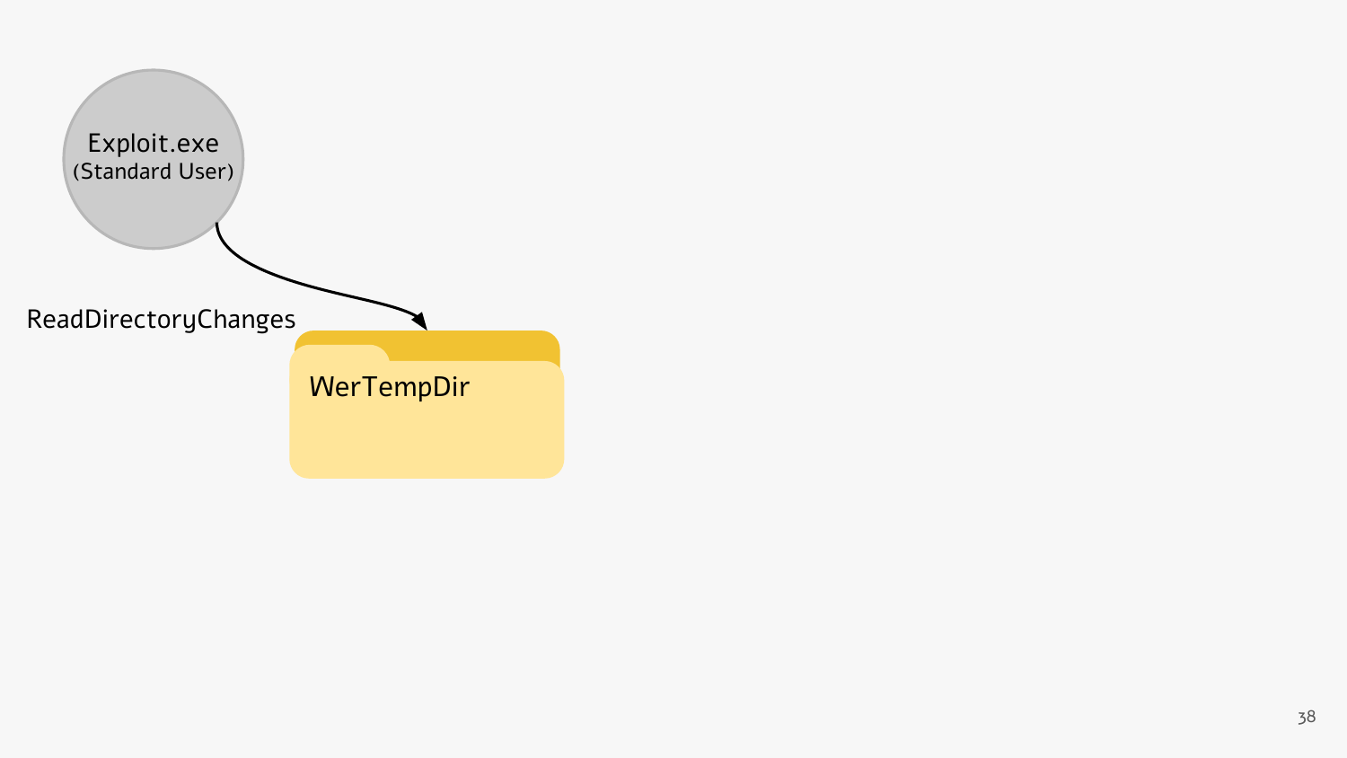Exploit.exe
(Standard User)

ReadDirectoryChanges

WerTempDir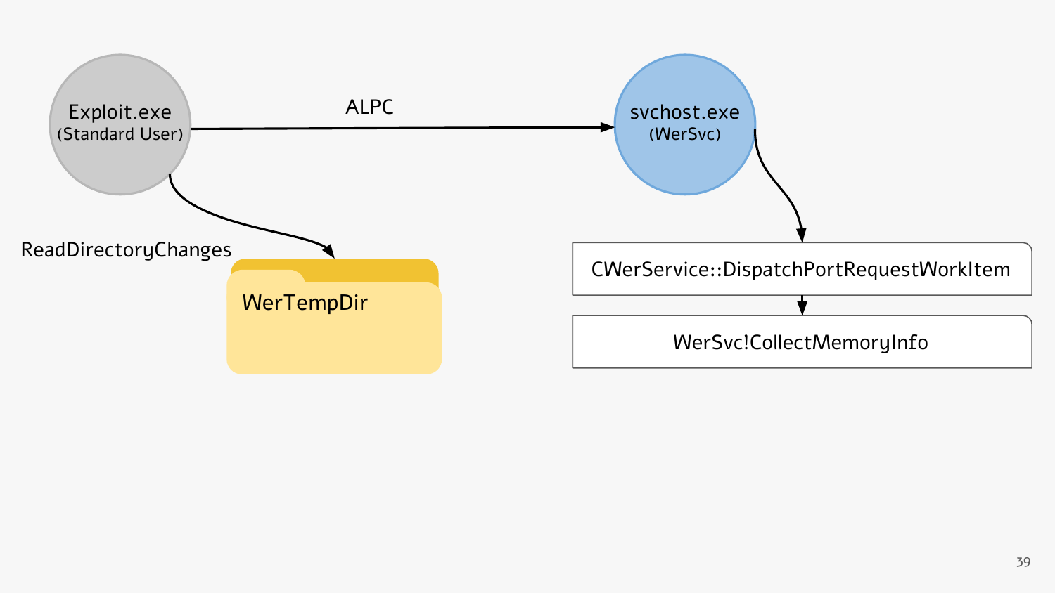Exploit.exe
(Standard User)

ALPC

svchost.exe
(WerSvc)

ReadDirectoryChanges

WerTempDir

CWerService::DispatchPortRequestWorkItem

WerSvc!CollectMemoryInfo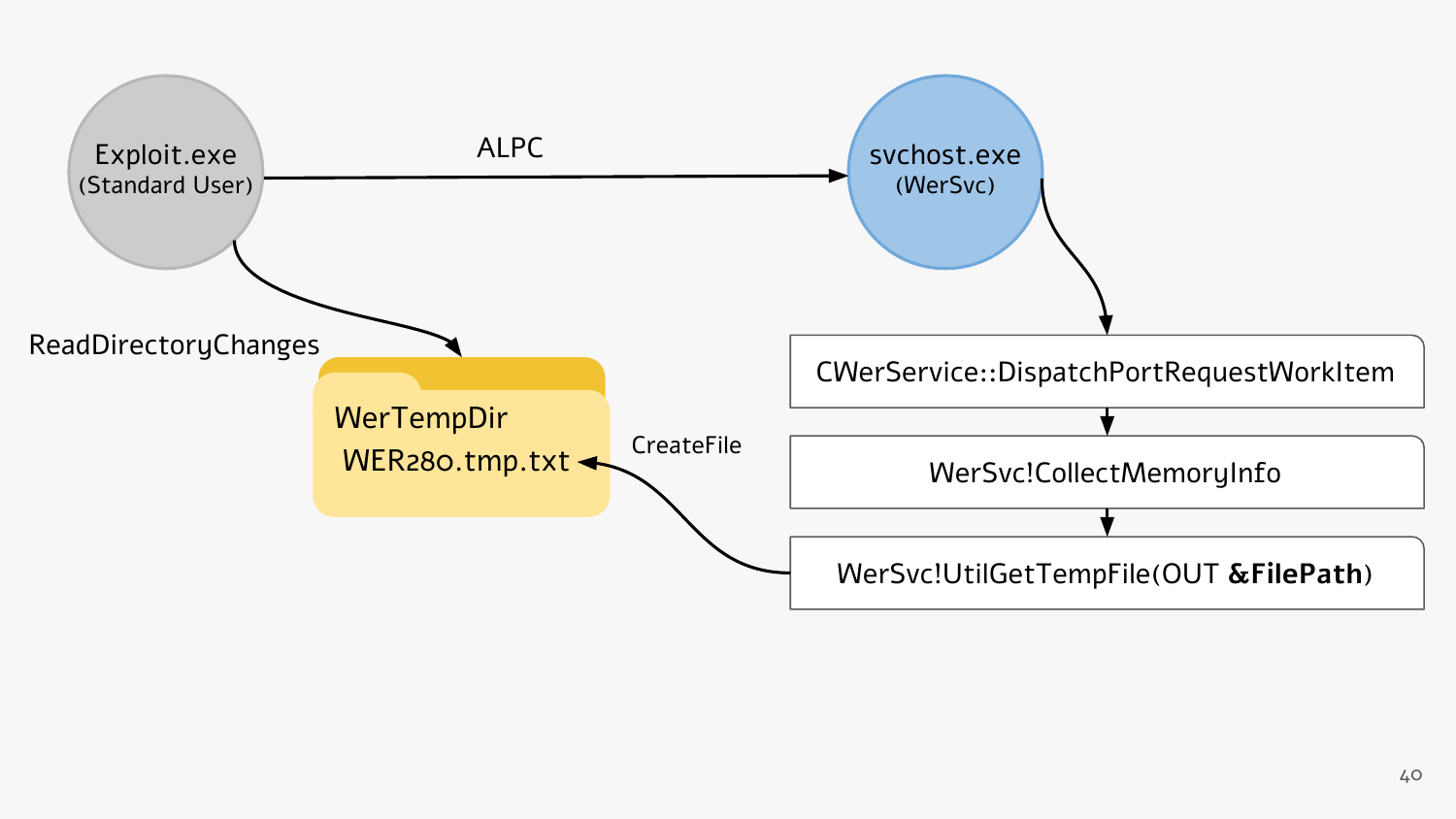Exploit.exe
(Standard User)

ALPC

svchost.exe
(WerSvc)

ReadDirectoryChanges

WerTempDir
WER280.tmp.txt

CreateFile

CWerService::DispatchPortRequestWorkItem

WerSvc!CollectMemoryInfo

WerSvc!UtilGetTempFile(OUT **&FilePath**)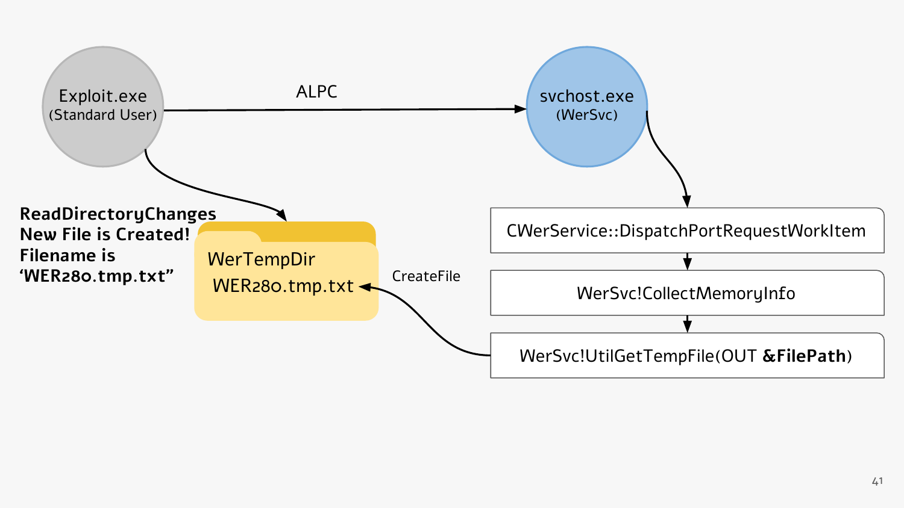Exploit.exe
(Standard User)

ALPC

svchost.exe
(WerSvc)

**ReadDirectoryChanges**
**New File is Created!**
**Filename is**
**'WER280.tmp.txt"**

WerTempDir
WER280.tmp.txt

CreateFile

CWerService::DispatchPortRequestWorkItem

WerSvc!CollectMemoryInfo

WerSvc!UtilGetTempFile(OUT **&FilePath**)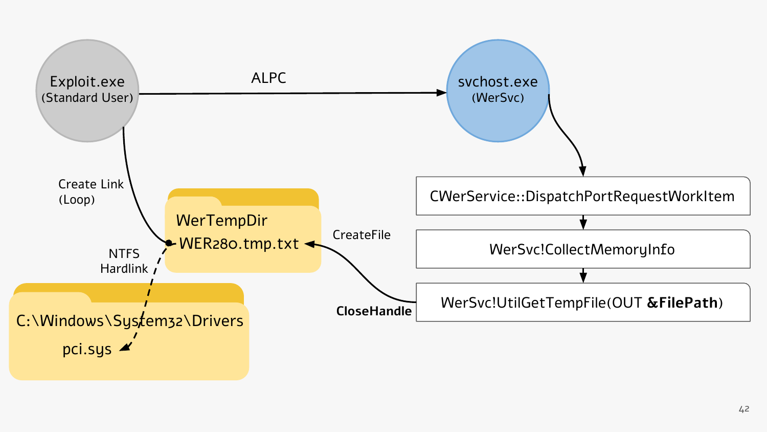Exploit.exe
(Standard User)

ALPC

svchost.exe
(WerSvc)

CWerService::DispatchPortRequestWorkItem

WerSvc!CollectMemoryInfo

WerSvc!UtilGetTempFile(OUT **&FilePath**)

Create Link
(Loop)

WerTempDir

WER280.tmp.txt

CreateFile

**CloseHandle**

NTFS
Hardlink

C:\Windows\System32\Drivers

pci.sys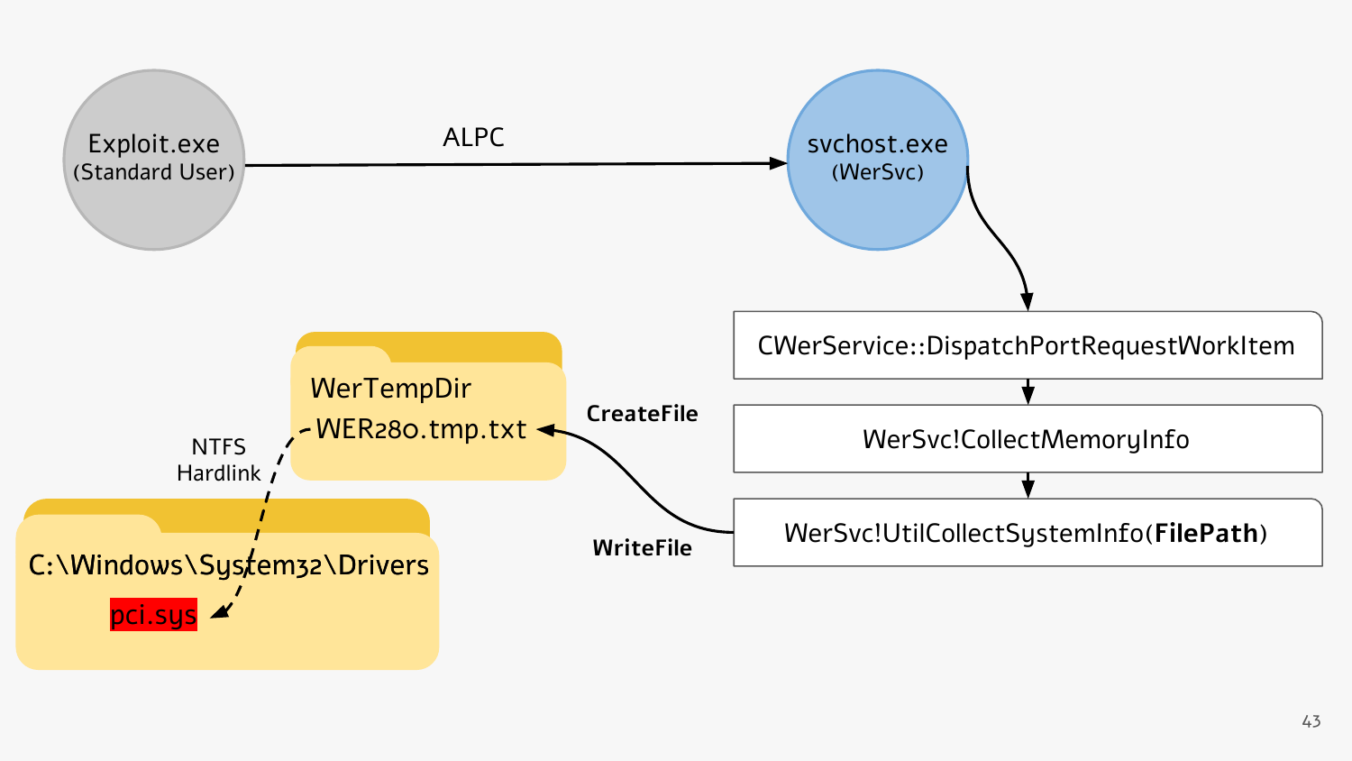Exploit.exe
(Standard User)

ALPC

svchost.exe
(WerSvc)

CWerService::DispatchPortRequestWorkItem

WerSvc!CollectMemoryInfo

WerSvc!UtilCollectSystemInfo(**FilePath**)

**CreateFile**

**WriteFile**

WerTempDir

WER280.tmp.txt

NTFS
Hardlink

C:\Windows\System32\Drivers

pci.sys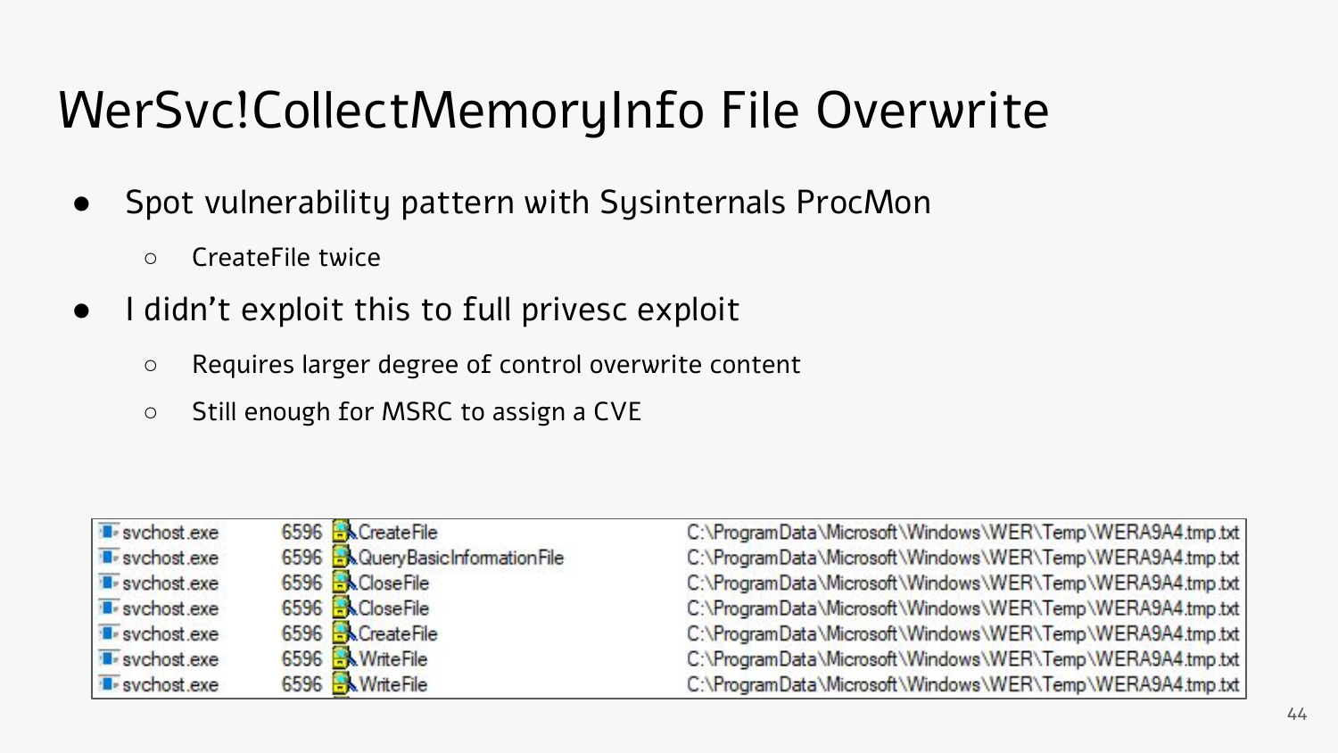# WerSvc!CollectMemoryInfo File Overwrite

- Spot vulnerability pattern with Sysinternals ProcMon
  - CreateFile twice
- I didn't exploit this to full privesc exploit
  - Requires larger degree of control overwrite content
  - Still enough for MSRC to assign a CVE

| | | | |
|---|---|---|---|
| svchost.exe | 6596 | CreateFile | C:\ProgramData\Microsoft\Windows\WER\Temp\WERA9A4.tmp.txt |
| svchost.exe | 6596 | QueryBasicInformationFile | C:\ProgramData\Microsoft\Windows\WER\Temp\WERA9A4.tmp.txt |
| svchost.exe | 6596 | CloseFile | C:\ProgramData\Microsoft\Windows\WER\Temp\WERA9A4.tmp.txt |
| svchost.exe | 6596 | CloseFile | C:\ProgramData\Microsoft\Windows\WER\Temp\WERA9A4.tmp.txt |
| svchost.exe | 6596 | CreateFile | C:\ProgramData\Microsoft\Windows\WER\Temp\WERA9A4.tmp.txt |
| svchost.exe | 6596 | WriteFile | C:\ProgramData\Microsoft\Windows\WER\Temp\WERA9A4.tmp.txt |
| svchost.exe | 6596 | WriteFile | C:\ProgramData\Microsoft\Windows\WER\Temp\WERA9A4.tmp.txt |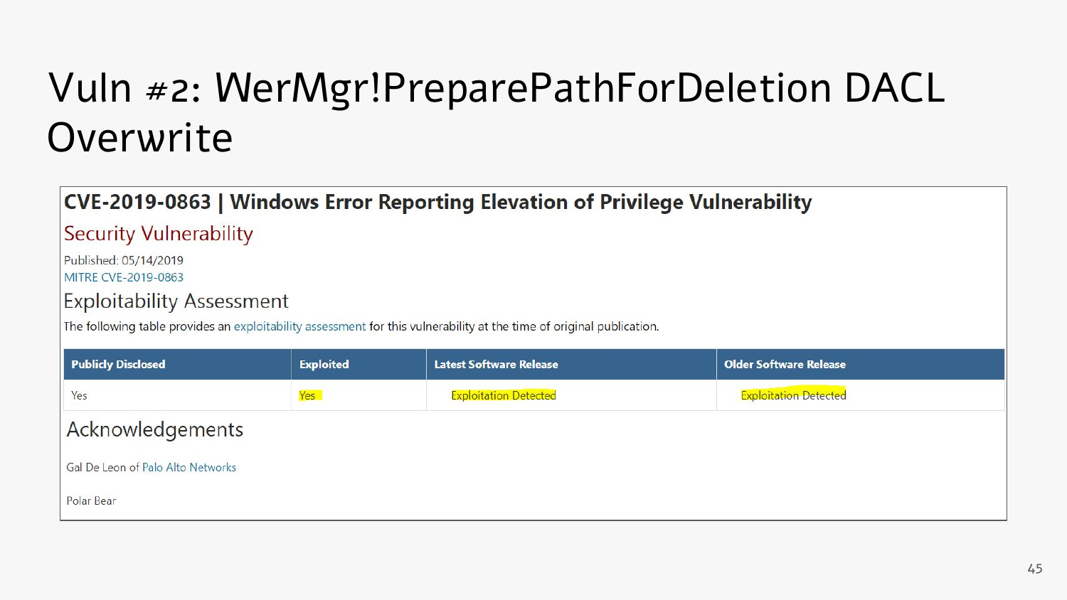# Vuln #2: WerMgr!PreparePathForDeletion DACL Overwrite

## CVE-2019-0863 | Windows Error Reporting Elevation of Privilege Vulnerability

### Security Vulnerability

Published: 05/14/2019

MITRE CVE-2019-0863

### Exploitability Assessment

The following table provides an exploitability assessment for this vulnerability at the time of original publication.

| Publicly Disclosed | Exploited | Latest Software Release | Older Software Release |
|---|---|---|---|
| Yes | Yes | Exploitation Detected | Exploitation Detected |

### Acknowledgements

Gal De Leon of Palo Alto Networks

Polar Bear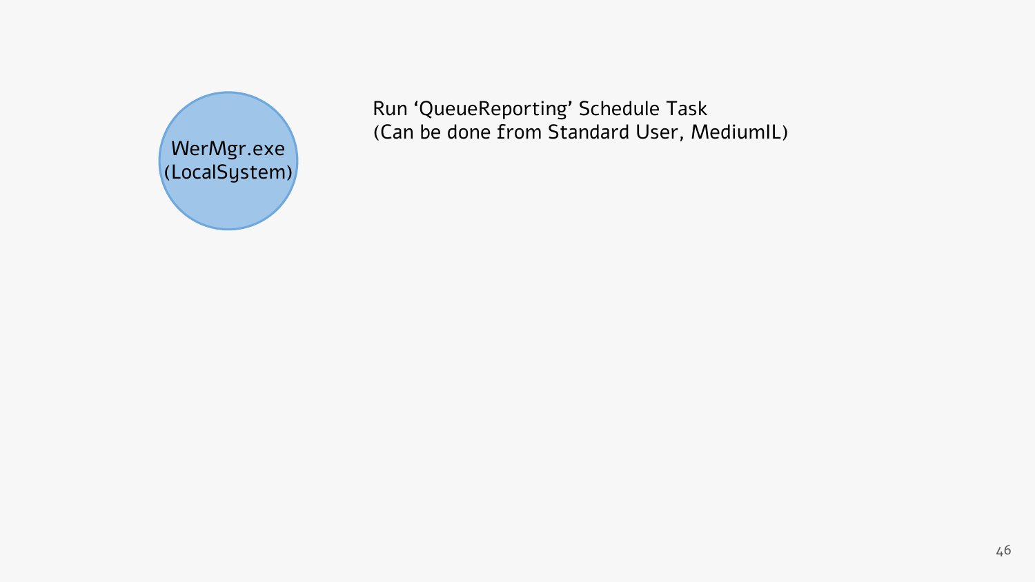WerMgr.exe
(LocalSystem)

Run 'QueueReporting' Schedule Task
(Can be done from Standard User, MediumIL)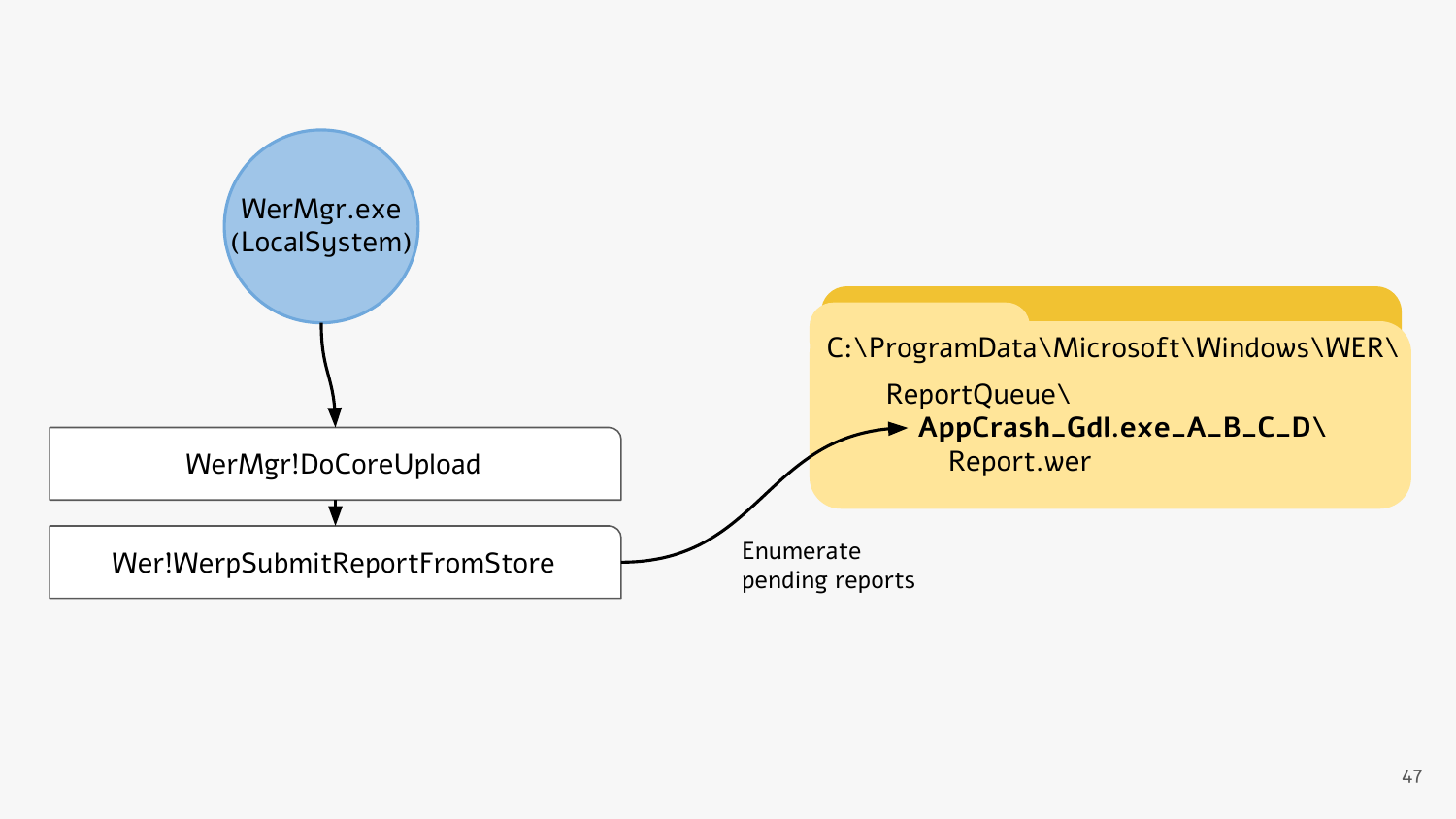WerMgr.exe
(LocalSystem)

WerMgr!DoCoreUpload

Wer!WerpSubmitReportFromStore

Enumerate
pending reports

C:\ProgramData\Microsoft\Windows\WER\
ReportQueue\
**AppCrash_Gdl.exe_A_B_C_D\**
Report.wer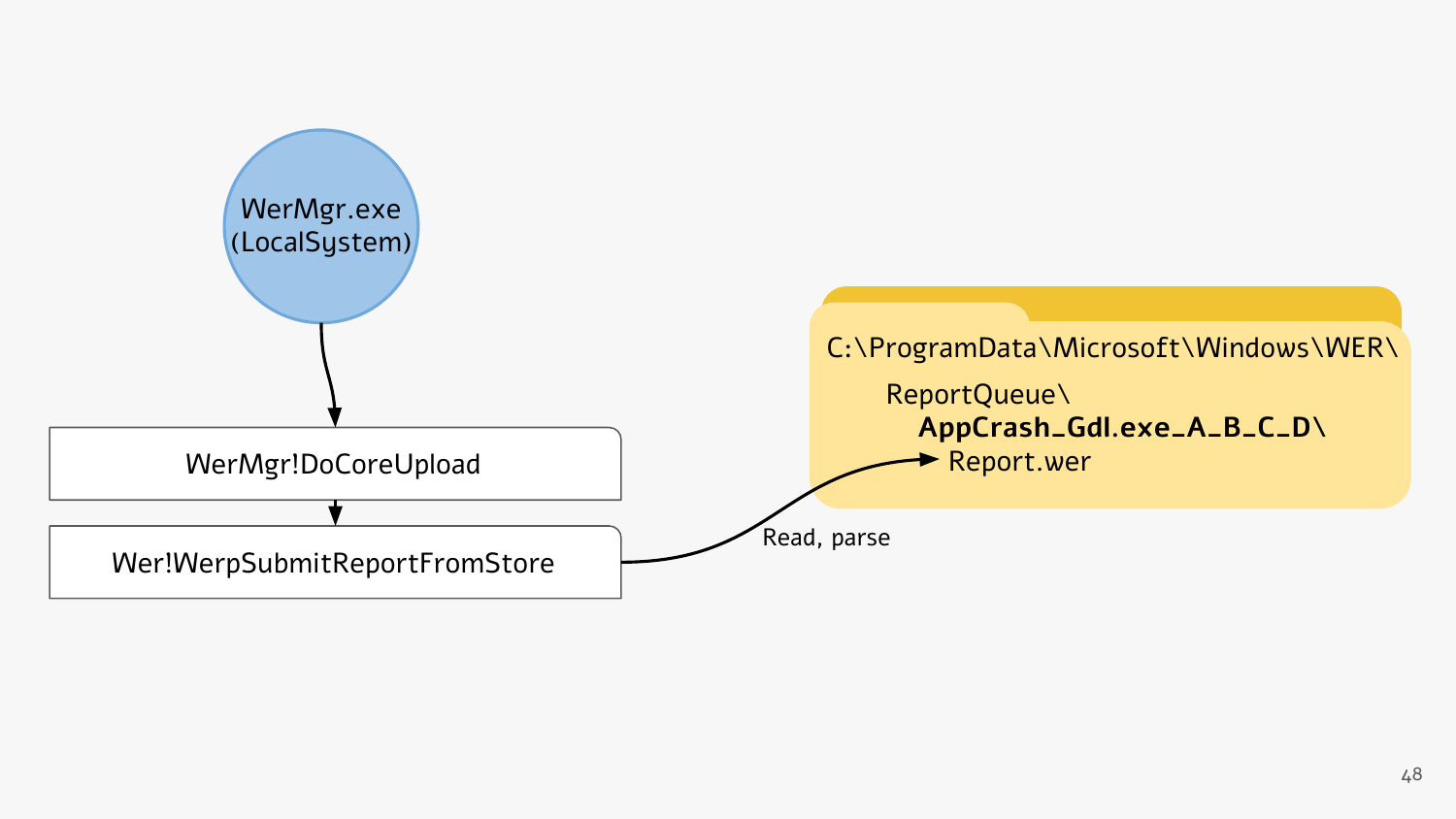WerMgr.exe
(LocalSystem)

WerMgr!DoCoreUpload

Wer!WerpSubmitReportFromStore

Read, parse

C:\ProgramData\Microsoft\Windows\WER\
ReportQueue\
**AppCrash_Gdl.exe_A_B_C_D\**
Report.wer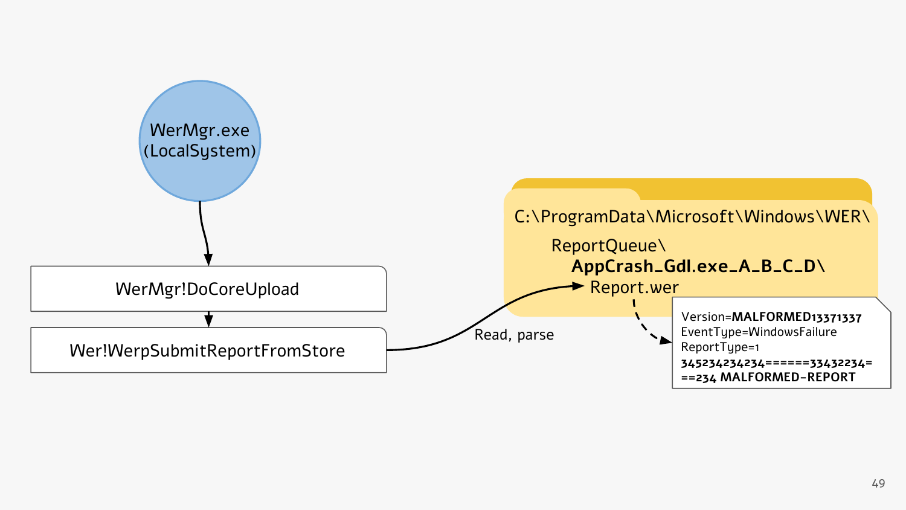WerMgr.exe
(LocalSystem)

WerMgr!DoCoreUpload

Wer!WerpSubmitReportFromStore

Read, parse

C:\ProgramData\Microsoft\Windows\WER\
ReportQueue\
**AppCrash_Gdl.exe_A_B_C_D\**
Report.wer

```
Version=MALFORMED13371337
EventType=WindowsFailure
ReportType=1
345234234234======33432234=
==234 MALFORMED-REPORT
```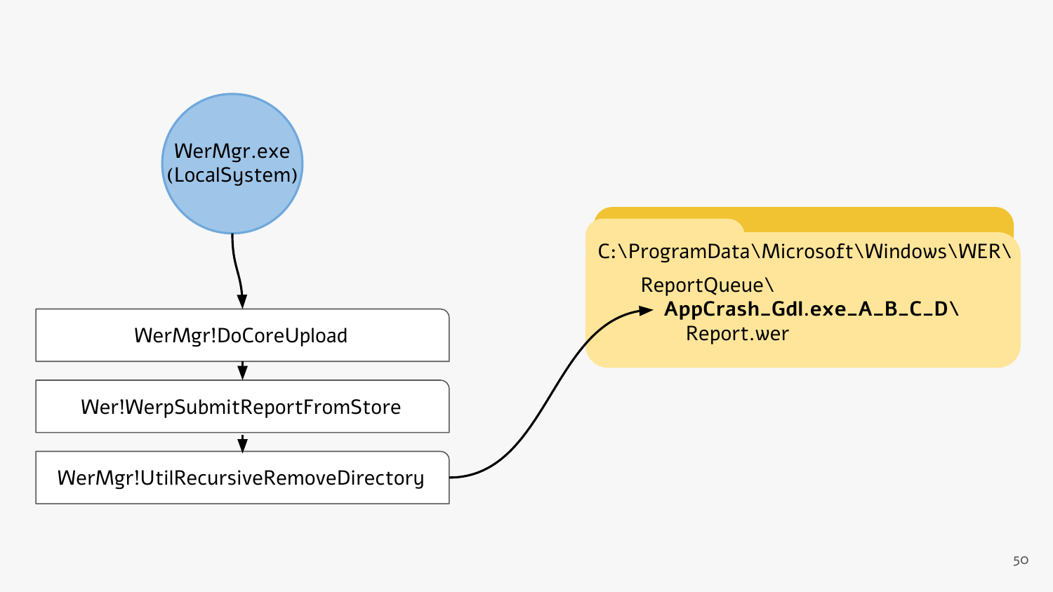WerMgr.exe (LocalSystem)

WerMgr!DoCoreUpload

Wer!WerpSubmitReportFromStore

WerMgr!UtilRecursiveRemoveDirectory

C:\ProgramData\Microsoft\Windows\WER\
    ReportQueue\
        **AppCrash_Gdl.exe_A_B_C_D\**
            Report.wer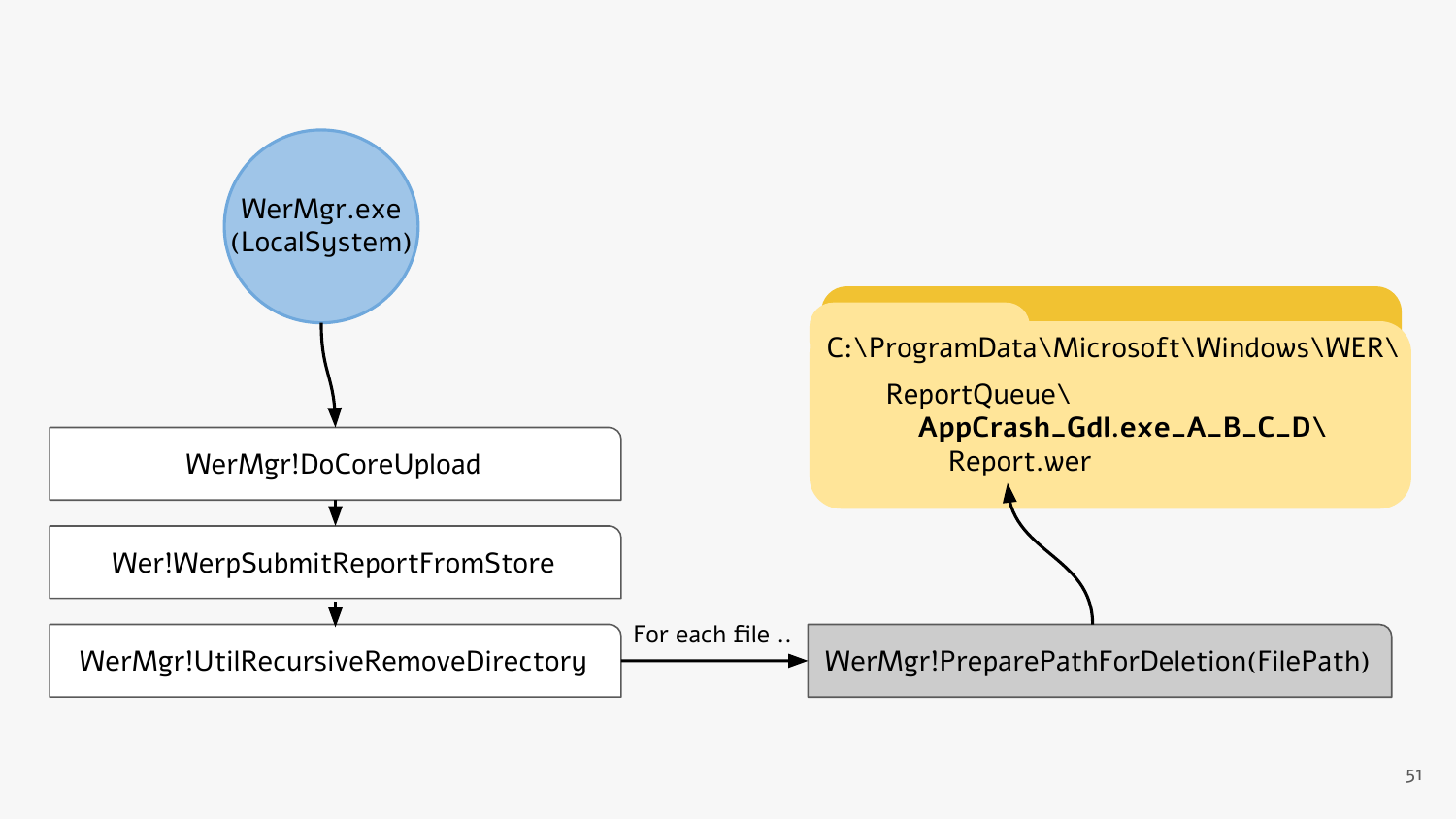WerMgr.exe (LocalSystem)

WerMgr!DoCoreUpload

Wer!WerpSubmitReportFromStore

WerMgr!UtilRecursiveRemoveDirectory

For each file ..

WerMgr!PreparePathForDeletion(FilePath)

C:\ProgramData\Microsoft\Windows\WER\
ReportQueue\
**AppCrash_Gdl.exe_A_B_C_D\**
Report.wer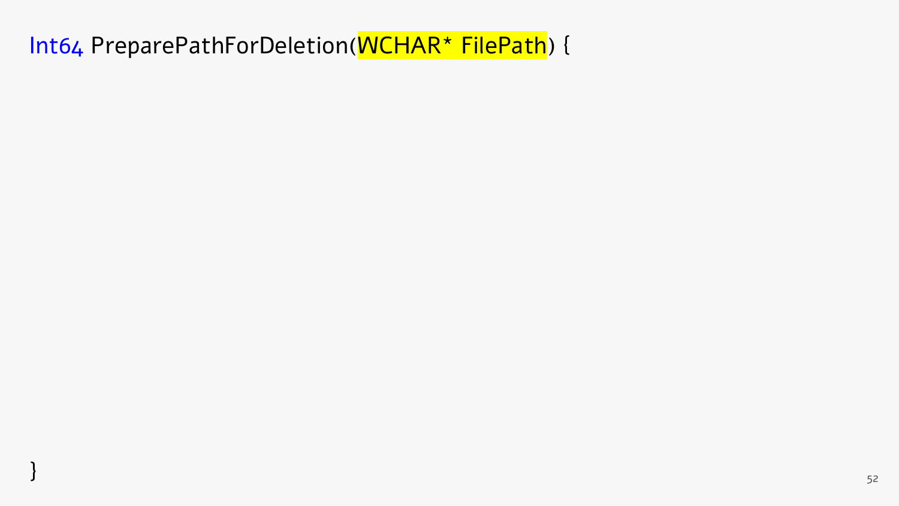```
Int64 PreparePathForDeletion(WCHAR* FilePath) {

}
```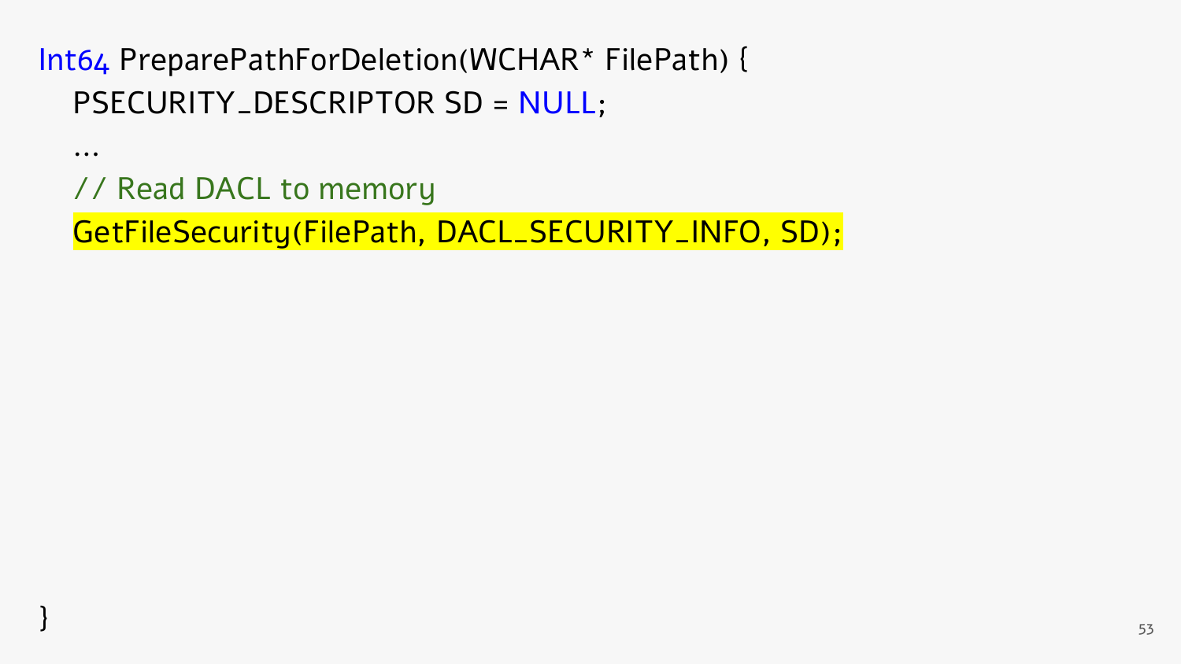```
Int64 PreparePathForDeletion(WCHAR* FilePath) {
    PSECURITY_DESCRIPTOR SD = NULL;
    ...
    // Read DACL to memory
    GetFileSecurity(FilePath, DACL_SECURITY_INFO, SD);
}
```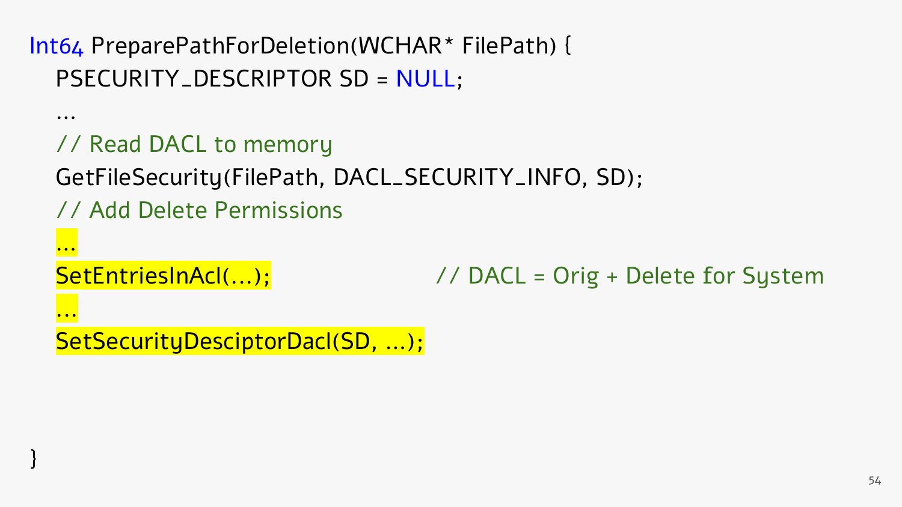```
Int64 PreparePathForDeletion(WCHAR* FilePath) {
   PSECURITY_DESCRIPTOR SD = NULL;
   ...
   // Read DACL to memory
   GetFileSecurity(FilePath, DACL_SECURITY_INFO, SD);
   // Add Delete Permissions
   ...
   SetEntriesInAcl(...);                    // DACL = Orig + Delete for System
   ...
   SetSecurityDesciptorDacl(SD, ...);



}
```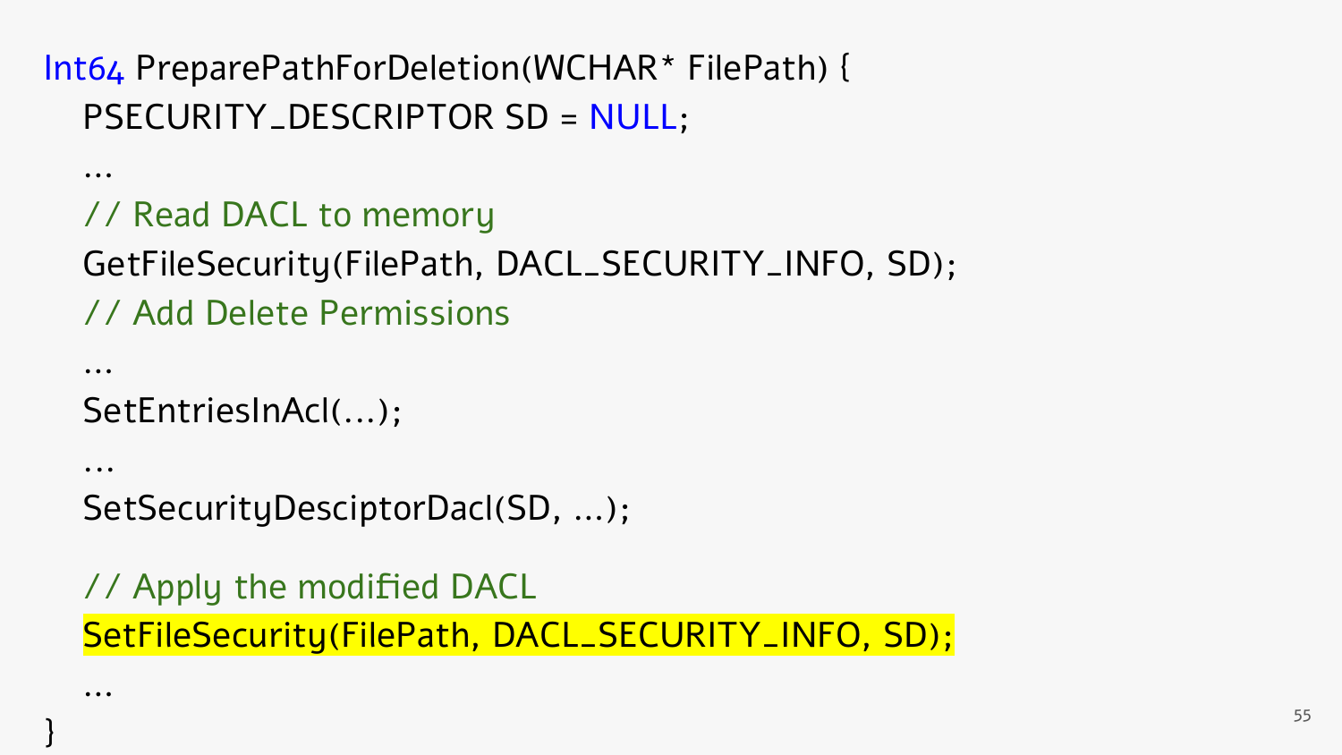```
Int64 PreparePathForDeletion(WCHAR* FilePath) {
   PSECURITY_DESCRIPTOR SD = NULL;
   ...
   // Read DACL to memory
   GetFileSecurity(FilePath, DACL_SECURITY_INFO, SD);
   // Add Delete Permissions
   ...
   SetEntriesInAcl(...);
   ...
   SetSecurityDesciptorDacl(SD, ...);

   // Apply the modified DACL
   SetFileSecurity(FilePath, DACL_SECURITY_INFO, SD);
   ...
}
```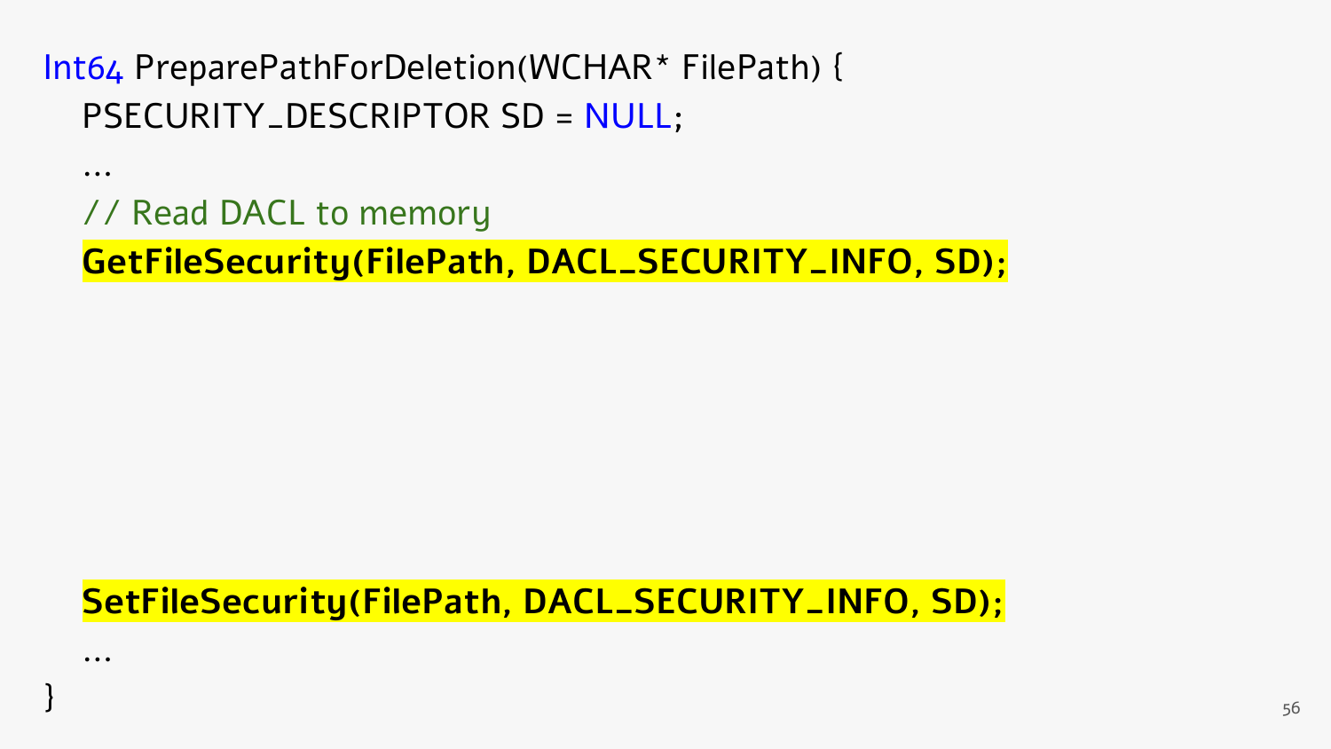```
Int64 PreparePathForDeletion(WCHAR* FilePath) {
    PSECURITY_DESCRIPTOR SD = NULL;
    ...
    // Read DACL to memory
    GetFileSecurity(FilePath, DACL_SECURITY_INFO, SD);




    SetFileSecurity(FilePath, DACL_SECURITY_INFO, SD);
    ...
}
```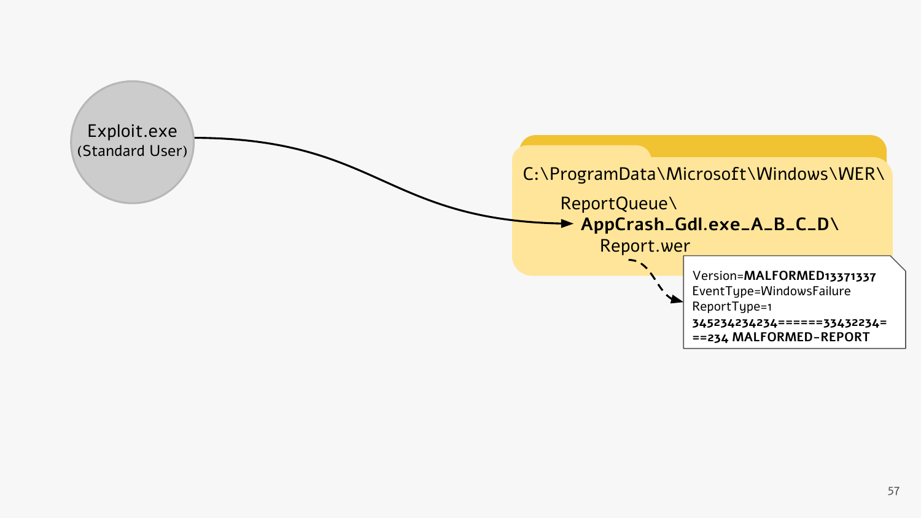Exploit.exe
(Standard User)

C:\ProgramData\Microsoft\Windows\WER\

ReportQueue\

**AppCrash_Gdl.exe_A_B_C_D\**

Report.wer

```
Version=MALFORMED13371337
EventType=WindowsFailure
ReportType=1
345234234234======33432234=
==234 MALFORMED-REPORT
```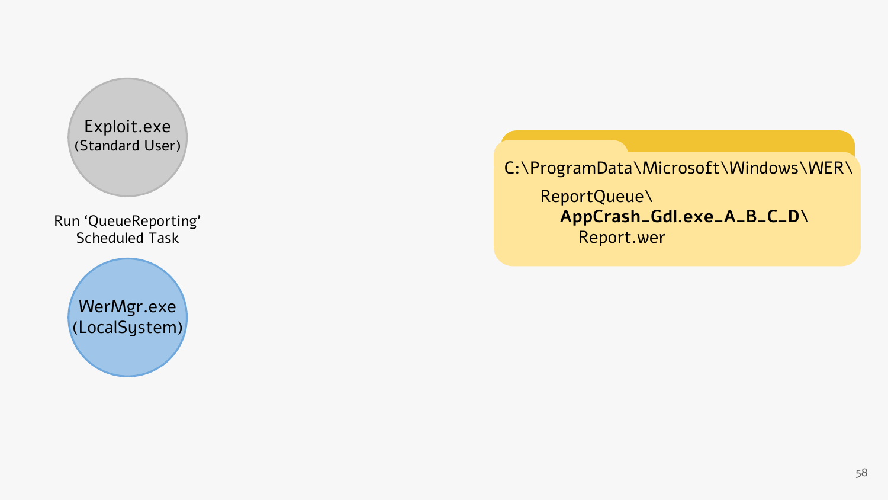Exploit.exe
(Standard User)

Run 'QueueReporting' Scheduled Task

WerMgr.exe
(LocalSystem)

C:\ProgramData\Microsoft\Windows\WER\
- ReportQueue\
  - **AppCrash_Gdl.exe_A_B_C_D\**
    - Report.wer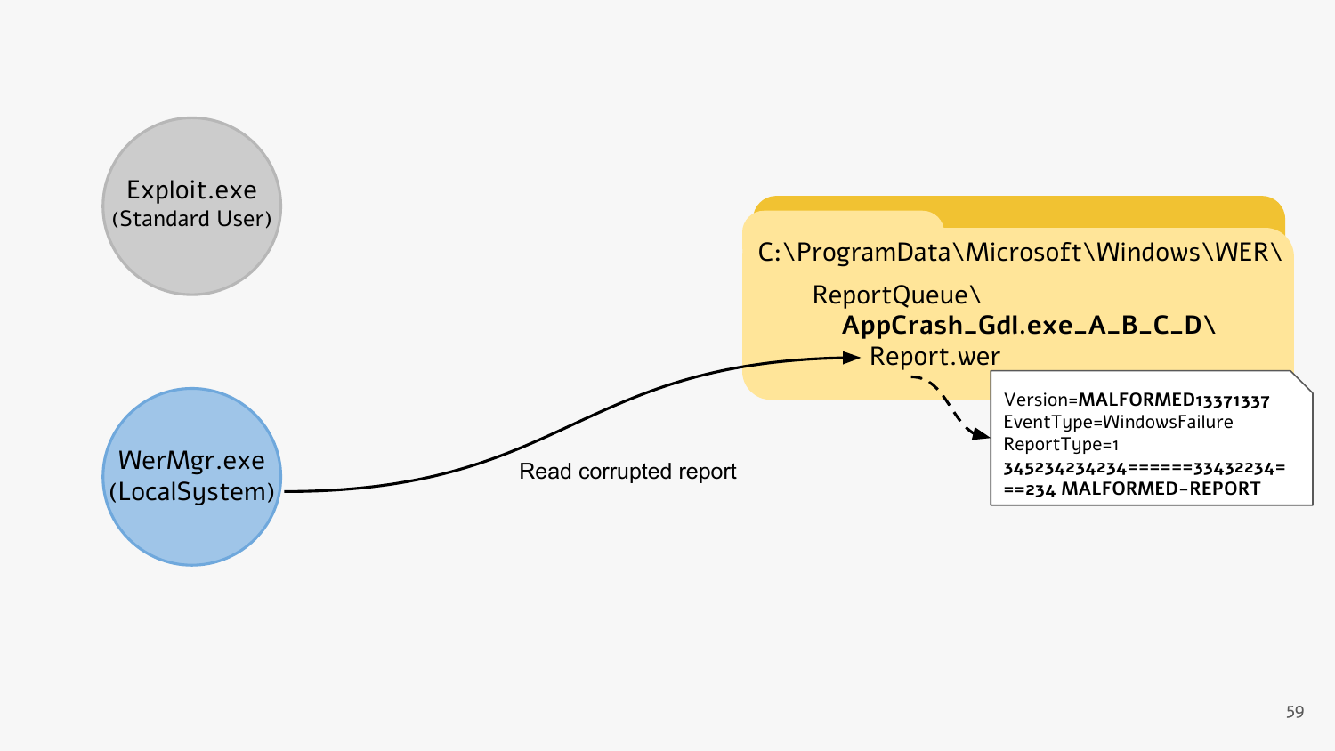Exploit.exe
(Standard User)

WerMgr.exe
(LocalSystem)

Read corrupted report

C:\ProgramData\Microsoft\Windows\WER\
ReportQueue\
**AppCrash_Gdl.exe_A_B_C_D\**
Report.wer

```
Version=MALFORMED13371337
EventType=WindowsFailure
ReportType=1
345234234234======33432234=
==234 MALFORMED-REPORT
```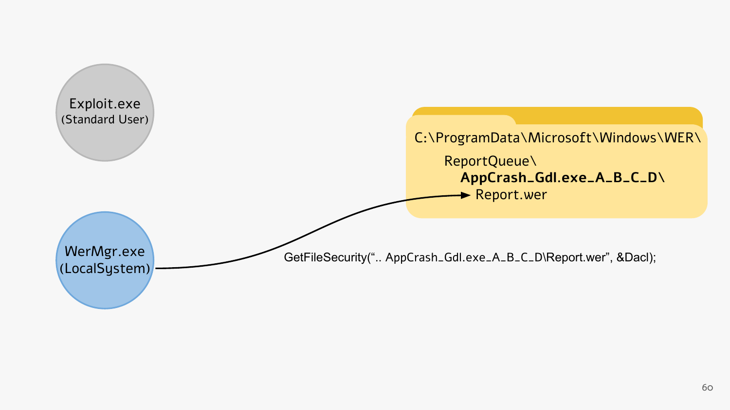Exploit.exe
(Standard User)

WerMgr.exe
(LocalSystem)

C:\ProgramData\Microsoft\Windows\WER\
ReportQueue\
**AppCrash_Gdl.exe_A_B_C_D\**
Report.wer

```
GetFileSecurity(“.. AppCrash_Gdl.exe_A_B_C_D\Report.wer”, &Dacl);
```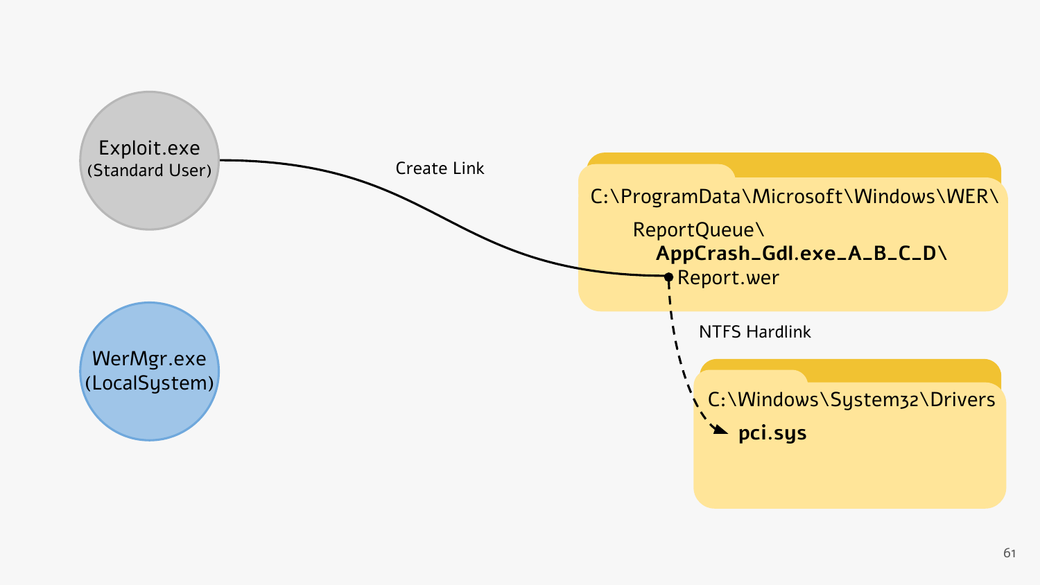Exploit.exe
(Standard User)

Create Link

C:\ProgramData\Microsoft\Windows\WER\

ReportQueue\

**AppCrash_Gdl.exe_A_B_C_D\**

Report.wer

NTFS Hardlink

C:\Windows\System32\Drivers

**pci.sys**

WerMgr.exe
(LocalSystem)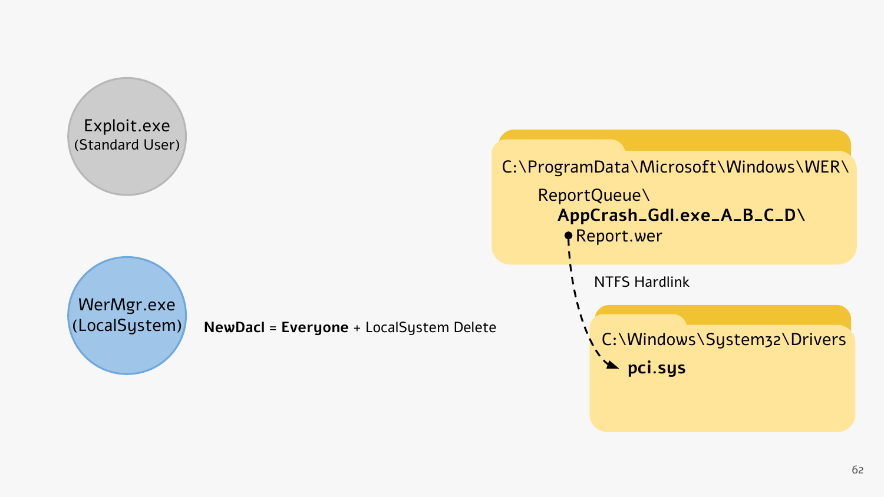Exploit.exe
(Standard User)

WerMgr.exe
(LocalSystem)

**NewDacl** = **Everyone** + LocalSystem Delete

C:\ProgramData\Microsoft\Windows\WER\

ReportQueue\

**AppCrash_Gdl.exe_A_B_C_D\**

Report.wer

NTFS Hardlink

C:\Windows\System32\Drivers

**pci.sys**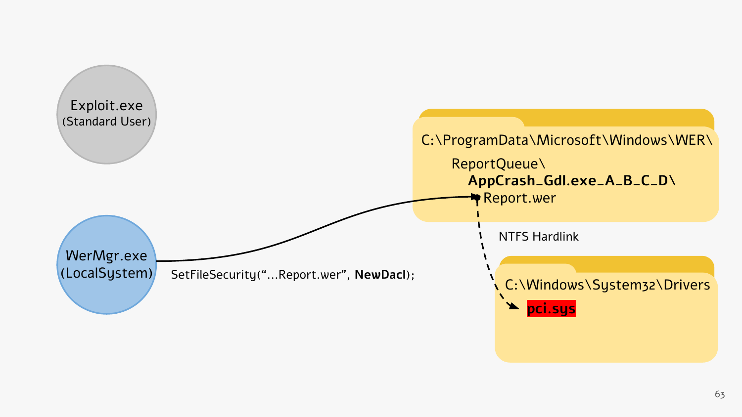Exploit.exe
(Standard User)

WerMgr.exe
(LocalSystem)

```
SetFileSecurity("...Report.wer", NewDacl);
```

C:\ProgramData\Microsoft\Windows\WER\
ReportQueue\
**AppCrash_Gdl.exe_A_B_C_D\**
Report.wer

NTFS Hardlink

C:\Windows\System32\Drivers
**pci.sys**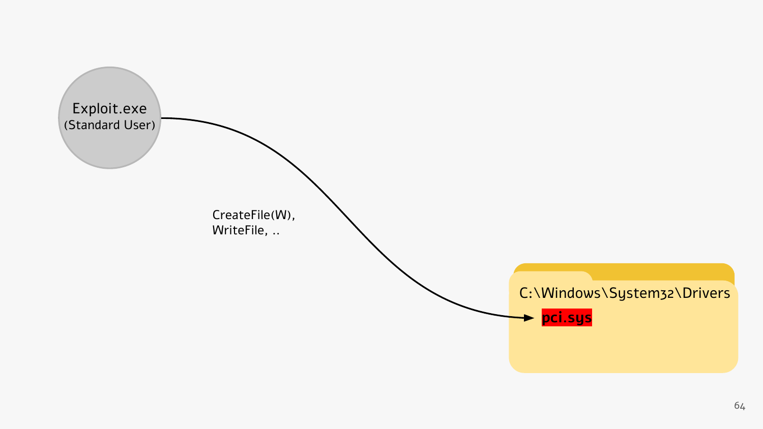Exploit.exe
(Standard User)

CreateFile(W),
WriteFile, ..

C:\Windows\System32\Drivers

**pci.sys**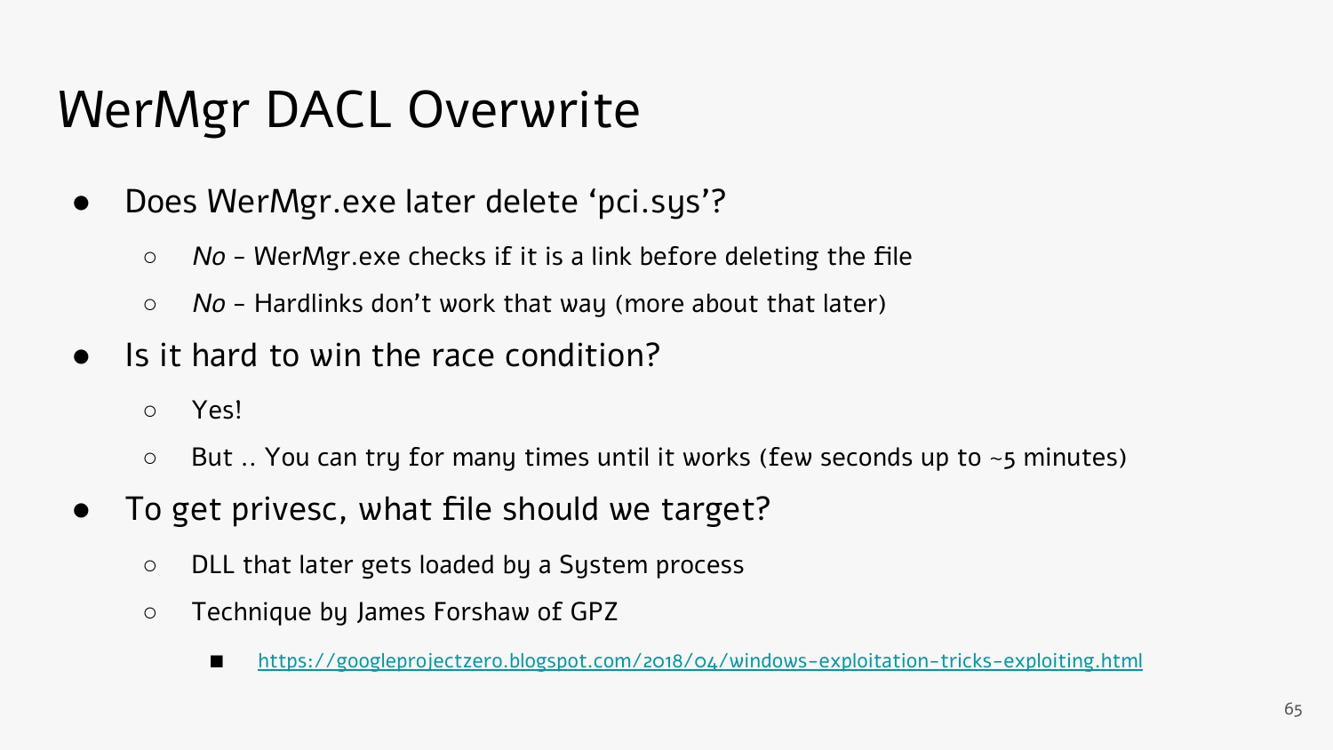# WerMgr DACL Overwrite

- Does WerMgr.exe later delete 'pci.sys'?
  - *No* - WerMgr.exe checks if it is a link before deleting the file
  - *No* - Hardlinks don't work that way (more about that later)
- Is it hard to win the race condition?
  - Yes!
  - But .. You can try for many times until it works (few seconds up to ~5 minutes)
- To get privesc, what file should we target?
  - DLL that later gets loaded by a System process
  - Technique by James Forshaw of GPZ
    - [https://googleprojectzero.blogspot.com/2018/04/windows-exploitation-tricks-exploiting.html](https://googleprojectzero.blogspot.com/2018/04/windows-exploitation-tricks-exploiting.html)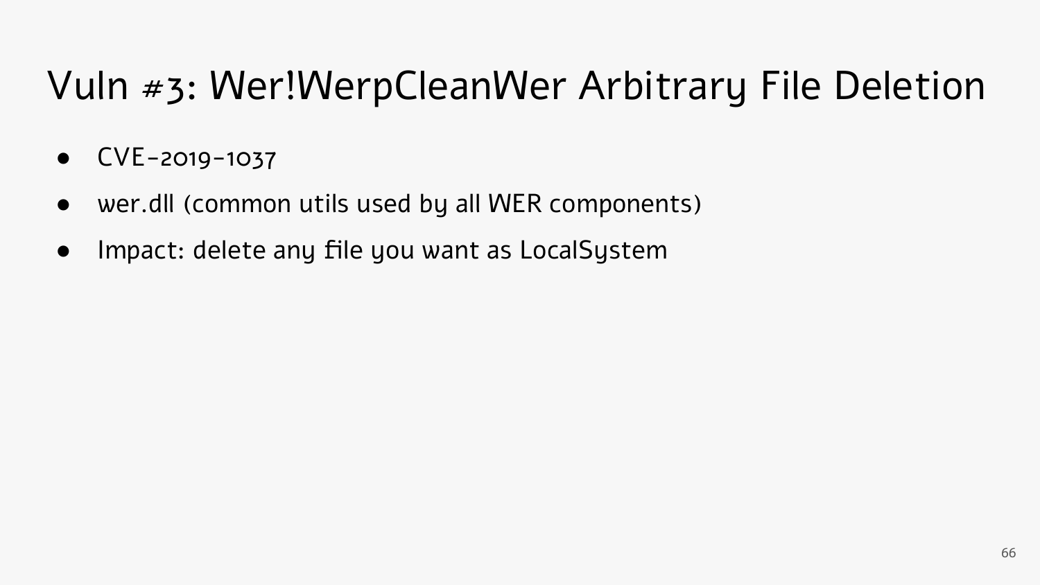# Vuln #3: Wer!WerpCleanWer Arbitrary File Deletion

- CVE-2019-1037
- wer.dll (common utils used by all WER components)
- Impact: delete any file you want as LocalSystem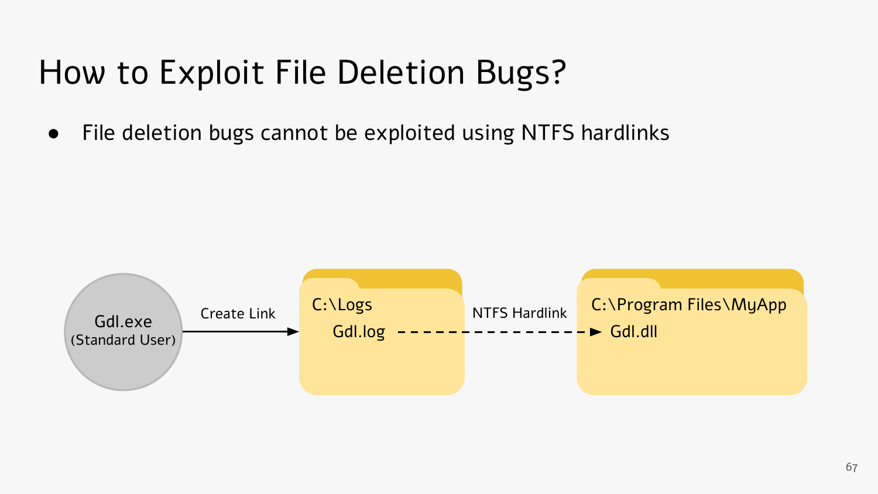# How to Exploit File Deletion Bugs?

- File deletion bugs cannot be exploited using NTFS hardlinks

Gdl.exe (Standard User) → Create Link → C:\Logs Gdl.log - - - NTFS Hardlink - - -> C:\Program Files\MyApp Gdl.dll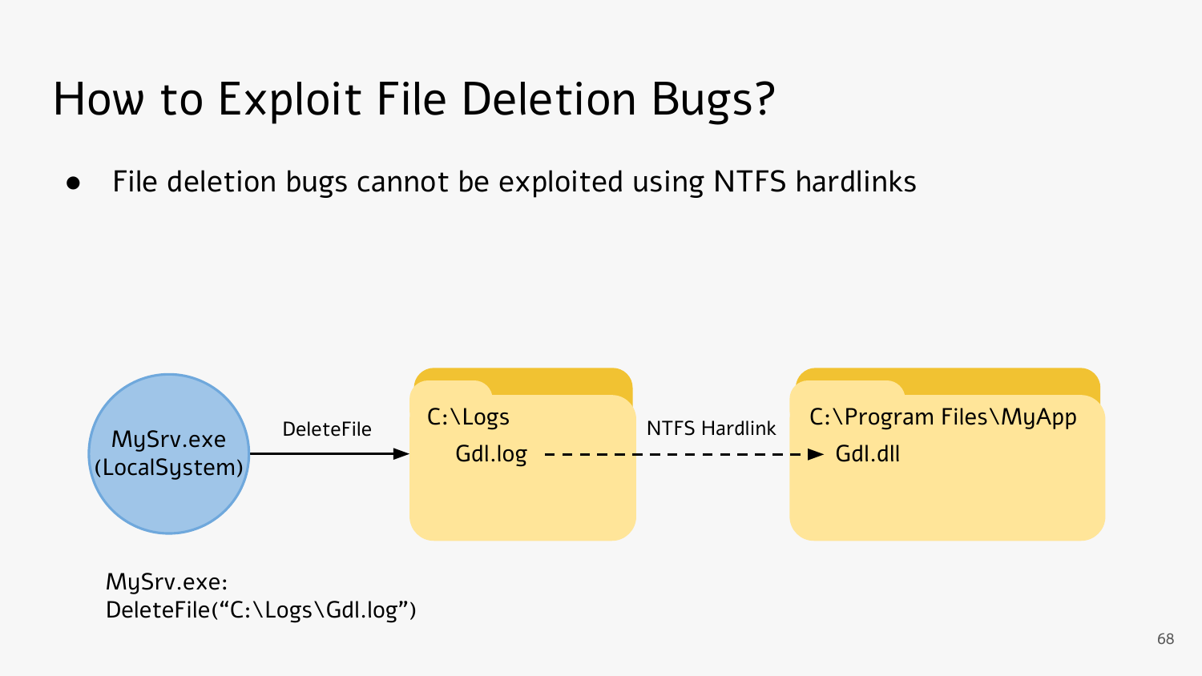# How to Exploit File Deletion Bugs?

- File deletion bugs cannot be exploited using NTFS hardlinks

MySrv.exe (LocalSystem)

DeleteFile

C:\Logs

Gdl.log

NTFS Hardlink

C:\Program Files\MyApp

Gdl.dll

MySrv.exe:
DeleteFile(“C:\Logs\Gdl.log”)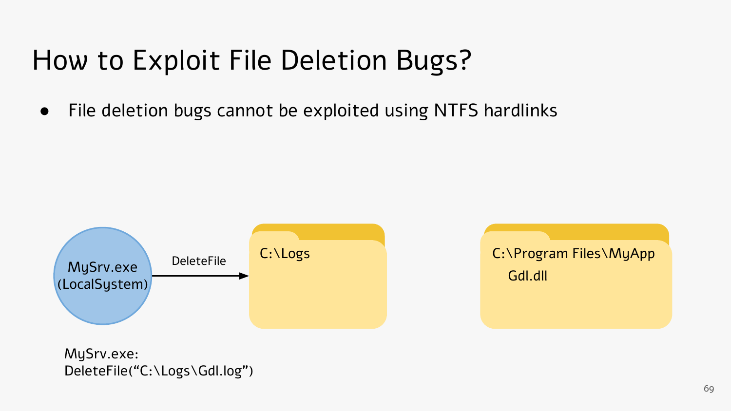# How to Exploit File Deletion Bugs?

- File deletion bugs cannot be exploited using NTFS hardlinks

MySrv.exe (LocalSystem)

DeleteFile

C:\Logs

C:\Program Files\MyApp

Gdl.dll

MySrv.exe:
DeleteFile(“C:\Logs\Gdl.log”)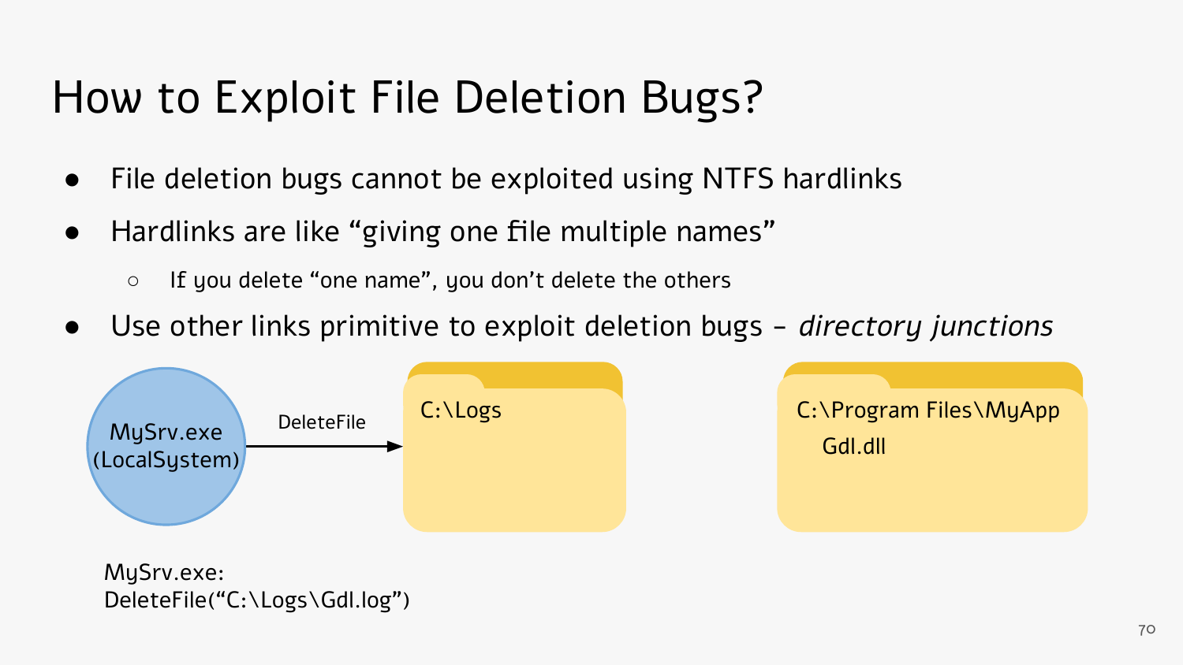# How to Exploit File Deletion Bugs?

- File deletion bugs cannot be exploited using NTFS hardlinks
- Hardlinks are like "giving one file multiple names"
  - If you delete "one name", you don't delete the others
- Use other links primitive to exploit deletion bugs – *directory junctions*

MySrv.exe (LocalSystem)

DeleteFile

C:\Logs

C:\Program Files\MyApp

Gdl.dll

MySrv.exe:
DeleteFile("C:\Logs\Gdl.log")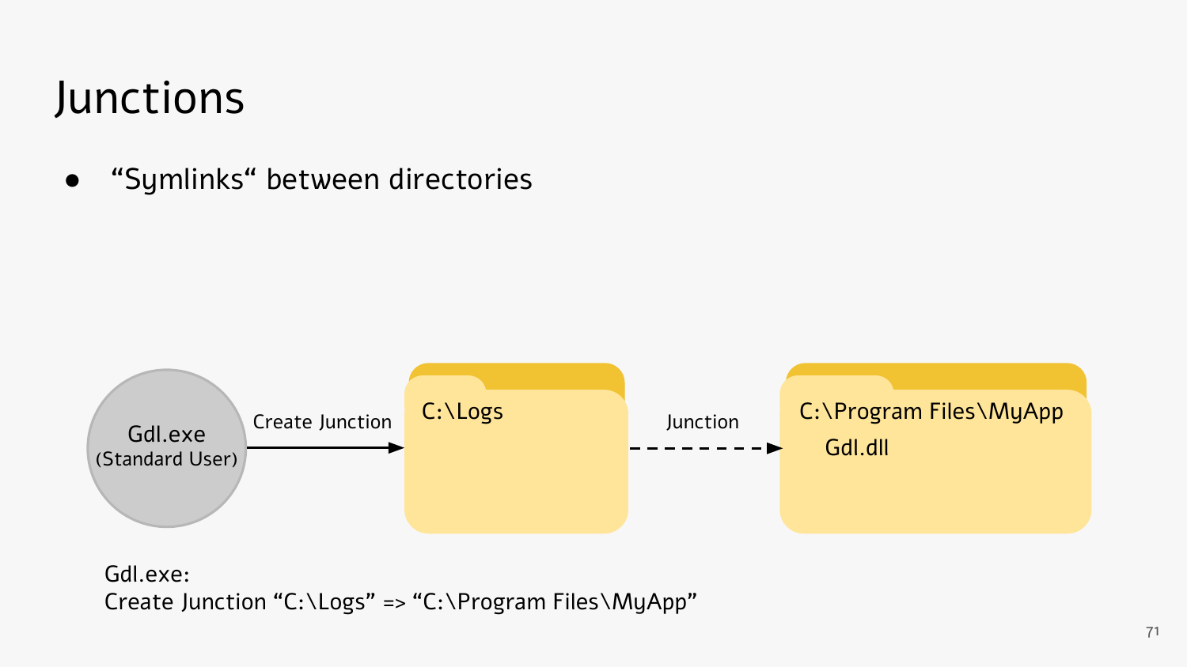# Junctions

- “Symlinks“ between directories

Gdl.exe (Standard User) → Create Junction → C:\Logs - - Junction - -> C:\Program Files\MyApp (Gdl.dll)

Gdl.exe:
Create Junction “C:\Logs” => “C:\Program Files\MyApp”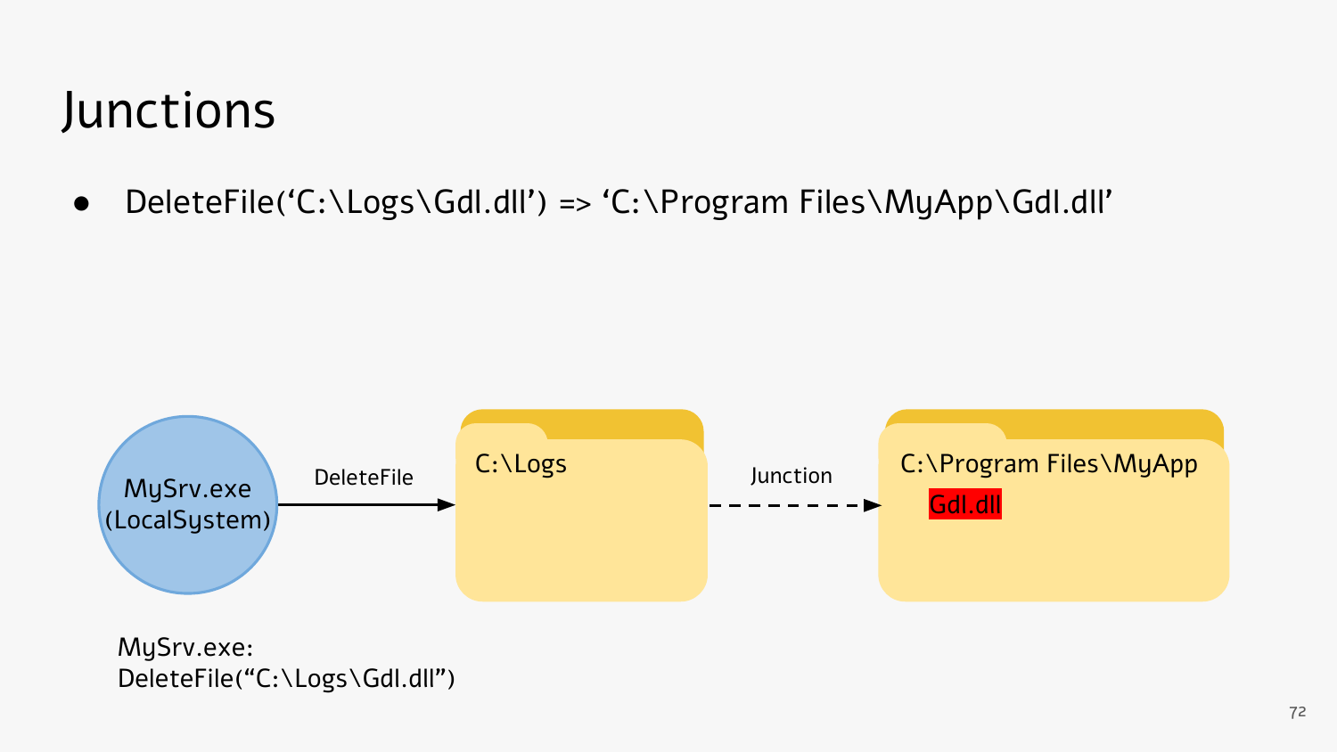# Junctions

- DeleteFile('C:\Logs\Gdl.dll') => 'C:\Program Files\MyApp\Gdl.dll'

MySrv.exe (LocalSystem) — DeleteFile → C:\Logs — Junction → C:\Program Files\MyApp
Gdl.dll

MySrv.exe:
DeleteFile("C:\Logs\Gdl.dll")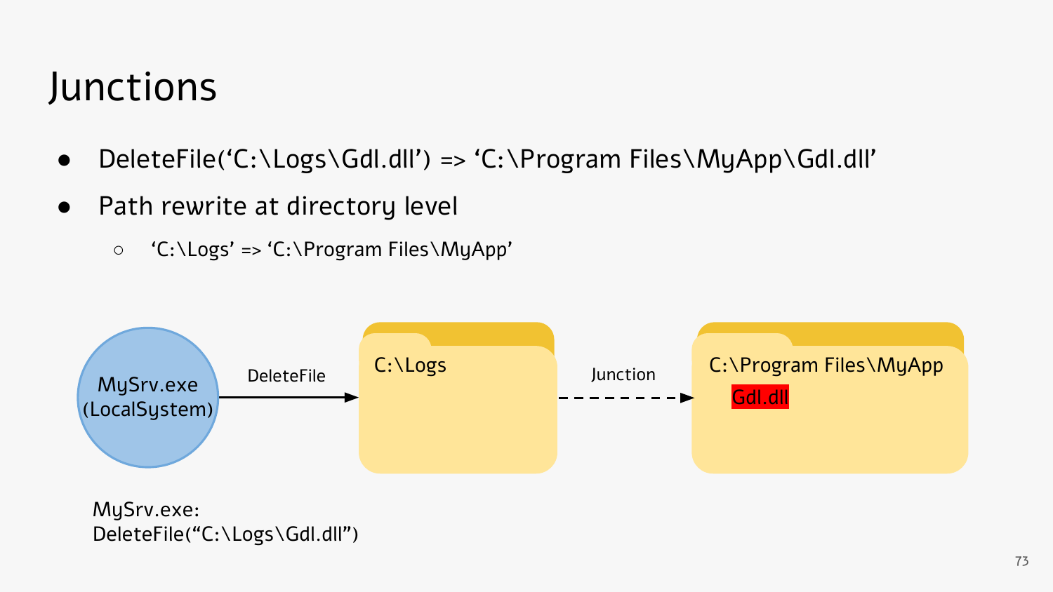# Junctions

- DeleteFile('C:\Logs\Gdl.dll') => 'C:\Program Files\MyApp\Gdl.dll'
- Path rewrite at directory level
  - 'C:\Logs' => 'C:\Program Files\MyApp'

MySrv.exe (LocalSystem) —DeleteFile→ C:\Logs - - Junction - -> C:\Program Files\MyApp
Gdl.dll

MySrv.exe:
DeleteFile("C:\Logs\Gdl.dll")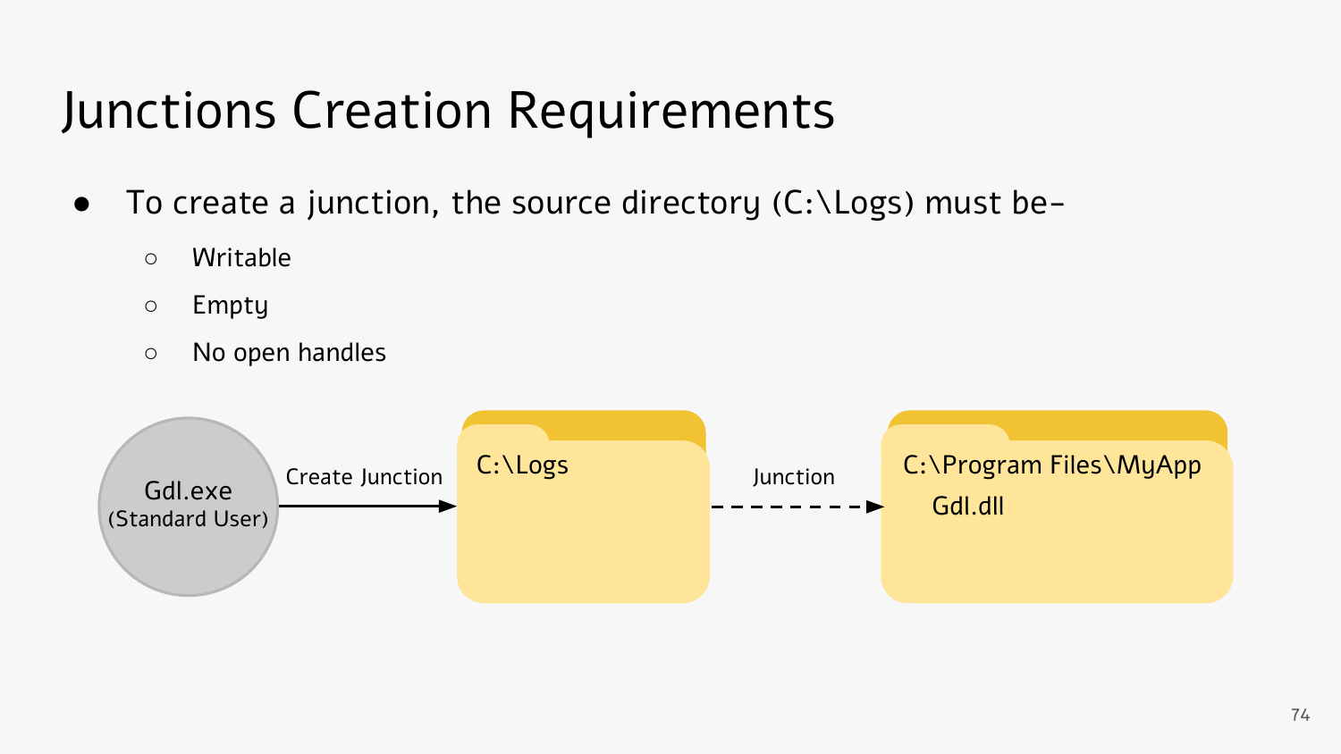# Junctions Creation Requirements

- To create a junction, the source directory (C:\Logs) must be-
  - Writable
  - Empty
  - No open handles

Gdl.exe (Standard User) → Create Junction → C:\Logs - - Junction - -> C:\Program Files\MyApp
Gdl.dll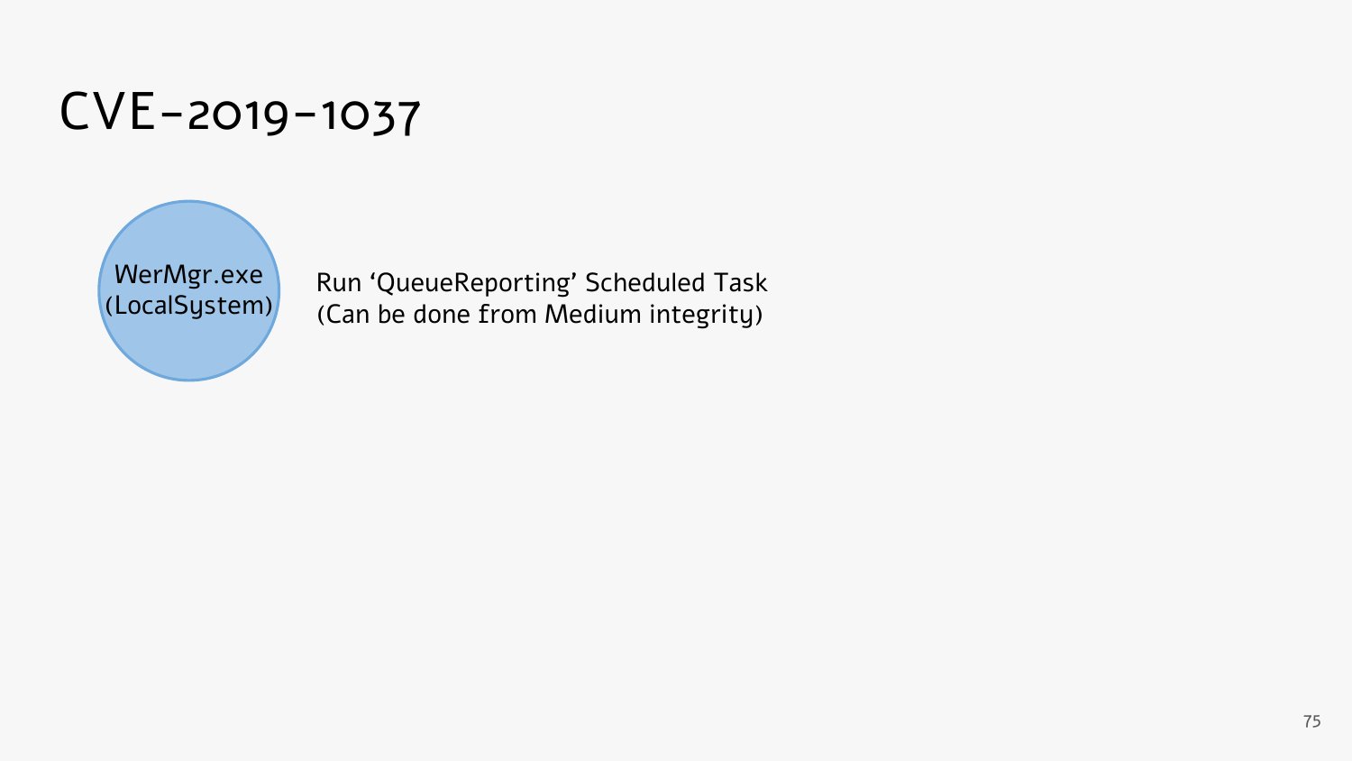# CVE-2019-1037

WerMgr.exe (LocalSystem)

Run ‘QueueReporting’ Scheduled Task
(Can be done from Medium integrity)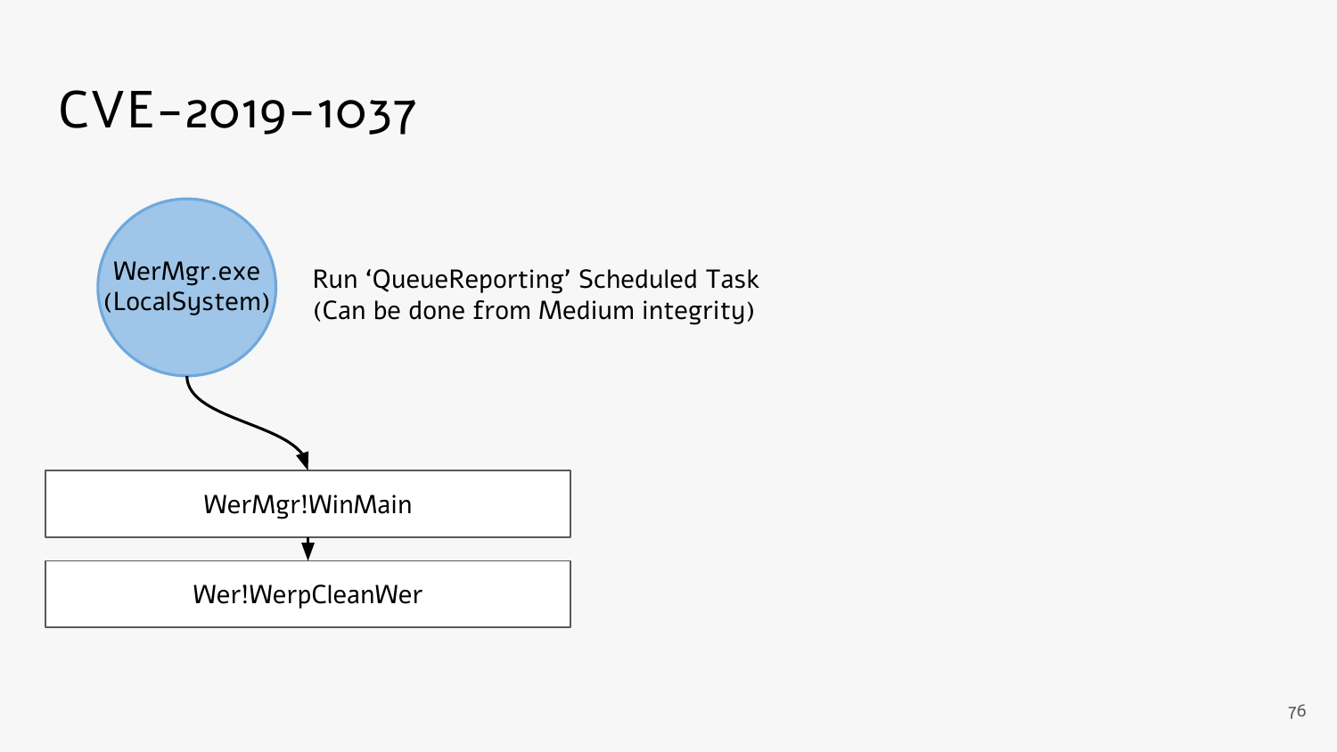# CVE-2019-1037

WerMgr.exe
(LocalSystem)

Run 'QueueReporting' Scheduled Task
(Can be done from Medium integrity)

WerMgr!WinMain

Wer!WerpCleanWer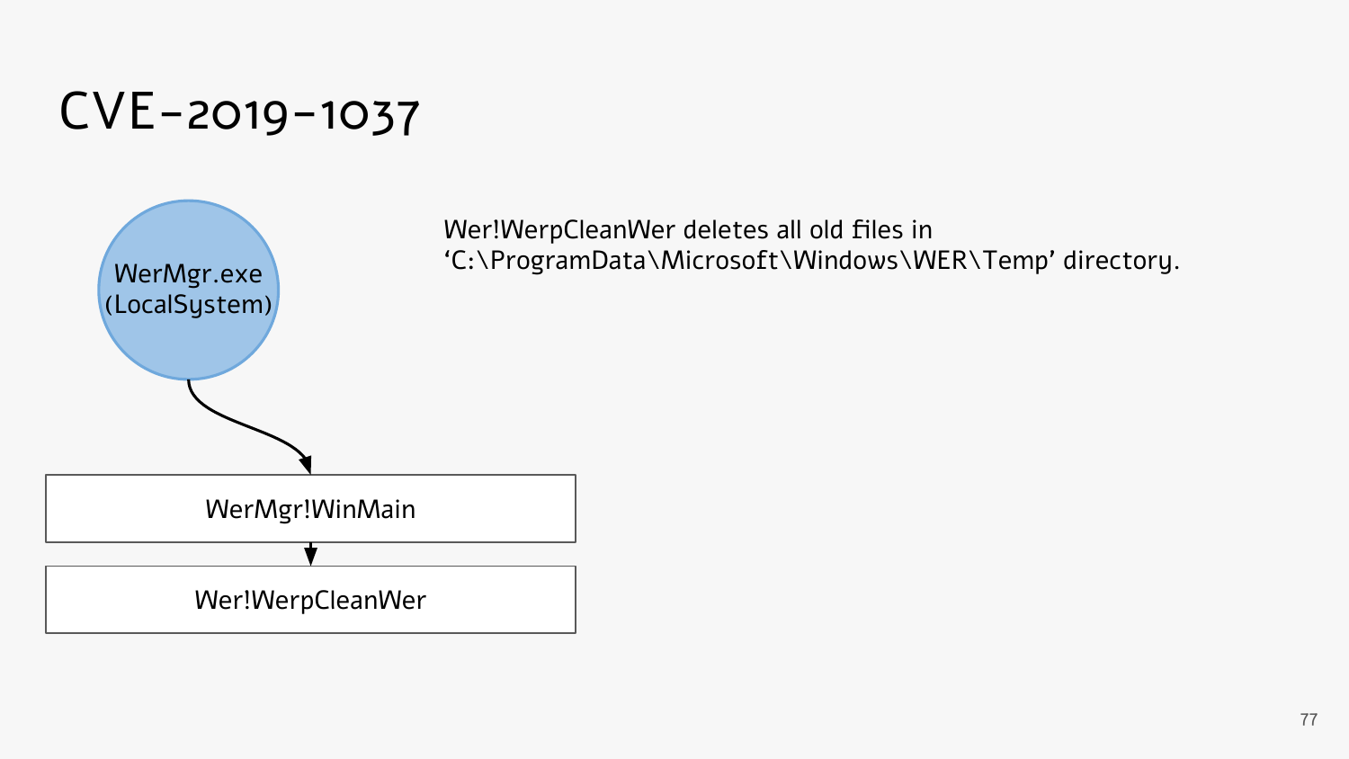# CVE-2019-1037

WerMgr.exe
(LocalSystem)

WerMgr!WinMain

Wer!WerpCleanWer

Wer!WerpCleanWer deletes all old files in 'C:\ProgramData\Microsoft\Windows\WER\Temp' directory.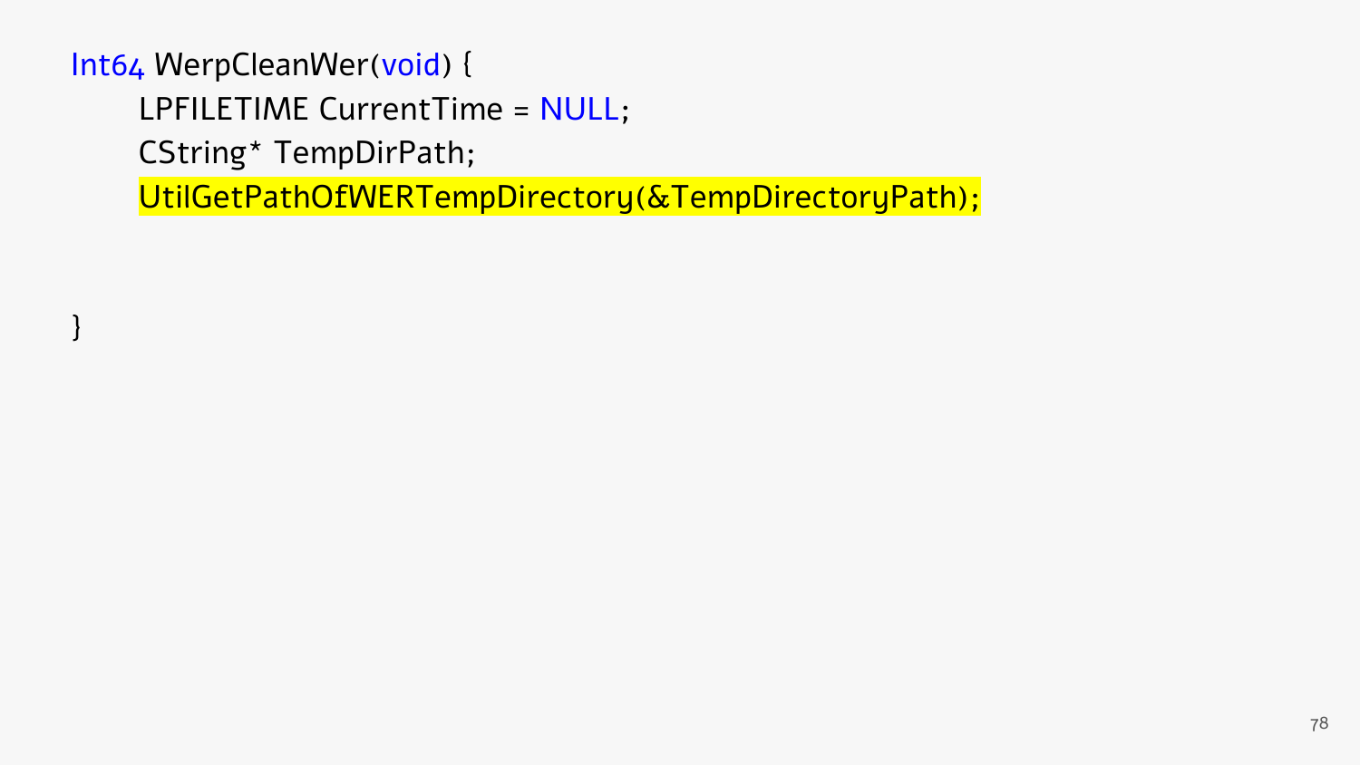```
Int64 WerpCleanWer(void) {
    LPFILETIME CurrentTime = NULL;
    CString* TempDirPath;
    UtilGetPathOfWERTempDirectory(&TempDirectoryPath);


}
```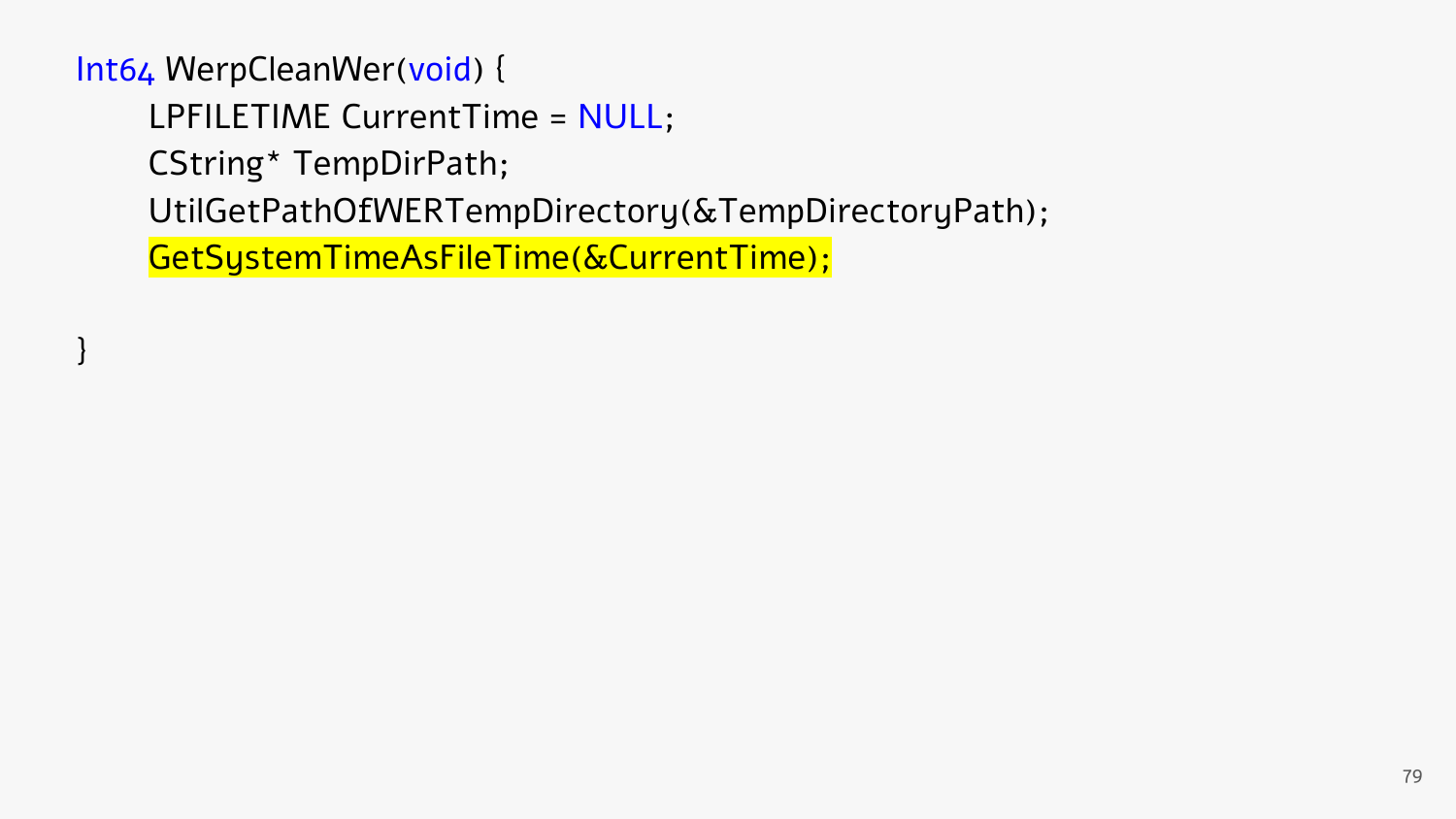```
Int64 WerpCleanWer(void) {
    LPFILETIME CurrentTime = NULL;
    CString* TempDirPath;
    UtilGetPathOfWERTempDirectory(&TempDirectoryPath);
    GetSystemTimeAsFileTime(&CurrentTime);

}
```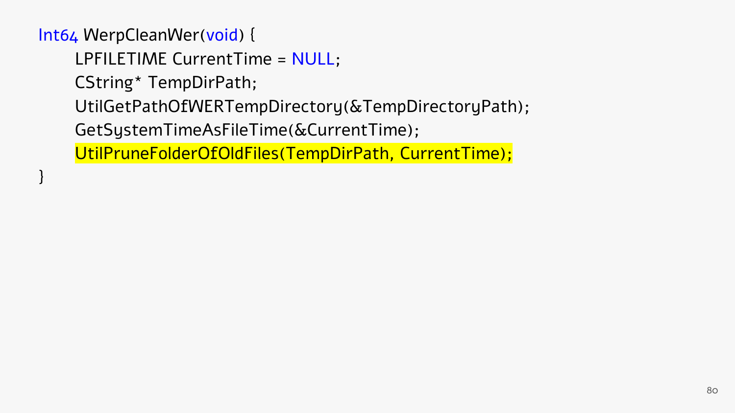```
Int64 WerpCleanWer(void) {
    LPFILETIME CurrentTime = NULL;
    CString* TempDirPath;
    UtilGetPathOfWERTempDirectory(&TempDirectoryPath);
    GetSystemTimeAsFileTime(&CurrentTime);
    UtilPruneFolderOfOldFiles(TempDirPath, CurrentTime);
}
```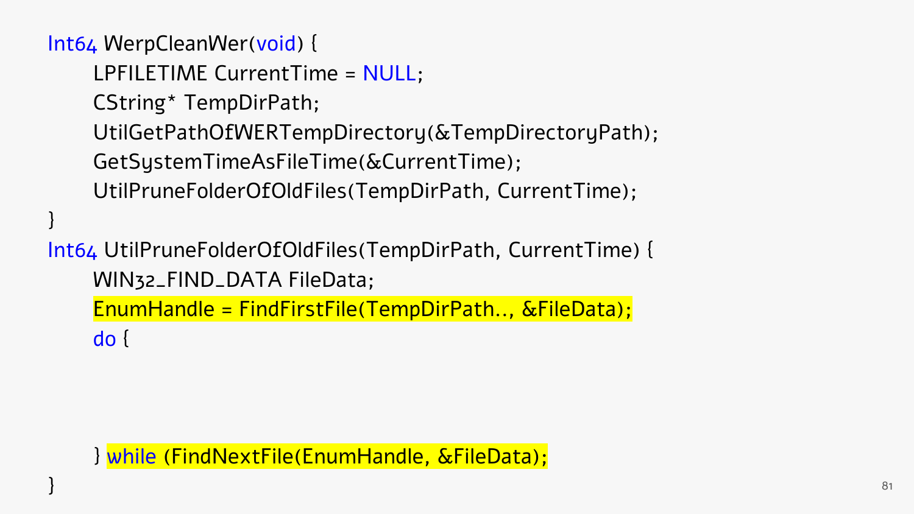```
Int64 WerpCleanWer(void) {
    LPFILETIME CurrentTime = NULL;
    CString* TempDirPath;
    UtilGetPathOfWERTempDirectory(&TempDirectoryPath);
    GetSystemTimeAsFileTime(&CurrentTime);
    UtilPruneFolderOfOldFiles(TempDirPath, CurrentTime);
}
Int64 UtilPruneFolderOfOldFiles(TempDirPath, CurrentTime) {
    WIN32_FIND_DATA FileData;
    EnumHandle = FindFirstFile(TempDirPath.., &FileData);
    do {



    } while (FindNextFile(EnumHandle, &FileData);
}
```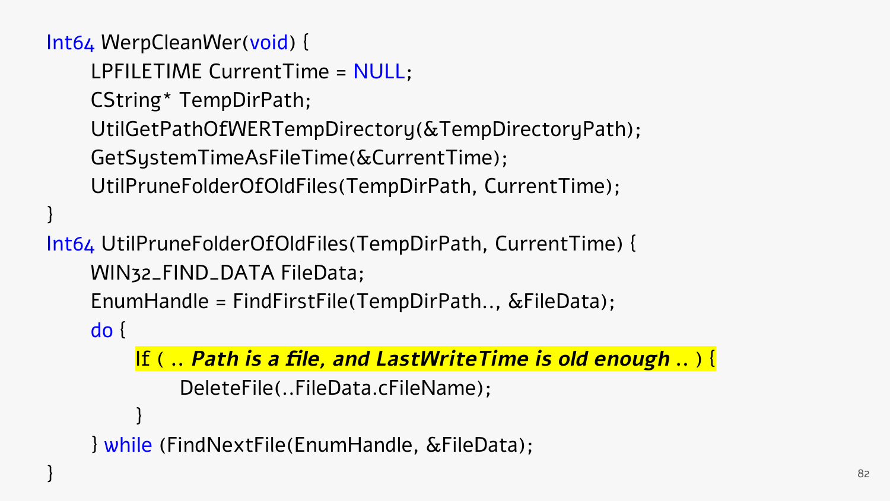```
Int64 WerpCleanWer(void) {
    LPFILETIME CurrentTime = NULL;
    CString* TempDirPath;
    UtilGetPathOfWERTempDirectory(&TempDirectoryPath);
    GetSystemTimeAsFileTime(&CurrentTime);
    UtilPruneFolderOfOldFiles(TempDirPath, CurrentTime);
}
Int64 UtilPruneFolderOfOldFiles(TempDirPath, CurrentTime) {
    WIN32_FIND_DATA FileData;
    EnumHandle = FindFirstFile(TempDirPath.., &FileData);
    do {
        If ( .. Path is a file, and LastWriteTime is old enough .. ) {
            DeleteFile(..FileData.cFileName);
        }
    } while (FindNextFile(EnumHandle, &FileData);
}
```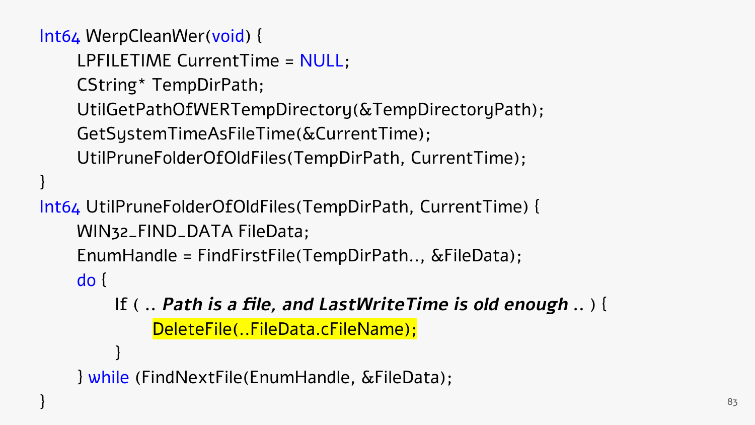```
Int64 WerpCleanWer(void) {
    LPFILETIME CurrentTime = NULL;
    CString* TempDirPath;
    UtilGetPathOfWERTempDirectory(&TempDirectoryPath);
    GetSystemTimeAsFileTime(&CurrentTime);
    UtilPruneFolderOfOldFiles(TempDirPath, CurrentTime);
}
Int64 UtilPruneFolderOfOldFiles(TempDirPath, CurrentTime) {
    WIN32_FIND_DATA FileData;
    EnumHandle = FindFirstFile(TempDirPath.., &FileData);
    do {
        If ( .. Path is a file, and LastWriteTime is old enough .. ) {
            DeleteFile(..FileData.cFileName);
        }
    } while (FindNextFile(EnumHandle, &FileData);
}
```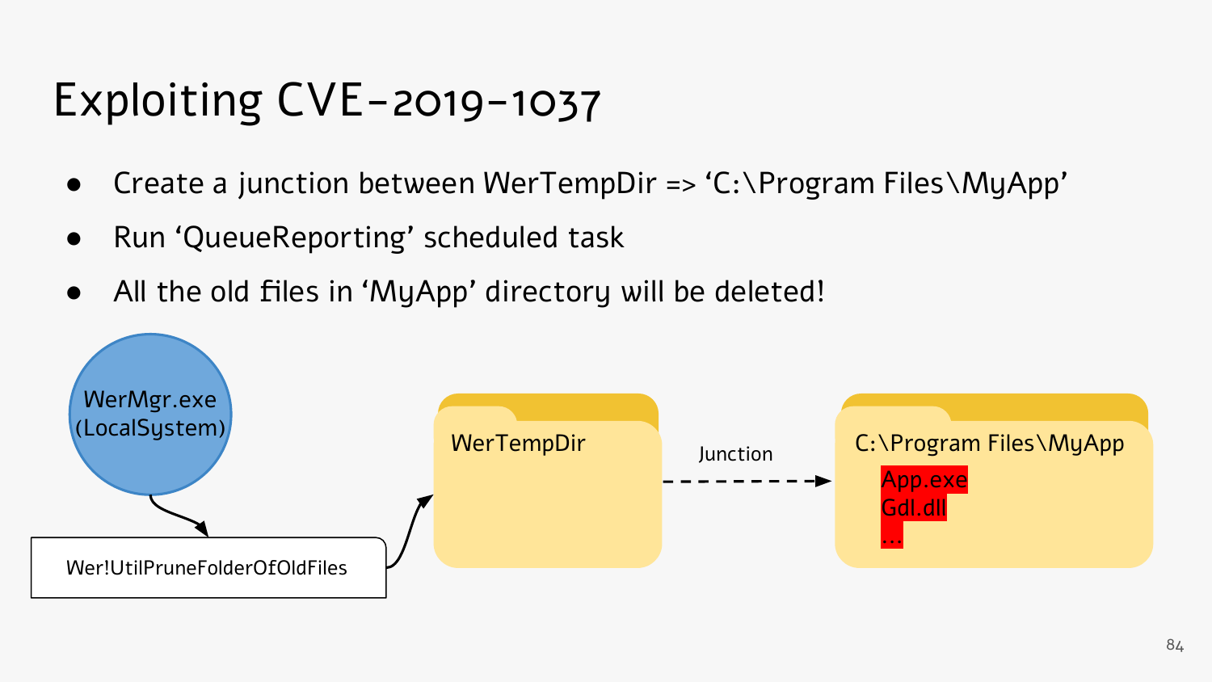# Exploiting CVE-2019-1037

- Create a junction between WerTempDir => 'C:\Program Files\MyApp'
- Run 'QueueReporting' scheduled task
- All the old files in 'MyApp' directory will be deleted!

WerMgr.exe (LocalSystem)

Wer!UtilPruneFolderOfOldFiles

WerTempDir

Junction

C:\Program Files\MyApp

App.exe
Gdl.dll
...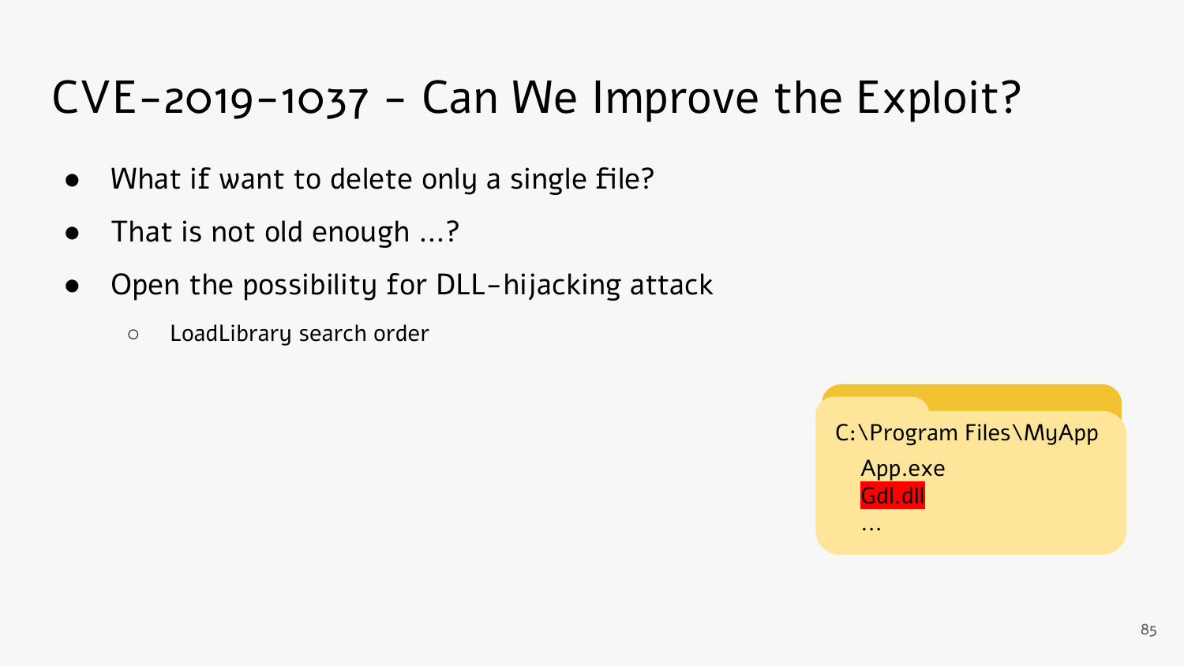# CVE-2019-1037 - Can We Improve the Exploit?

- What if want to delete only a single file?
- That is not old enough ...?
- Open the possibility for DLL-hijacking attack
  - LoadLibrary search order

C:\Program Files\MyApp

- App.exe
- Gdl.dll
- ...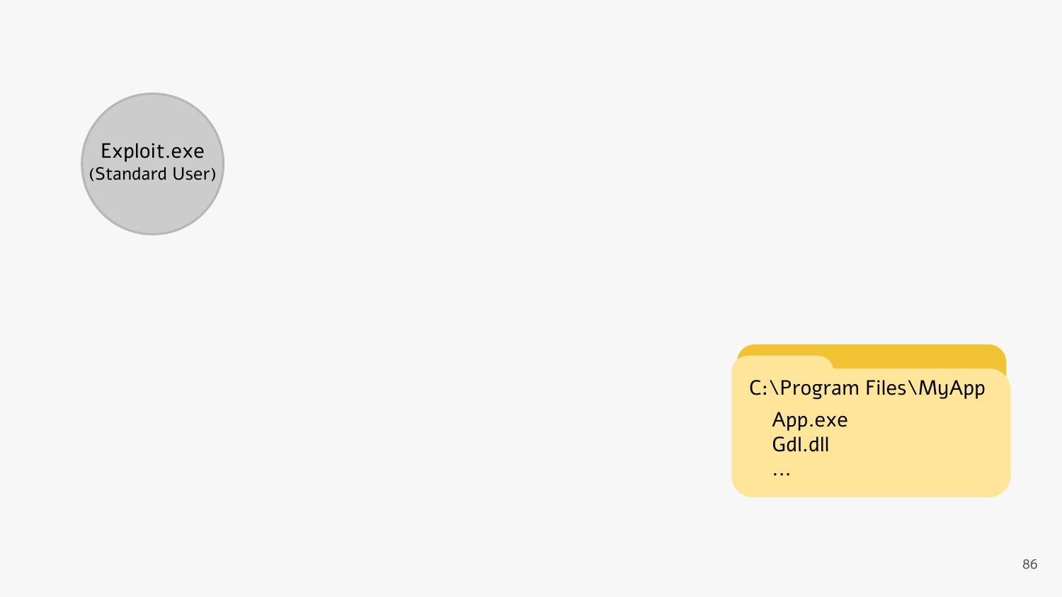Exploit.exe
(Standard User)

C:\Program Files\MyApp

App.exe
Gdl.dll
...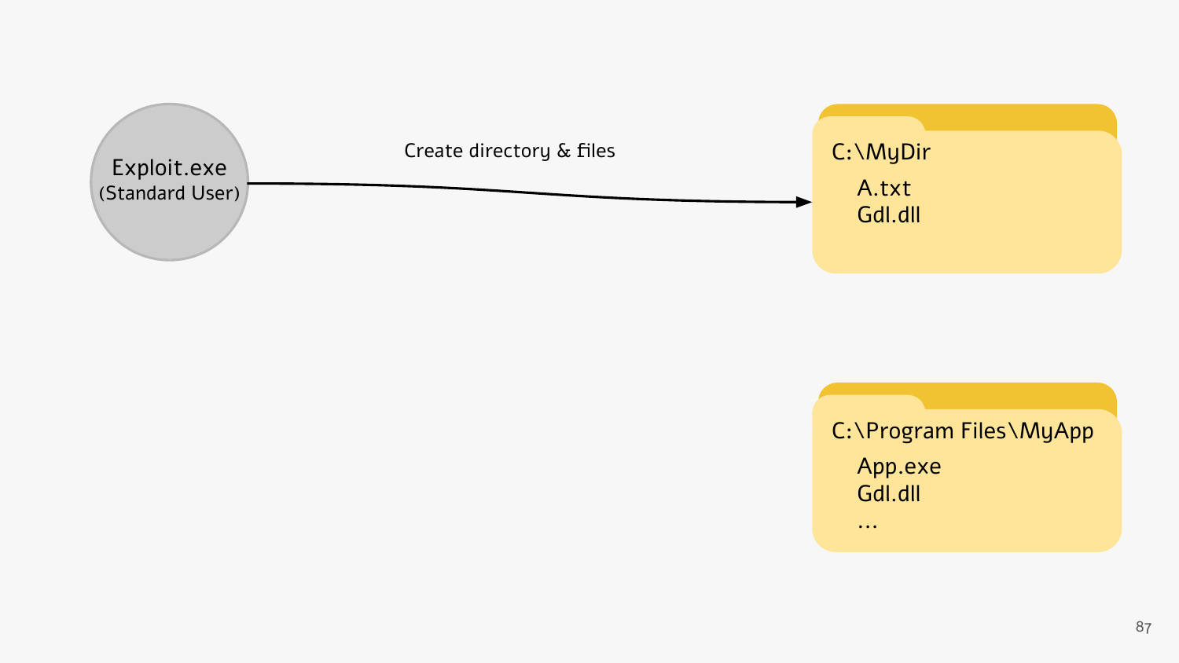Exploit.exe
(Standard User)

Create directory & files

C:\MyDir
- A.txt
- Gdl.dll

C:\Program Files\MyApp
- App.exe
- Gdl.dll
- ...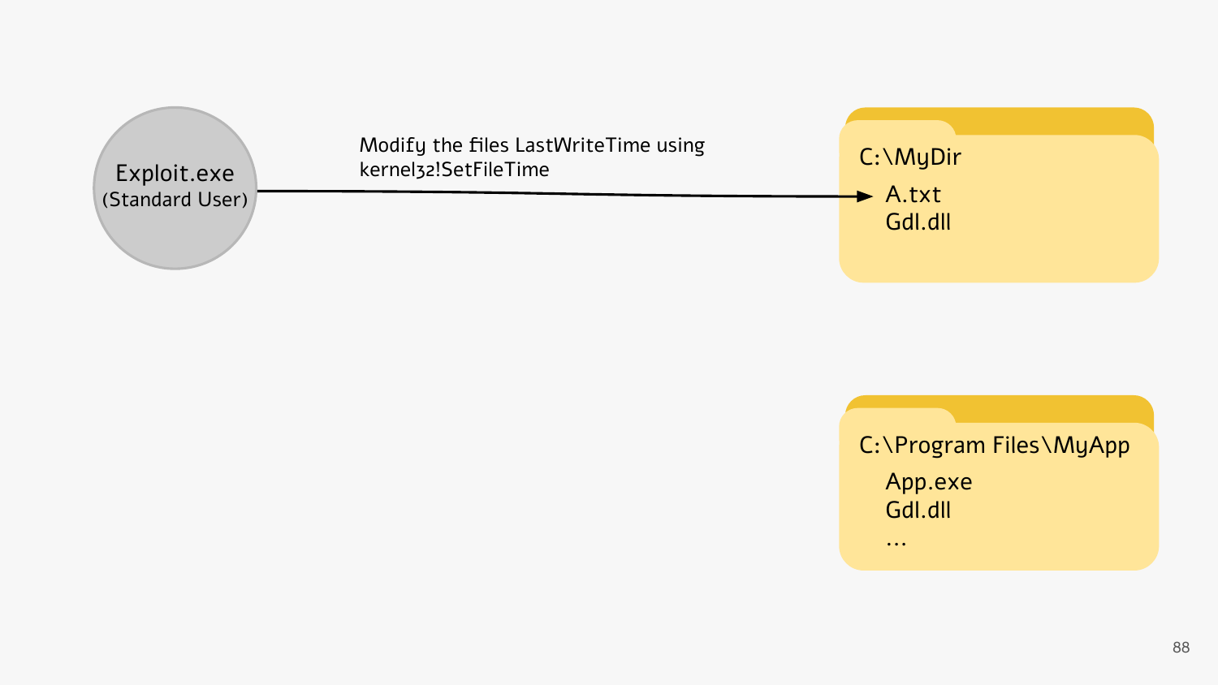Exploit.exe
(Standard User)

Modify the files LastWriteTime using kernel32!SetFileTime

C:\MyDir

- A.txt
- Gdl.dll

C:\Program Files\MyApp

- App.exe
- Gdl.dll
- ...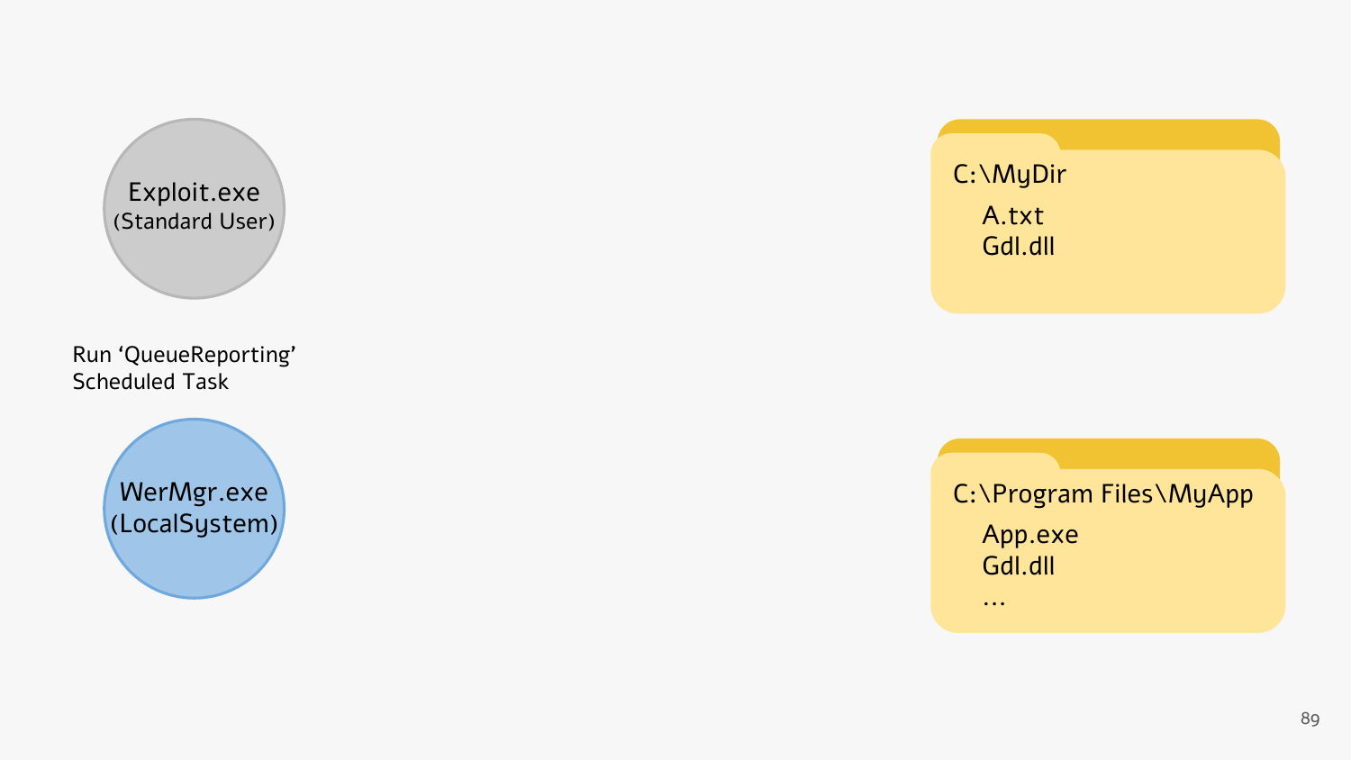Exploit.exe
(Standard User)

Run 'QueueReporting' Scheduled Task

WerMgr.exe
(LocalSystem)

C:\MyDir
- A.txt
- Gdl.dll

C:\Program Files\MyApp
- App.exe
- Gdl.dll
- ...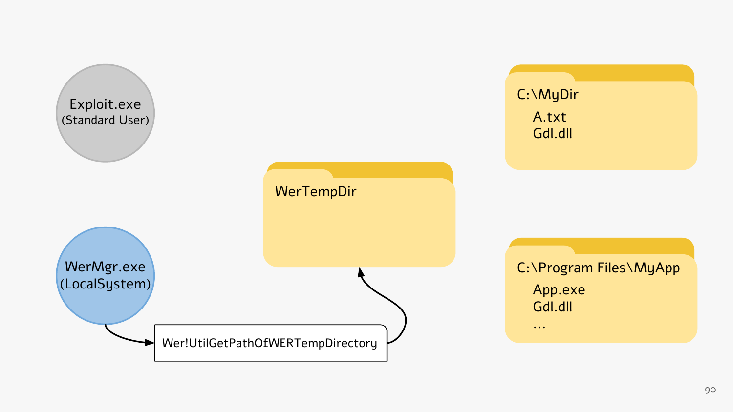Exploit.exe
(Standard User)

WerMgr.exe
(LocalSystem)

Wer!UtilGetPathOfWERTempDirectory

WerTempDir

C:\MyDir

- A.txt
- Gdl.dll

C:\Program Files\MyApp

- App.exe
- Gdl.dll
- …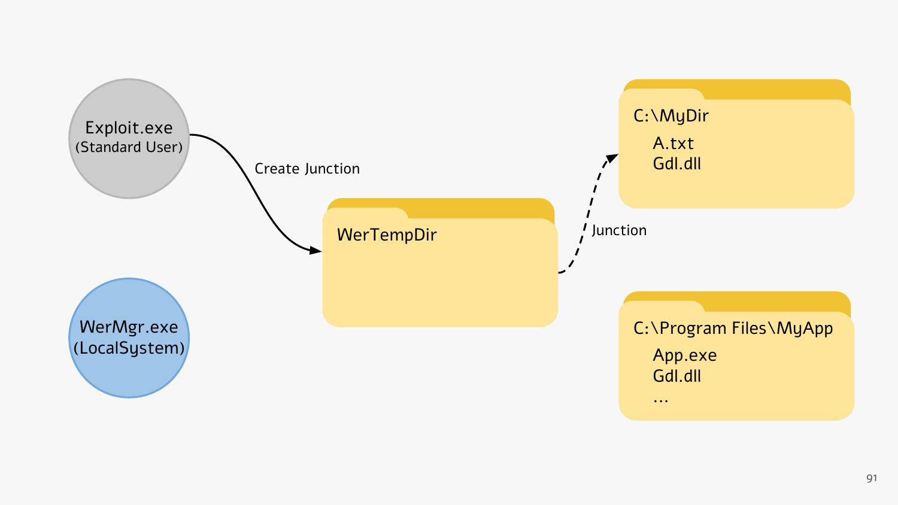Exploit.exe
(Standard User)

Create Junction

WerTempDir

Junction

C:\MyDir

- A.txt
- Gdl.dll

WerMgr.exe
(LocalSystem)

C:\Program Files\MyApp

- App.exe
- Gdl.dll
- …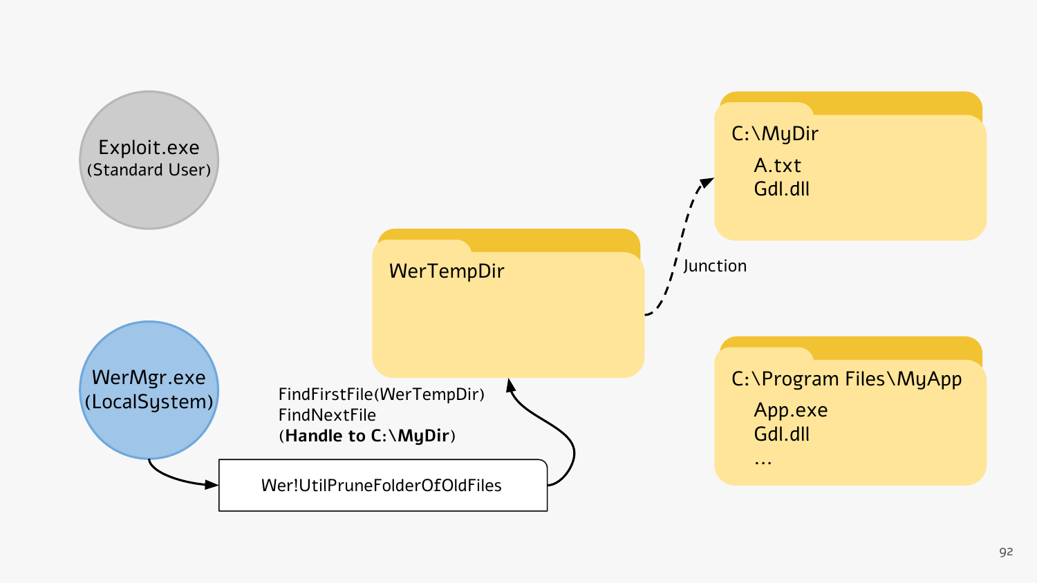Exploit.exe
(Standard User)

WerMgr.exe
(LocalSystem)

Wer!UtilPruneFolderOfOldFiles

FindFirstFile(WerTempDir)
FindNextFile
(**Handle to C:\MyDir**)

WerTempDir

Junction

C:\MyDir
- A.txt
- Gdl.dll

C:\Program Files\MyApp
- App.exe
- Gdl.dll
- ...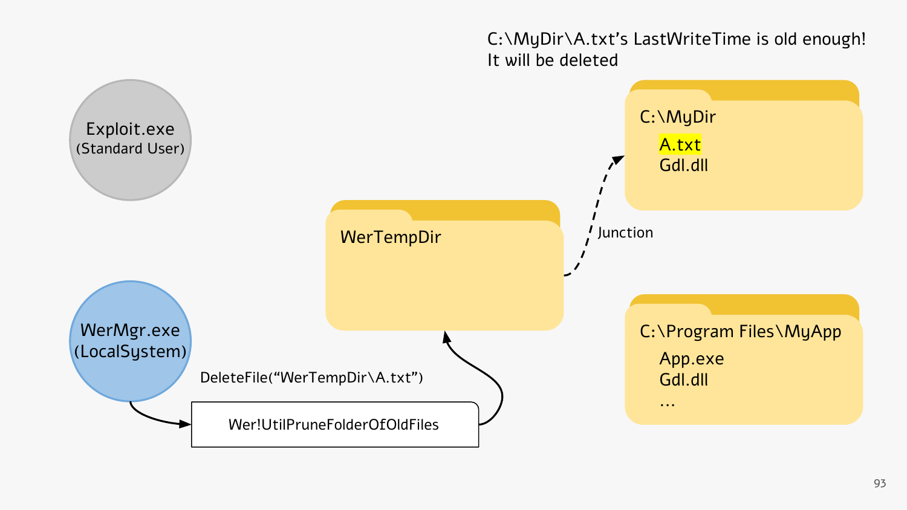C:\MyDir\A.txt's LastWriteTime is old enough!
It will be deleted

Exploit.exe
(Standard User)

WerMgr.exe
(LocalSystem)

DeleteFile("WerTempDir\A.txt")

Wer!UtilPruneFolderOfOldFiles

WerTempDir

Junction

C:\MyDir
- A.txt
- Gdl.dll

C:\Program Files\MyApp
- App.exe
- Gdl.dll
- …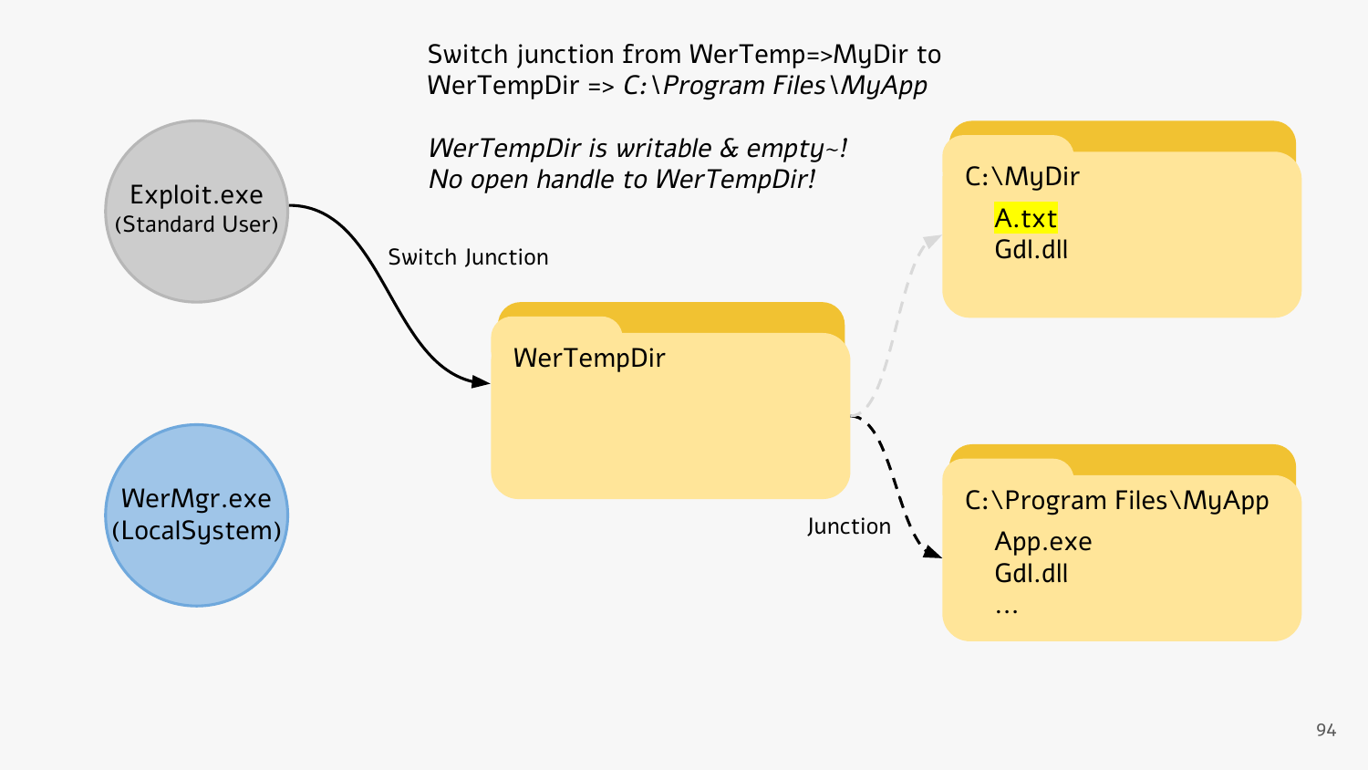Switch junction from WerTemp=>MyDir to
WerTempDir => *C:\Program Files\MyApp*

*WerTempDir is writable & empty~!*
*No open handle to WerTempDir!*

Exploit.exe
(Standard User)

Switch Junction

WerTempDir

C:\MyDir

A.txt
Gdl.dll

WerMgr.exe
(LocalSystem)

Junction

C:\Program Files\MyApp

App.exe
Gdl.dll
...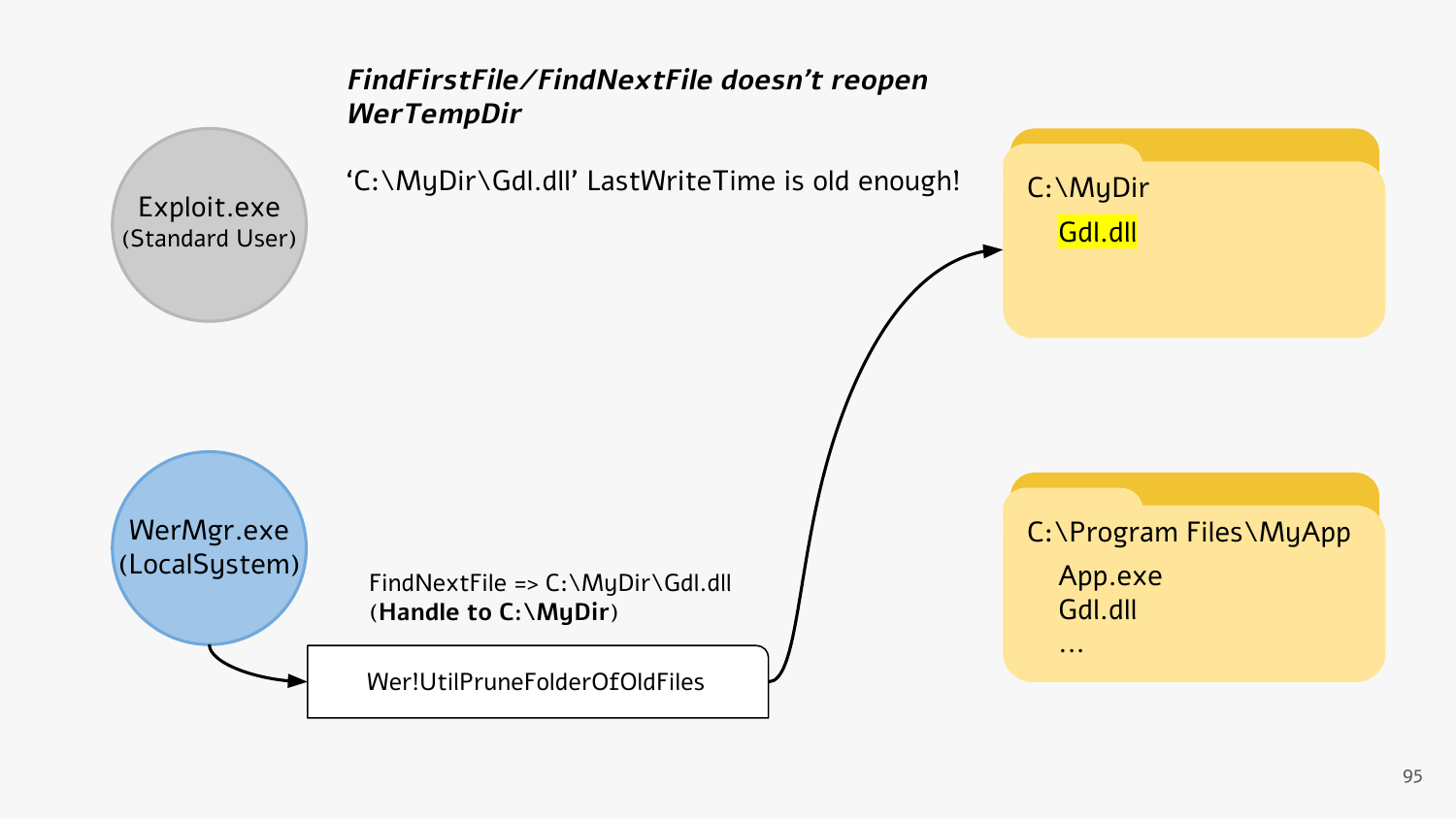***FindFirstFile/FindNextFile doesn't reopen WerTempDir***

'C:\MyDir\Gdl.dll' LastWriteTime is old enough!

Exploit.exe
(Standard User)

WerMgr.exe
(LocalSystem)

FindNextFile => C:\MyDir\Gdl.dll
(**Handle to C:\MyDir**)

Wer!UtilPruneFolderOfOldFiles

C:\MyDir
- Gdl.dll

C:\Program Files\MyApp
- App.exe
- Gdl.dll
- ...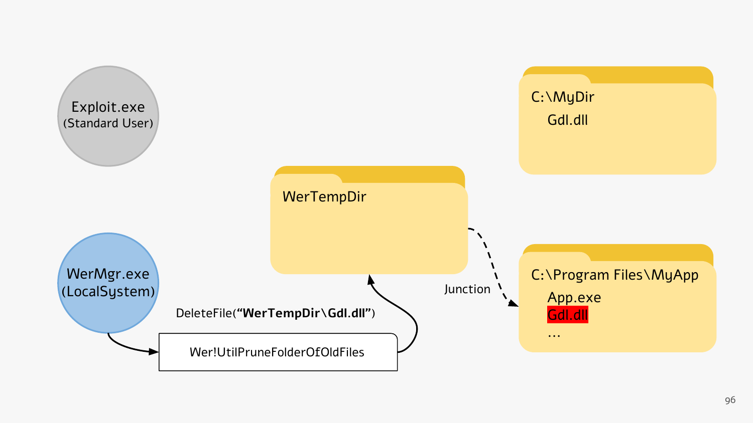Exploit.exe
(Standard User)

WerMgr.exe
(LocalSystem)

Wer!UtilPruneFolderOfOldFiles

DeleteFile(**"WerTempDir\Gdl.dll"**)

WerTempDir

Junction

C:\MyDir
Gdl.dll

C:\Program Files\MyApp
App.exe
Gdl.dll
...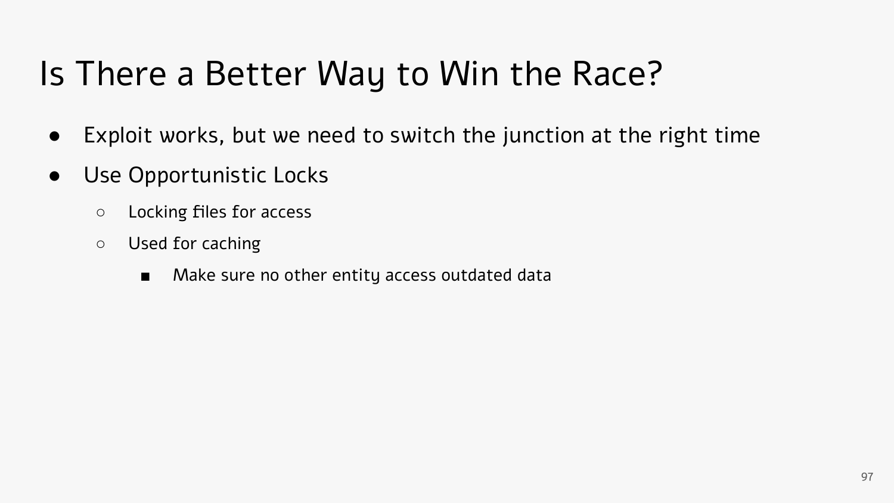# Is There a Better Way to Win the Race?

- Exploit works, but we need to switch the junction at the right time
- Use Opportunistic Locks
  - Locking files for access
  - Used for caching
    - Make sure no other entity access outdated data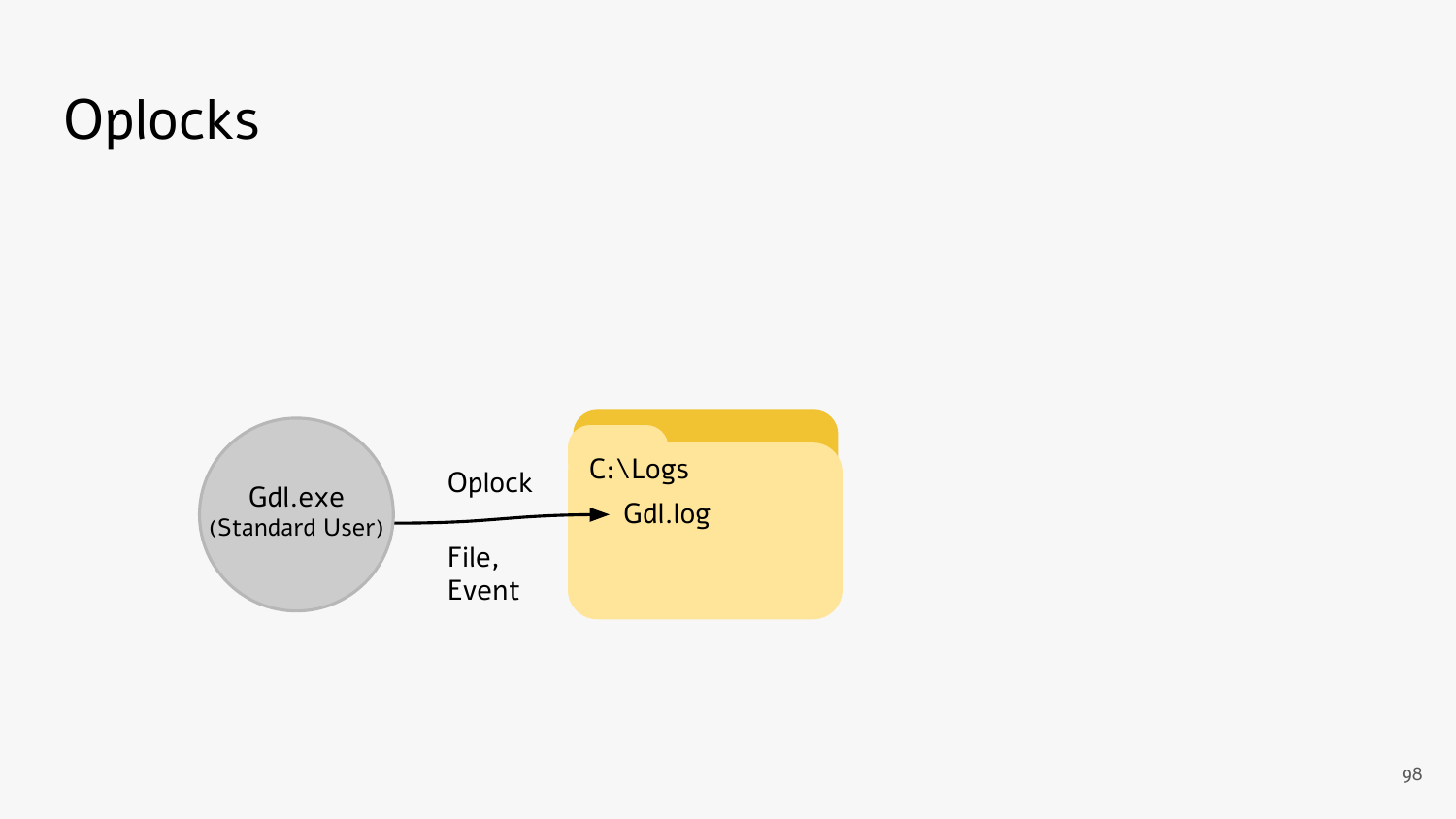# Oplocks

Gdl.exe
(Standard User)

Oplock

File,
Event

C:\Logs

Gdl.log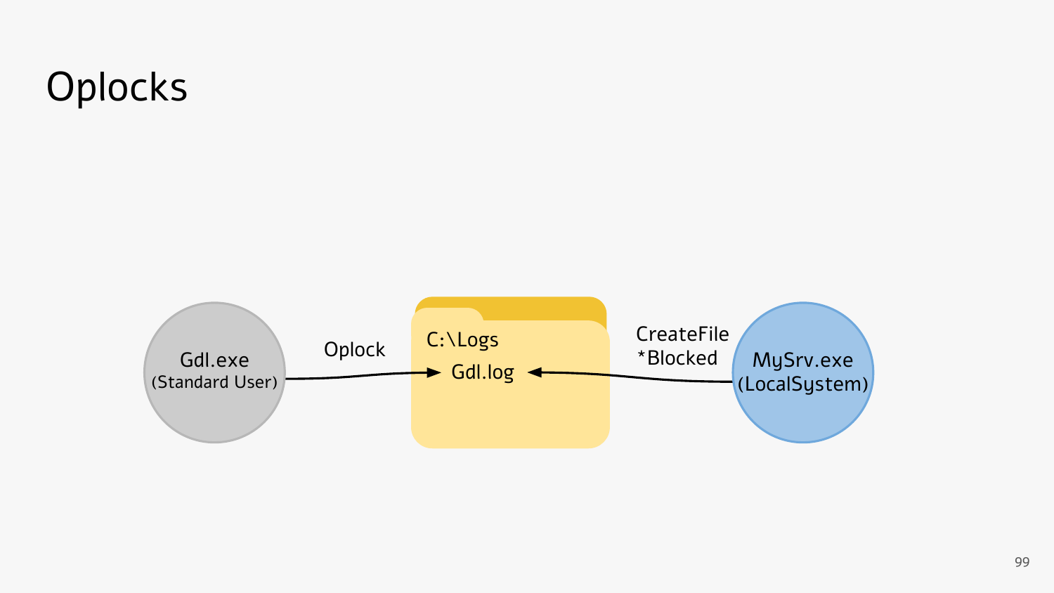# Oplocks

Gdl.exe (Standard User)

Oplock

C:\Logs

Gdl.log

CreateFile
*Blocked

MySrv.exe (LocalSystem)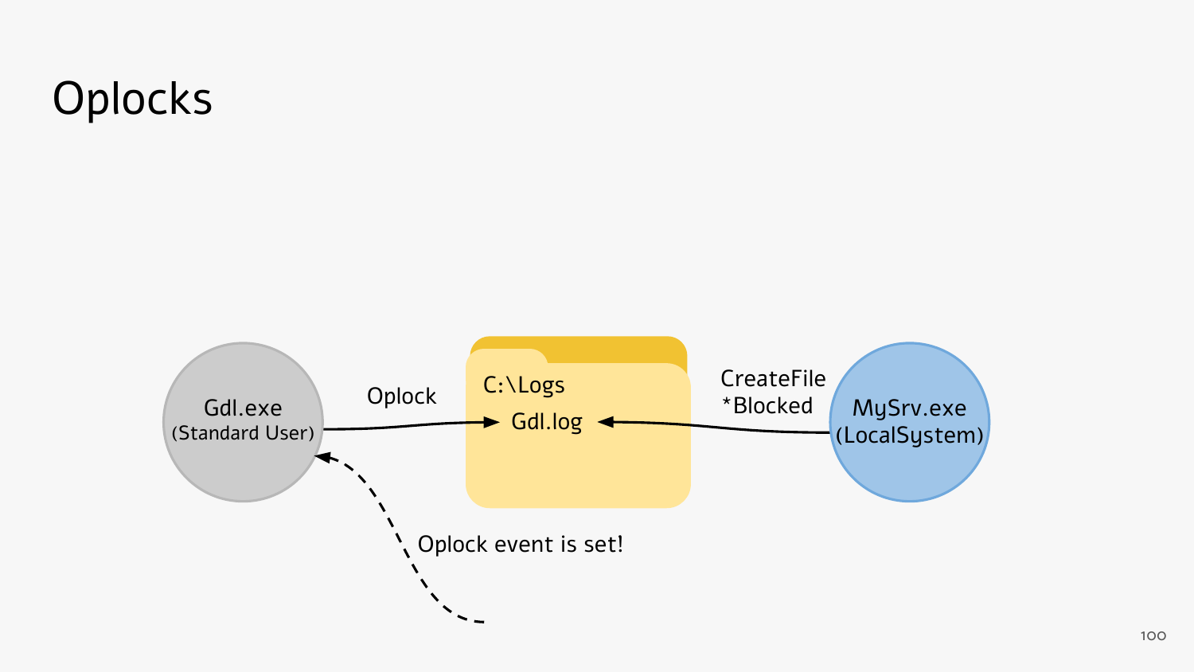# Oplocks

Gdl.exe
(Standard User)

Oplock

C:\Logs

Gdl.log

CreateFile
*Blocked

MySrv.exe
(LocalSystem)

Oplock event is set!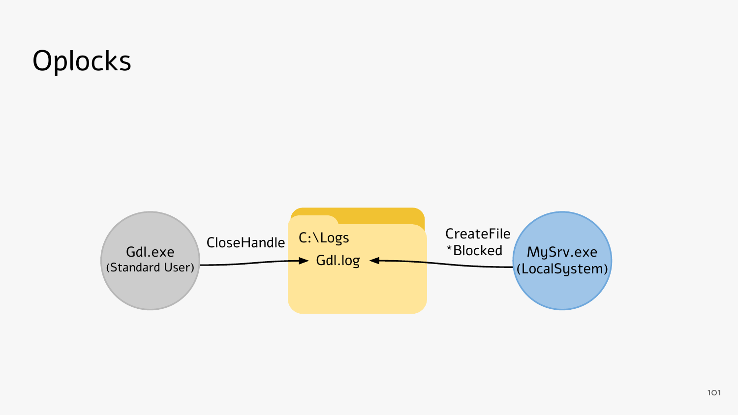# Oplocks

Gdl.exe (Standard User)

CloseHandle

C:\Logs

Gdl.log

CreateFile *Blocked

MySrv.exe (LocalSystem)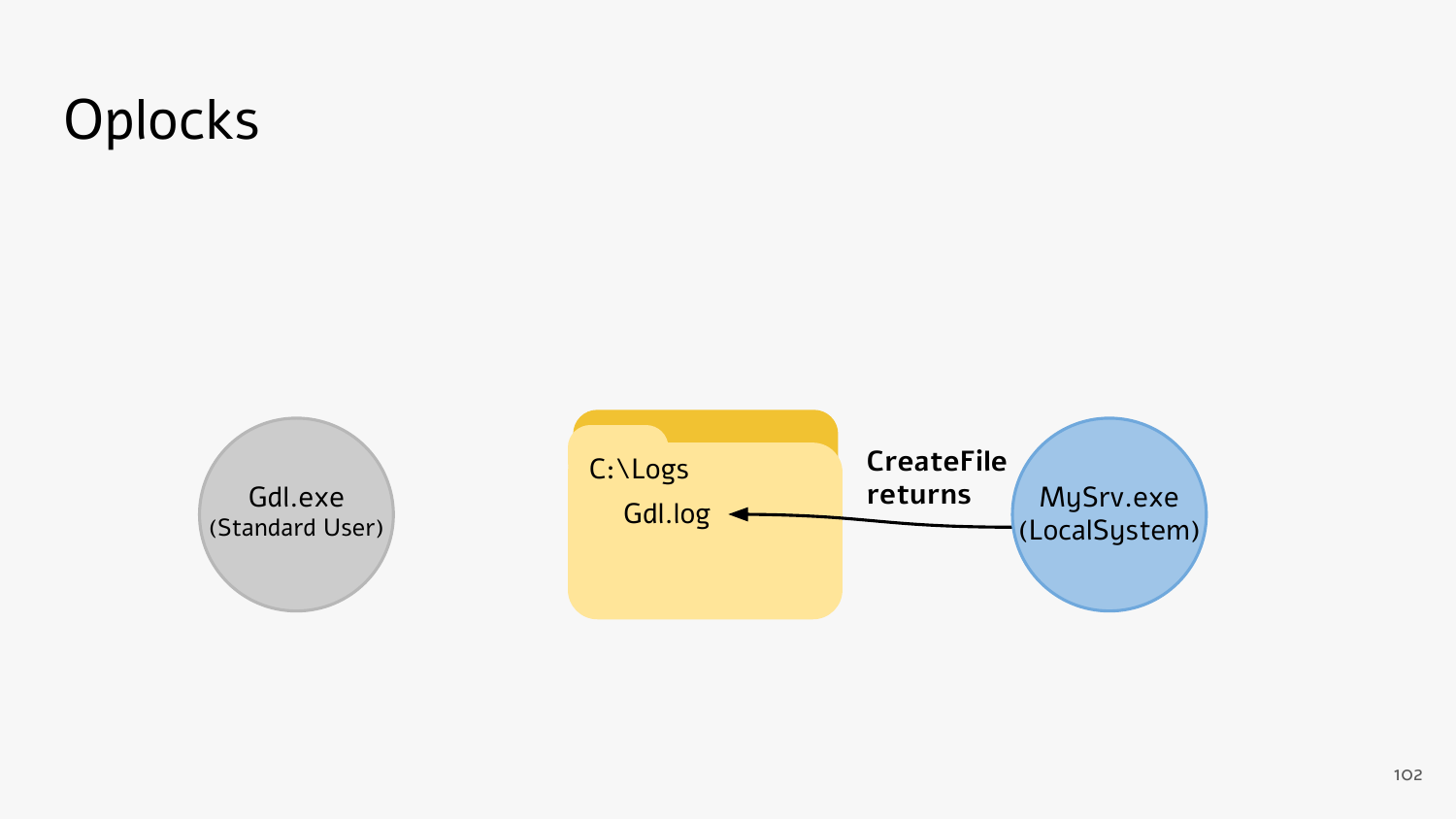# Oplocks

Gdl.exe
(Standard User)

C:\Logs

Gdl.log

**CreateFile returns**

MySrv.exe
(LocalSystem)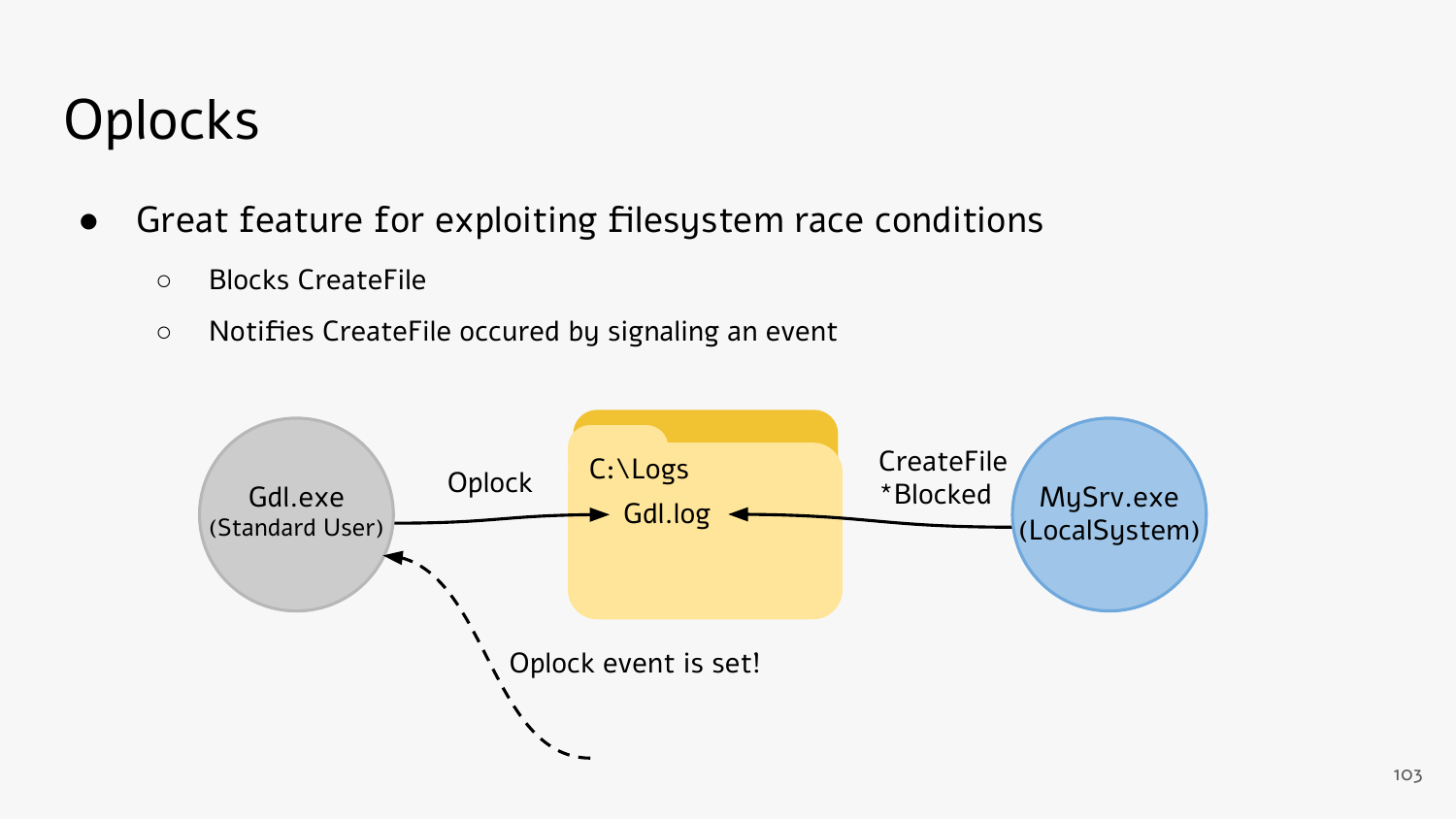# Oplocks

- Great feature for exploiting filesystem race conditions
  - Blocks CreateFile
  - Notifies CreateFile occured by signaling an event

Gdl.exe (Standard User)

Oplock

C:\Logs

Gdl.log

CreateFile *Blocked

MySrv.exe (LocalSystem)

Oplock event is set!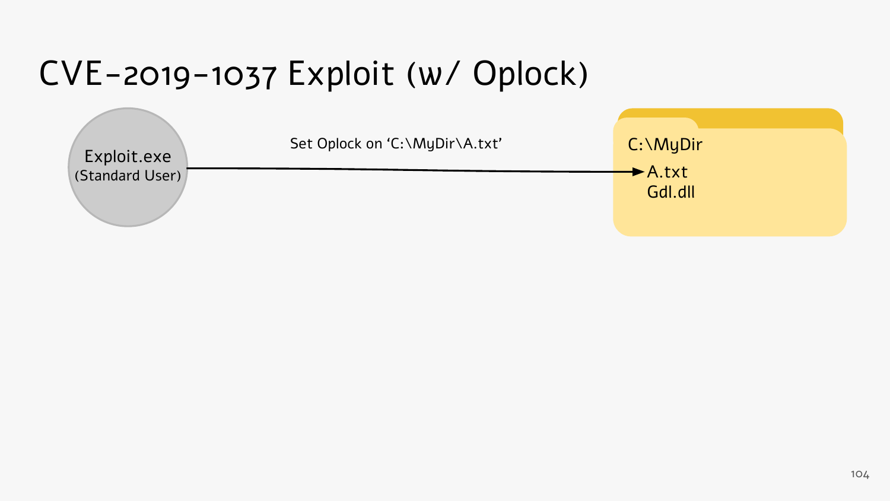# CVE-2019-1037 Exploit (w/ Oplock)

Exploit.exe
(Standard User)

Set Oplock on 'C:\MyDir\A.txt'

C:\MyDir

A.txt
Gdl.dll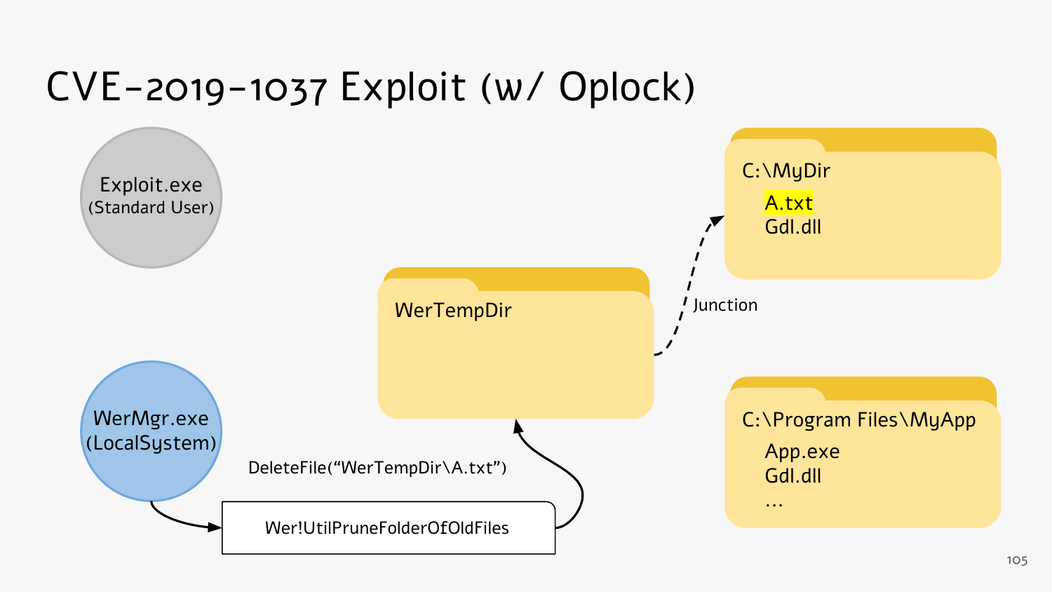# CVE-2019-1037 Exploit (w/ Oplock)

Exploit.exe (Standard User)

WerMgr.exe (LocalSystem)

Wer!UtilPruneFolderOfOldFiles

DeleteFile("WerTempDir\A.txt")

WerTempDir

Junction

C:\MyDir
- A.txt
- Gdl.dll

C:\Program Files\MyApp
- App.exe
- Gdl.dll
- …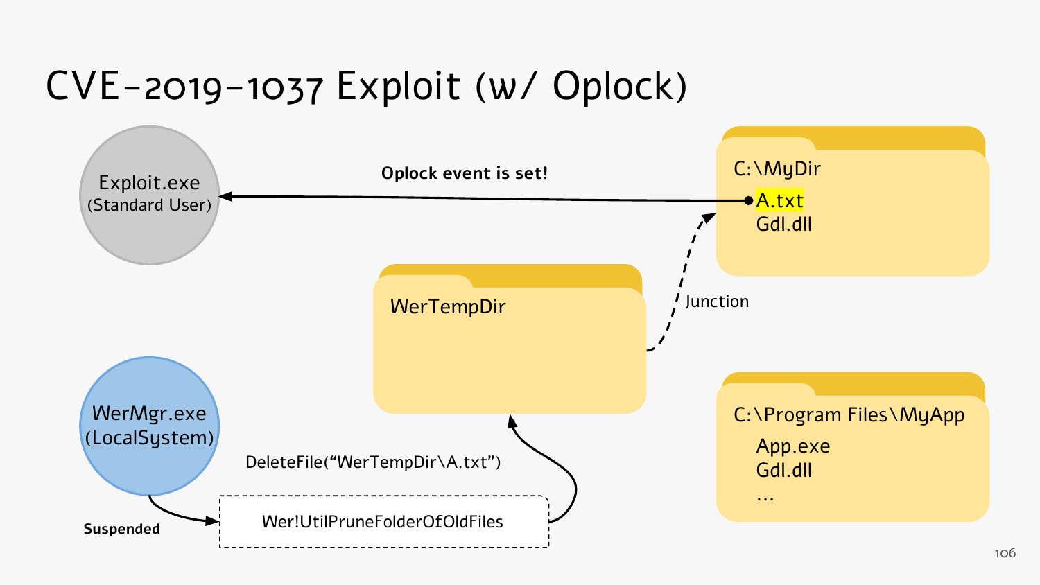# CVE-2019-1037 Exploit (w/ Oplock)

Exploit.exe
(Standard User)

**Oplock event is set!**

C:\MyDir
A.txt
Gdl.dll

WerTempDir

Junction

WerMgr.exe
(LocalSystem)

DeleteFile("WerTempDir\A.txt")

**Suspended**

Wer!UtilPruneFolderOfOldFiles

C:\Program Files\MyApp
App.exe
Gdl.dll
...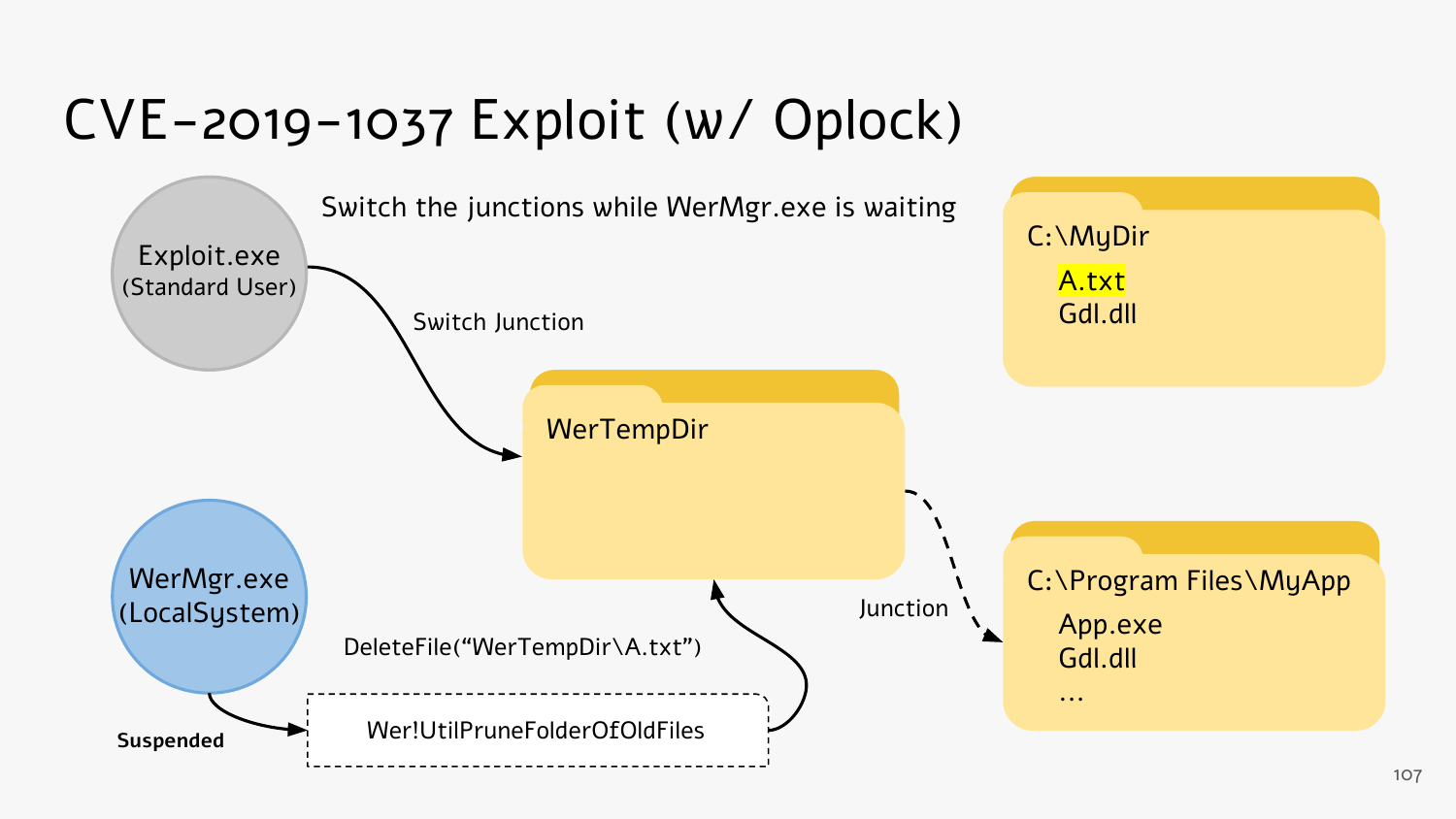# CVE-2019-1037 Exploit (w/ Oplock)

Switch the junctions while WerMgr.exe is waiting

Exploit.exe (Standard User)

Switch Junction

WerTempDir

C:\MyDir

A.txt

Gdl.dll

WerMgr.exe (LocalSystem)

Suspended

DeleteFile("WerTempDir\A.txt")

Wer!UtilPruneFolderOfOldFiles

Junction

C:\Program Files\MyApp

App.exe

Gdl.dll

...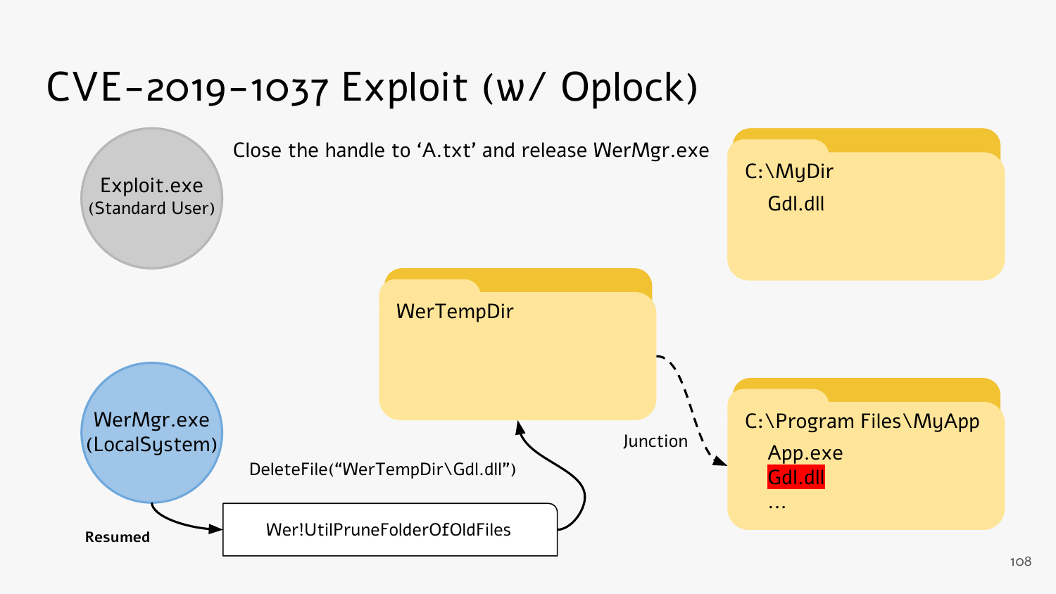# CVE-2019-1037 Exploit (w/ Oplock)

Exploit.exe
(Standard User)

Close the handle to ‘A.txt’ and release WerMgr.exe

C:\MyDir
Gdl.dll

WerTempDir

Junction

C:\Program Files\MyApp
App.exe
Gdl.dll
…

WerMgr.exe
(LocalSystem)

DeleteFile(“WerTempDir\Gdl.dll”)

Resumed

Wer!UtilPruneFolderOfOldFiles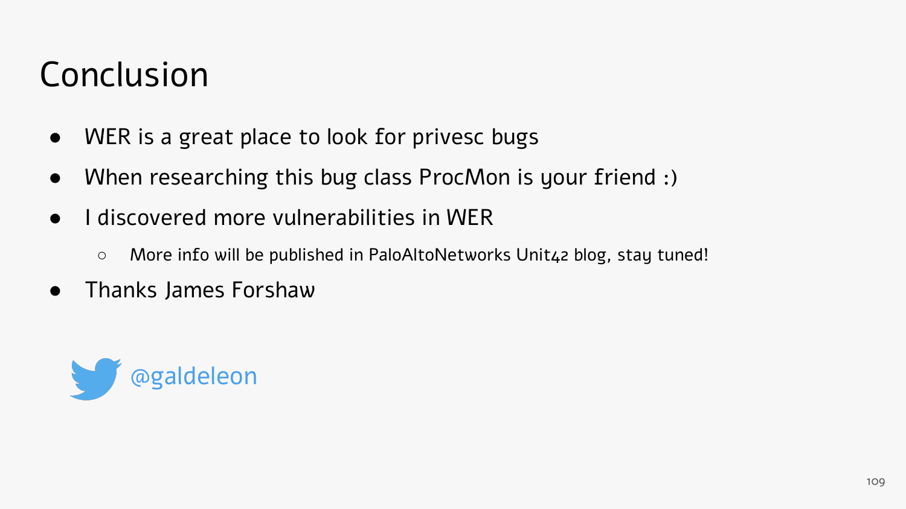# Conclusion

- WER is a great place to look for privesc bugs
- When researching this bug class ProcMon is your friend :)
- I discovered more vulnerabilities in WER
  - More info will be published in PaloAltoNetworks Unit42 blog, stay tuned!
- Thanks James Forshaw

@galdeleon